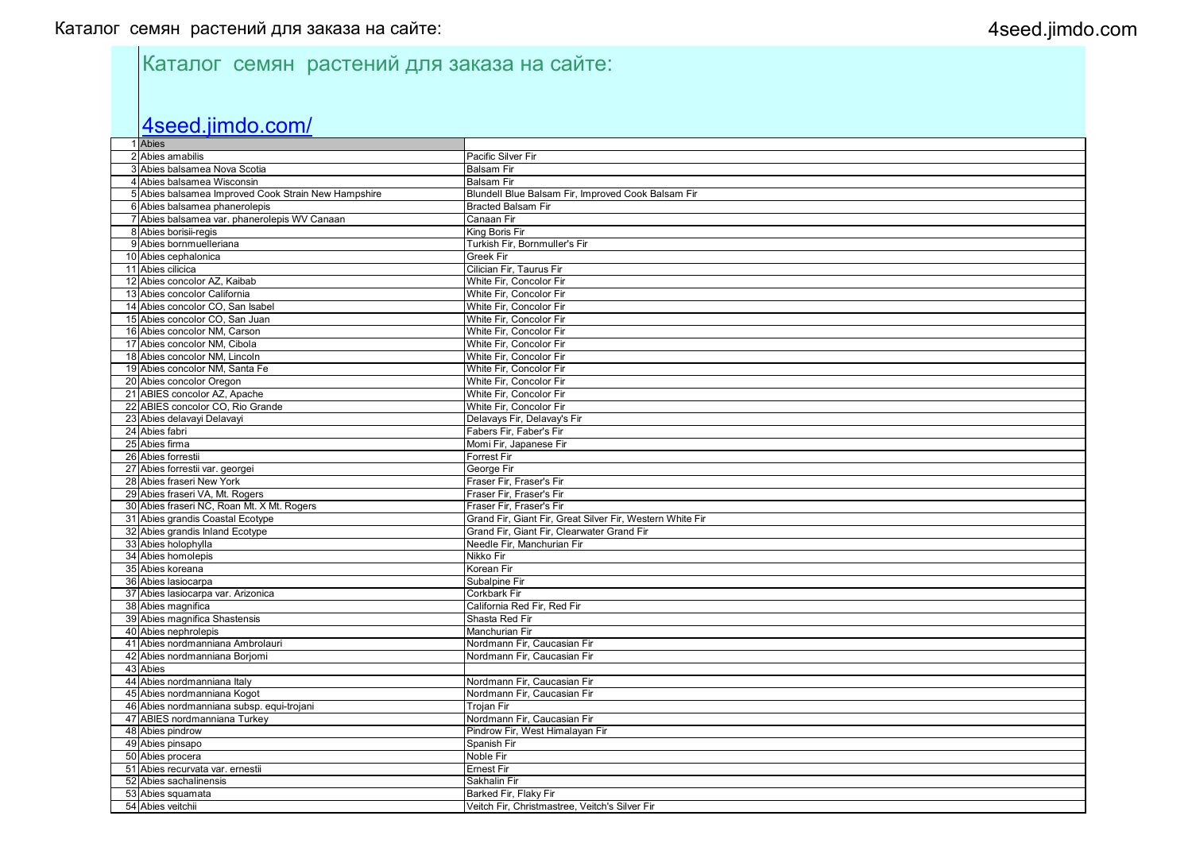# Каталог семян растений для заказа на сайте:

[4seed.jimdo.com/](4seed.jimdo.com/)

| | | |
|---|---|---|
| 1 | Abies | |
| 2 | Abies amabilis | Pacific Silver Fir |
| 3 | Abies balsamea Nova Scotia | Balsam Fir |
| 4 | Abies balsamea Wisconsin | Balsam Fir |
| 5 | Abies balsamea Improved Cook Strain New Hampshire | Blundell Blue Balsam Fir, Improved Cook Balsam Fir |
| 6 | Abies balsamea phanerolepis | Bracted Balsam Fir |
| 7 | Abies balsamea var. phanerolepis WV Canaan | Canaan Fir |
| 8 | Abies borisii-regis | King Boris Fir |
| 9 | Abies bornmuelleriana | Turkish Fir, Bornmuller's Fir |
| 10 | Abies cephalonica | Greek Fir |
| 11 | Abies cilicica | Cilician Fir, Taurus Fir |
| 12 | Abies concolor AZ, Kaibab | White Fir, Concolor Fir |
| 13 | Abies concolor California | White Fir, Concolor Fir |
| 14 | Abies concolor CO, San Isabel | White Fir, Concolor Fir |
| 15 | Abies concolor CO, San Juan | White Fir, Concolor Fir |
| 16 | Abies concolor NM, Carson | White Fir, Concolor Fir |
| 17 | Abies concolor NM, Cibola | White Fir, Concolor Fir |
| 18 | Abies concolor NM, Lincoln | White Fir, Concolor Fir |
| 19 | Abies concolor NM, Santa Fe | White Fir, Concolor Fir |
| 20 | Abies concolor Oregon | White Fir, Concolor Fir |
| 21 | ABIES concolor AZ, Apache | White Fir, Concolor Fir |
| 22 | ABIES concolor CO, Rio Grande | White Fir, Concolor Fir |
| 23 | Abies delavayi Delavayi | Delavays Fir, Delavay's Fir |
| 24 | Abies fabri | Fabers Fir, Faber's Fir |
| 25 | Abies firma | Momi Fir, Japanese Fir |
| 26 | Abies forrestii | Forrest Fir |
| 27 | Abies forrestii var. georgei | George Fir |
| 28 | Abies fraseri New York | Fraser Fir, Fraser's Fir |
| 29 | Abies fraseri VA, Mt. Rogers | Fraser Fir, Fraser's Fir |
| 30 | Abies fraseri NC, Roan Mt. X Mt. Rogers | Fraser Fir, Fraser's Fir |
| 31 | Abies grandis Coastal Ecotype | Grand Fir, Giant Fir, Great Silver Fir, Western White Fir |
| 32 | Abies grandis Inland Ecotype | Grand Fir, Giant Fir, Clearwater Grand Fir |
| 33 | Abies holophylla | Needle Fir, Manchurian Fir |
| 34 | Abies homolepis | Nikko Fir |
| 35 | Abies koreana | Korean Fir |
| 36 | Abies lasiocarpa | Subalpine Fir |
| 37 | Abies lasiocarpa var. Arizonica | Corkbark Fir |
| 38 | Abies magnifica | California Red Fir, Red Fir |
| 39 | Abies magnifica Shastensis | Shasta Red Fir |
| 40 | Abies nephrolepis | Manchurian Fir |
| 41 | Abies nordmanniana Ambrolauri | Nordmann Fir, Caucasian Fir |
| 42 | Abies nordmanniana Borjomi | Nordmann Fir, Caucasian Fir |
| 43 | Abies | |
| 44 | Abies nordmanniana Italy | Nordmann Fir, Caucasian Fir |
| 45 | Abies nordmanniana Kogot | Nordmann Fir, Caucasian Fir |
| 46 | Abies nordmanniana subsp. equi-trojani | Trojan Fir |
| 47 | ABIES nordmanniana Turkey | Nordmann Fir, Caucasian Fir |
| 48 | Abies pindrow | Pindrow Fir, West Himalayan Fir |
| 49 | Abies pinsapo | Spanish Fir |
| 50 | Abies procera | Noble Fir |
| 51 | Abies recurvata var. ernestii | Ernest Fir |
| 52 | Abies sachalinensis | Sakhalin Fir |
| 53 | Abies squamata | Barked Fir, Flaky Fir |
| 54 | Abies veitchii | Veitch Fir, Christmastree, Veitch's Silver Fir |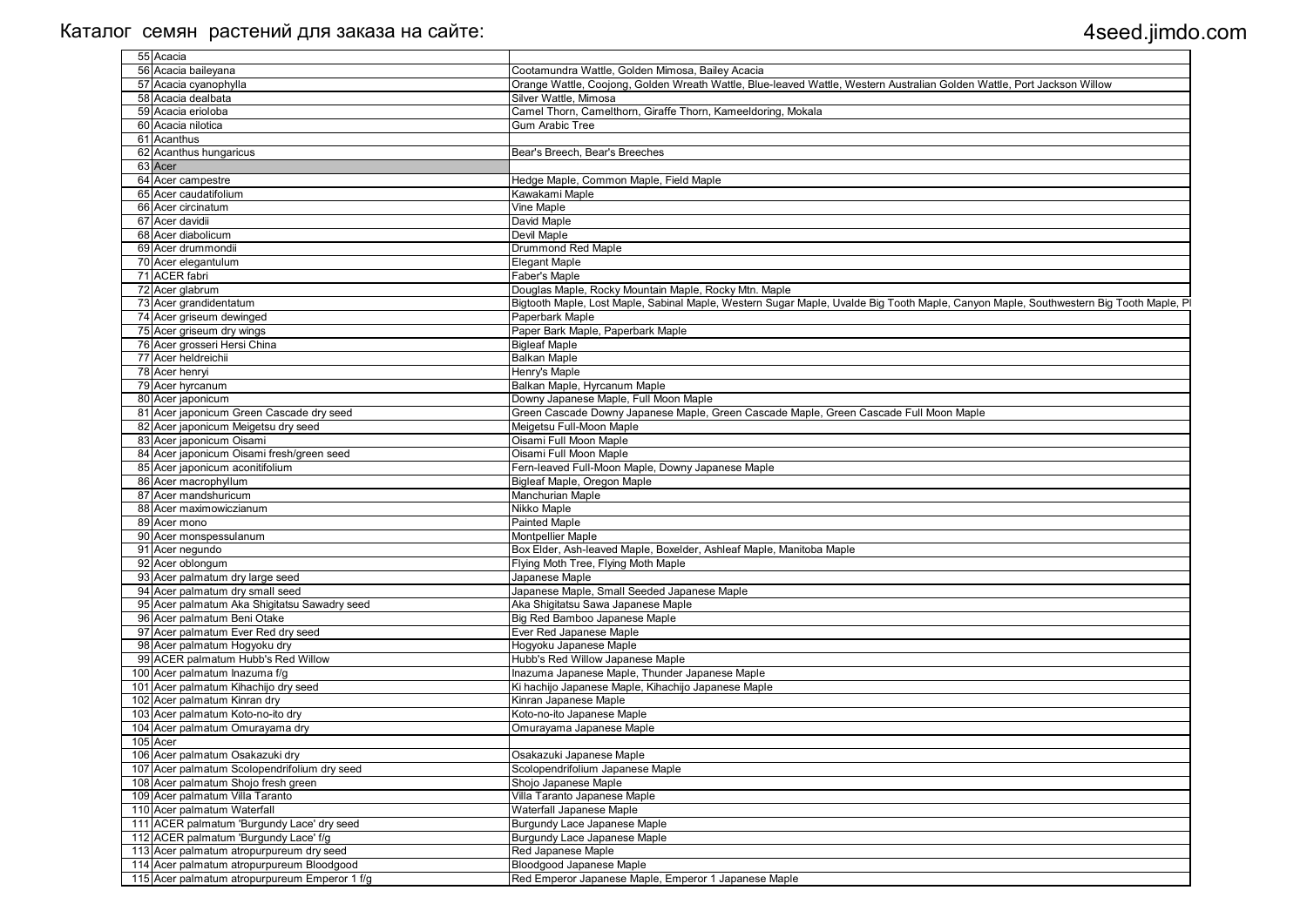Каталог  семян  растений для заказа на сайте: 4seed.jimdo.com

| | | |
|---|---|---|
| 55 | Acacia | |
| 56 | Acacia baileyana | Cootamundra Wattle, Golden Mimosa, Bailey Acacia |
| 57 | Acacia cyanophylla | Orange Wattle, Coojong, Golden Wreath Wattle, Blue-leaved Wattle, Western Australian Golden Wattle, Port Jackson Willow |
| 58 | Acacia dealbata | Silver Wattle, Mimosa |
| 59 | Acacia erioloba | Camel Thorn, Camelthorn, Giraffe Thorn, Kameeldoring, Mokala |
| 60 | Acacia nilotica | Gum Arabic Tree |
| 61 | Acanthus | |
| 62 | Acanthus hungaricus | Bear's Breech, Bear's Breeches |
| 63 | Acer | |
| 64 | Acer campestre | Hedge Maple, Common Maple, Field Maple |
| 65 | Acer caudatifolium | Kawakami Maple |
| 66 | Acer circinatum | Vine Maple |
| 67 | Acer davidii | David Maple |
| 68 | Acer diabolicum | Devil Maple |
| 69 | Acer drummondii | Drummond Red Maple |
| 70 | Acer elegantulum | Elegant Maple |
| 71 | ACER fabri | Faber's Maple |
| 72 | Acer glabrum | Douglas Maple, Rocky Mountain Maple, Rocky Mtn. Maple |
| 73 | Acer grandidentatum | Bigtooth Maple, Lost Maple, Sabinal Maple, Western Sugar Maple, Uvalde Big Tooth Maple, Canyon Maple, Southwestern Big Tooth Maple, Pl |
| 74 | Acer griseum dewinged | Paperbark Maple |
| 75 | Acer griseum dry wings | Paper Bark Maple, Paperbark Maple |
| 76 | Acer grosseri Hersi China | Bigleaf Maple |
| 77 | Acer heldreichii | Balkan Maple |
| 78 | Acer henryi | Henry's Maple |
| 79 | Acer hyrcanum | Balkan Maple, Hyrcanum Maple |
| 80 | Acer japonicum | Downy Japanese Maple, Full Moon Maple |
| 81 | Acer japonicum Green Cascade dry seed | Green Cascade Downy Japanese Maple, Green Cascade Maple, Green Cascade Full Moon Maple |
| 82 | Acer japonicum Meigetsu dry seed | Meigetsu Full-Moon Maple |
| 83 | Acer japonicum Oisami | Oisami Full Moon Maple |
| 84 | Acer japonicum Oisami fresh/green seed | Oisami Full Moon Maple |
| 85 | Acer japonicum aconitifolium | Fern-leaved Full-Moon Maple, Downy Japanese Maple |
| 86 | Acer macrophyllum | Bigleaf Maple, Oregon Maple |
| 87 | Acer mandshuricum | Manchurian Maple |
| 88 | Acer maximowiczianum | Nikko Maple |
| 89 | Acer mono | Painted Maple |
| 90 | Acer monspessulanum | Montpellier Maple |
| 91 | Acer negundo | Box Elder, Ash-leaved Maple, Boxelder, Ashleaf Maple, Manitoba Maple |
| 92 | Acer oblongum | Flying Moth Tree, Flying Moth Maple |
| 93 | Acer palmatum dry large seed | Japanese Maple |
| 94 | Acer palmatum dry small seed | Japanese Maple, Small Seeded Japanese Maple |
| 95 | Acer palmatum Aka Shigitatsu Sawadry seed | Aka Shigitatsu Sawa Japanese Maple |
| 96 | Acer palmatum Beni Otake | Big Red Bamboo Japanese Maple |
| 97 | Acer palmatum Ever Red dry seed | Ever Red Japanese Maple |
| 98 | Acer palmatum Hogyoku dry | Hogyoku Japanese Maple |
| 99 | ACER palmatum Hubb's Red Willow | Hubb's Red Willow Japanese Maple |
| 100 | Acer palmatum Inazuma f/g | Inazuma Japanese Maple, Thunder Japanese Maple |
| 101 | Acer palmatum Kihachijo dry seed | Ki hachijo Japanese Maple, Kihachijo Japanese Maple |
| 102 | Acer palmatum Kinran dry | Kinran Japanese Maple |
| 103 | Acer palmatum Koto-no-ito dry | Koto-no-ito Japanese Maple |
| 104 | Acer palmatum Omurayama dry | Omurayama Japanese Maple |
| 105 | Acer | |
| 106 | Acer palmatum Osakazuki dry | Osakazuki Japanese Maple |
| 107 | Acer palmatum Scolopendrifolium dry seed | Scolopendrifolium Japanese Maple |
| 108 | Acer palmatum Shojo fresh green | Shojo Japanese Maple |
| 109 | Acer palmatum Villa Taranto | Villa Taranto Japanese Maple |
| 110 | Acer palmatum Waterfall | Waterfall Japanese Maple |
| 111 | ACER palmatum 'Burgundy Lace' dry seed | Burgundy Lace Japanese Maple |
| 112 | ACER palmatum 'Burgundy Lace' f/g | Burgundy Lace Japanese Maple |
| 113 | Acer palmatum atropurpureum dry seed | Red Japanese Maple |
| 114 | Acer palmatum atropurpureum Bloodgood | Bloodgood Japanese Maple |
| 115 | Acer palmatum atropurpureum Emperor 1 f/g | Red Emperor Japanese Maple, Emperor 1 Japanese Maple |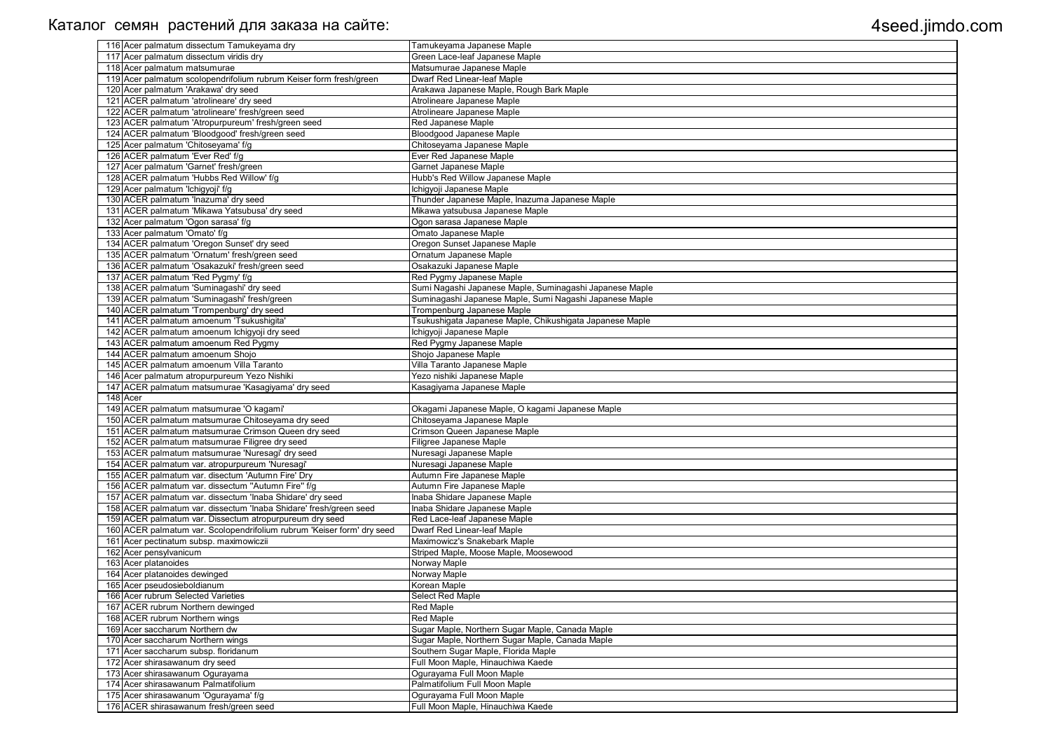| | | |
|---|---|---|
| 116 | Acer palmatum dissectum Tamukeyama dry | Tamukeyama Japanese Maple |
| 117 | Acer palmatum dissectum viridis dry | Green Lace-leaf Japanese Maple |
| 118 | Acer palmatum matsumurae | Matsumurae Japanese Maple |
| 119 | Acer palmatum scolopendrifolium rubrum Keiser form fresh/green | Dwarf Red Linear-leaf Maple |
| 120 | Acer palmatum 'Arakawa' dry seed | Arakawa Japanese Maple, Rough Bark Maple |
| 121 | ACER palmatum 'atrolineare' dry seed | Atrolineare Japanese Maple |
| 122 | ACER palmatum 'atrolineare' fresh/green seed | Atrolineare Japanese Maple |
| 123 | ACER palmatum 'Atropurpureum' fresh/green seed | Red Japanese Maple |
| 124 | ACER palmatum 'Bloodgood' fresh/green seed | Bloodgood Japanese Maple |
| 125 | Acer palmatum 'Chitoseyama' f/g | Chitoseyama Japanese Maple |
| 126 | ACER palmatum 'Ever Red' f/g | Ever Red Japanese Maple |
| 127 | Acer palmatum 'Garnet' fresh/green | Garnet Japanese Maple |
| 128 | ACER palmatum 'Hubbs Red Willow' f/g | Hubb's Red Willow Japanese Maple |
| 129 | Acer palmatum 'Ichigyoji' f/g | Ichigyoji Japanese Maple |
| 130 | ACER palmatum 'Inazuma' dry seed | Thunder Japanese Maple, Inazuma Japanese Maple |
| 131 | ACER palmatum 'Mikawa Yatsubusa' dry seed | Mikawa yatsubusa Japanese Maple |
| 132 | Acer palmatum 'Ogon sarasa' f/g | Ogon sarasa Japanese Maple |
| 133 | Acer palmatum 'Omato' f/g | Omato Japanese Maple |
| 134 | ACER palmatum 'Oregon Sunset' dry seed | Oregon Sunset Japanese Maple |
| 135 | ACER palmatum 'Ornatum' fresh/green seed | Ornatum Japanese Maple |
| 136 | ACER palmatum 'Osakazuki' fresh/green seed | Osakazuki Japanese Maple |
| 137 | ACER palmatum 'Red Pygmy' f/g | Red Pygmy Japanese Maple |
| 138 | ACER palmatum 'Suminagashi' dry seed | Sumi Nagashi Japanese Maple, Suminagashi Japanese Maple |
| 139 | ACER palmatum 'Suminagashi' fresh/green | Suminagashi Japanese Maple, Sumi Nagashi Japanese Maple |
| 140 | ACER palmatum 'Trompenburg' dry seed | Trompenburg Japanese Maple |
| 141 | ACER palmatum amoenum 'Tsukushigita' | Tsukushigata Japanese Maple, Chikushigata Japanese Maple |
| 142 | ACER palmatum amoenum Ichigyoji dry seed | Ichigyoji Japanese Maple |
| 143 | ACER palmatum amoenum Red Pygmy | Red Pygmy Japanese Maple |
| 144 | ACER palmatum amoenum Shojo | Shojo Japanese Maple |
| 145 | ACER palmatum amoenum Villa Taranto | Villa Taranto Japanese Maple |
| 146 | Acer palmatum atropurpureum Yezo Nishiki | Yezo nishiki Japanese Maple |
| 147 | ACER palmatum matsumurae 'Kasagiyama' dry seed | Kasagiyama Japanese Maple |
| 148 | Acer | |
| 149 | ACER palmatum matsumurae 'O kagami' | Okagami Japanese Maple, O kagami Japanese Maple |
| 150 | ACER palmatum matsumurae Chitoseyama dry seed | Chitoseyama Japanese Maple |
| 151 | ACER palmatum matsumurae Crimson Queen dry seed | Crimson Queen Japanese Maple |
| 152 | ACER palmatum matsumurae Filigree dry seed | Filigree Japanese Maple |
| 153 | ACER palmatum matsumurae 'Nuresagi' dry seed | Nuresagi Japanese Maple |
| 154 | ACER palmatum var. atropurpureum 'Nuresagi' | Nuresagi Japanese Maple |
| 155 | ACER palmatum var. disectum 'Autumn Fire' Dry | Autumn Fire Japanese Maple |
| 156 | ACER palmatum var. dissectum "Autumn Fire" f/g | Autumn Fire Japanese Maple |
| 157 | ACER palmatum var. dissectum 'Inaba Shidare' dry seed | Inaba Shidare Japanese Maple |
| 158 | ACER palmatum var. dissectum 'Inaba Shidare' fresh/green seed | Inaba Shidare Japanese Maple |
| 159 | ACER palmatum var. Dissectum atropurpureum dry seed | Red Lace-leaf Japanese Maple |
| 160 | ACER palmatum var. Scolopendrifolium rubrum 'Keiser form' dry seed | Dwarf Red Linear-leaf Maple |
| 161 | Acer pectinatum subsp. maximowiczii | Maximowicz's Snakebark Maple |
| 162 | Acer pensylvanicum | Striped Maple, Moose Maple, Moosewood |
| 163 | Acer platanoides | Norway Maple |
| 164 | Acer platanoides dewinged | Norway Maple |
| 165 | Acer pseudosieboldianum | Korean Maple |
| 166 | Acer rubrum Selected Varieties | Select Red Maple |
| 167 | ACER rubrum Northern dewinged | Red Maple |
| 168 | ACER rubrum Northern wings | Red Maple |
| 169 | Acer saccharum Northern dw | Sugar Maple, Northern Sugar Maple, Canada Maple |
| 170 | Acer saccharum Northern wings | Sugar Maple, Northern Sugar Maple, Canada Maple |
| 171 | Acer saccharum subsp. floridanum | Southern Sugar Maple, Florida Maple |
| 172 | Acer shirasawanum dry seed | Full Moon Maple, Hinauchiwa Kaede |
| 173 | Acer shirasawanum Ogurayama | Ogurayama Full Moon Maple |
| 174 | Acer shirasawanum Palmatifolium | Palmatifolium Full Moon Maple |
| 175 | Acer shirasawanum 'Ogurayama' f/g | Ogurayama Full Moon Maple |
| 176 | ACER shirasawanum fresh/green seed | Full Moon Maple, Hinauchiwa Kaede |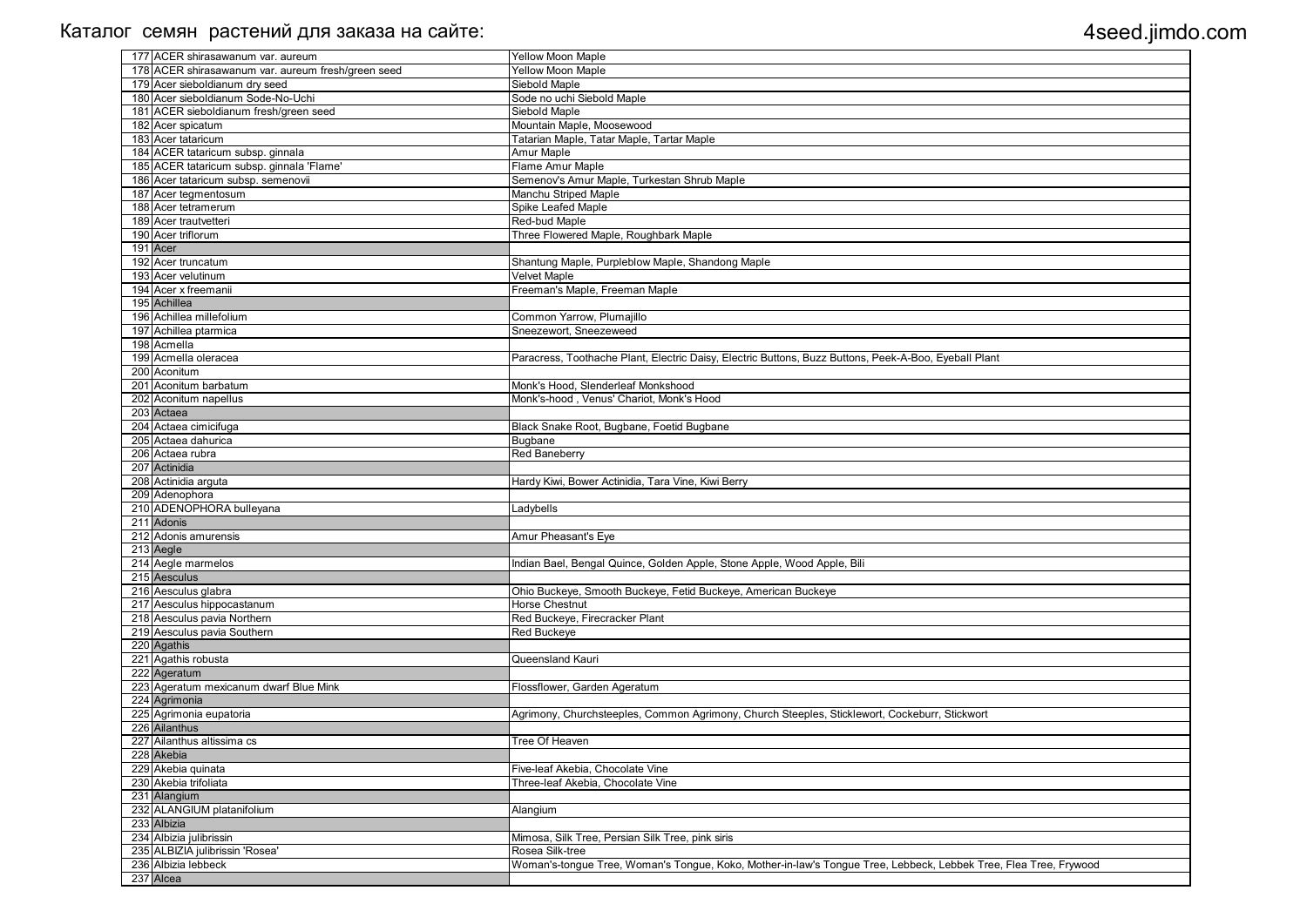Каталог семян растений для заказа на сайте: 4seed.jimdo.com

| № | Name | Common name |
|---|---|---|
| 177 | ACER shirasawanum var. aureum | Yellow Moon Maple |
| 178 | ACER shirasawanum var. aureum fresh/green seed | Yellow Moon Maple |
| 179 | Acer sieboldianum dry seed | Siebold Maple |
| 180 | Acer sieboldianum Sode-No-Uchi | Sode no uchi Siebold Maple |
| 181 | ACER sieboldianum fresh/green seed | Siebold Maple |
| 182 | Acer spicatum | Mountain Maple, Moosewood |
| 183 | Acer tataricum | Tatarian Maple, Tatar Maple, Tartar Maple |
| 184 | ACER tataricum subsp. ginnala | Amur Maple |
| 185 | ACER tataricum subsp. ginnala 'Flame' | Flame Amur Maple |
| 186 | Acer tataricum subsp. semenovii | Semenov's Amur Maple, Turkestan Shrub Maple |
| 187 | Acer tegmentosum | Manchu Striped Maple |
| 188 | Acer tetramerum | Spike Leafed Maple |
| 189 | Acer trautvetteri | Red-bud Maple |
| 190 | Acer triflorum | Three Flowered Maple, Roughbark Maple |
| 191 | Acer | |
| 192 | Acer truncatum | Shantung Maple, Purpleblow Maple, Shandong Maple |
| 193 | Acer velutinum | Velvet Maple |
| 194 | Acer x freemanii | Freeman's Maple, Freeman Maple |
| 195 | Achillea | |
| 196 | Achillea millefolium | Common Yarrow, Plumajillo |
| 197 | Achillea ptarmica | Sneezewort, Sneezeweed |
| 198 | Acmella | |
| 199 | Acmella oleracea | Paracress, Toothache Plant, Electric Daisy, Electric Buttons, Buzz Buttons, Peek-A-Boo, Eyeball Plant |
| 200 | Aconitum | |
| 201 | Aconitum barbatum | Monk's Hood, Slenderleaf Monkshood |
| 202 | Aconitum napellus | Monk's-hood , Venus' Chariot, Monk's Hood |
| 203 | Actaea | |
| 204 | Actaea cimicifuga | Black Snake Root, Bugbane, Foetid Bugbane |
| 205 | Actaea dahurica | Bugbane |
| 206 | Actaea rubra | Red Baneberry |
| 207 | Actinidia | |
| 208 | Actinidia arguta | Hardy Kiwi, Bower Actinidia, Tara Vine, Kiwi Berry |
| 209 | Adenophora | |
| 210 | ADENOPHORA bulleyana | Ladybells |
| 211 | Adonis | |
| 212 | Adonis amurensis | Amur Pheasant's Eye |
| 213 | Aegle | |
| 214 | Aegle marmelos | Indian Bael, Bengal Quince, Golden Apple, Stone Apple, Wood Apple, Bili |
| 215 | Aesculus | |
| 216 | Aesculus glabra | Ohio Buckeye, Smooth Buckeye, Fetid Buckeye, American Buckeye |
| 217 | Aesculus hippocastanum | Horse Chestnut |
| 218 | Aesculus pavia Northern | Red Buckeye, Firecracker Plant |
| 219 | Aesculus pavia Southern | Red Buckeye |
| 220 | Agathis | |
| 221 | Agathis robusta | Queensland Kauri |
| 222 | Ageratum | |
| 223 | Ageratum mexicanum dwarf Blue Mink | Flossflower, Garden Ageratum |
| 224 | Agrimonia | |
| 225 | Agrimonia eupatoria | Agrimony, Churchsteeples, Common Agrimony, Church Steeples, Sticklewort, Cockeburr, Stickwort |
| 226 | Ailanthus | |
| 227 | Ailanthus altissima cs | Tree Of Heaven |
| 228 | Akebia | |
| 229 | Akebia quinata | Five-leaf Akebia, Chocolate Vine |
| 230 | Akebia trifoliata | Three-leaf Akebia, Chocolate Vine |
| 231 | Alangium | |
| 232 | ALANGIUM platanifolium | Alangium |
| 233 | Albizia | |
| 234 | Albizia julibrissin | Mimosa, Silk Tree, Persian Silk Tree, pink siris |
| 235 | ALBIZIA julibrissin 'Rosea' | Rosea Silk-tree |
| 236 | Albizia lebbeck | Woman's-tongue Tree, Woman's Tongue, Koko, Mother-in-law's Tongue Tree, Lebbeck, Lebbek Tree, Flea Tree, Frywood |
| 237 | Alcea | |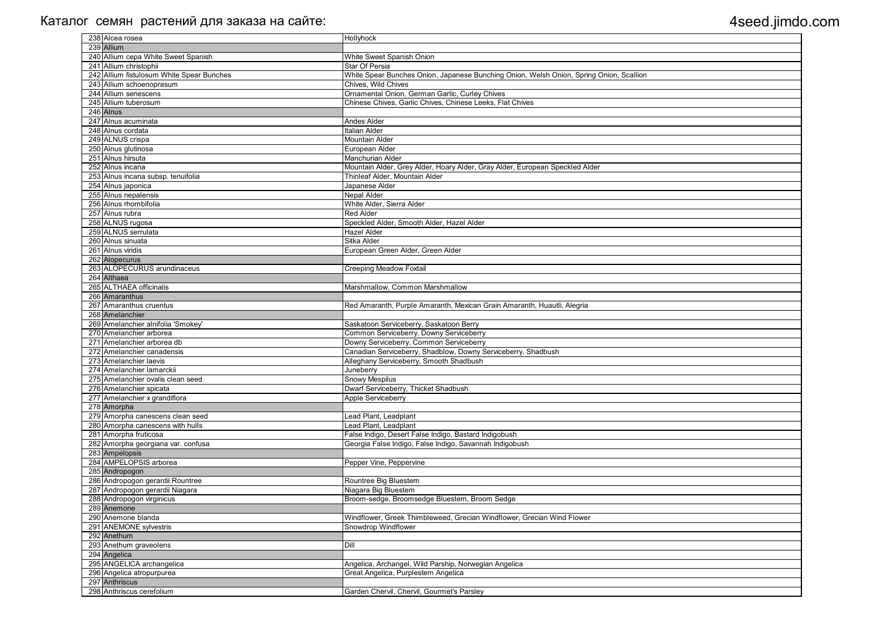Каталог семян растений для заказа на сайте: 4seed.jimdo.com

| № | Name | Common name |
|---|---|---|
| 238 | Alcea rosea | Hollyhock |
| 239 | Allium | |
| 240 | Allium cepa White Sweet Spanish | White Sweet Spanish Onion |
| 241 | Allium christophii | Star Of Persia |
| 242 | Allium fistulosum White Spear Bunches | White Spear Bunches Onion, Japanese Bunching Onion, Welsh Onion, Spring Onion, Scallion |
| 243 | Allium schoenoprasum | Chives, Wild Chives |
| 244 | Allium senescens | Ornamental Onion, German Garlic, Curley Chives |
| 245 | Allium tuberosum | Chinese Chives, Garlic Chives, Chinese Leeks, Flat Chives |
| 246 | Alnus | |
| 247 | Alnus acuminata | Andes Alder |
| 248 | Alnus cordata | Italian Alder |
| 249 | ALNUS crispa | Mountain Alder |
| 250 | Alnus glutinosa | European Alder |
| 251 | Alnus hirsuta | Manchurian Alder |
| 252 | Alnus incana | Mountain Alder, Grey Alder, Hoary Alder, Gray Alder, European Speckled Alder |
| 253 | Alnus incana subsp. tenuifolia | Thinleaf Alder, Mountain Alder |
| 254 | Alnus japonica | Japanese Alder |
| 255 | Alnus nepalensis | Nepal Alder |
| 256 | Alnus rhombifolia | White Alder, Sierra Alder |
| 257 | Alnus rubra | Red Alder |
| 258 | ALNUS rugosa | Speckled Alder, Smooth Alder, Hazel Alder |
| 259 | ALNUS serrulata | Hazel Alder |
| 260 | Alnus sinuata | Sitka Alder |
| 261 | Alnus viridis | European Green Alder, Green Alder |
| 262 | Alopecurus | |
| 263 | ALOPECURUS arundinaceus | Creeping Meadow Foxtail |
| 264 | Althaea | |
| 265 | ALTHAEA officinalis | Marshmallow, Common Marshmallow |
| 266 | Amaranthus | |
| 267 | Amaranthus cruentus | Red Amaranth, Purple Amaranth, Mexican Grain Amaranth, Huautli, Alegria |
| 268 | Amelanchier | |
| 269 | Amelanchier alnifolia 'Smokey' | Saskatoon Serviceberry, Saskatoon Berry |
| 270 | Amelanchier arborea | Common Serviceberry, Downy Serviceberry |
| 271 | Amelanchier arborea db | Downy Serviceberry, Common Serviceberry |
| 272 | Amelanchier canadensis | Canadian Serviceberry, Shadblow, Downy Serviceberry, Shadbush |
| 273 | Amelanchier laevis | Alleghany Serviceberry, Smooth Shadbush |
| 274 | Amelanchier lamarckii | Juneberry |
| 275 | Amelanchier ovalis clean seed | Snowy Mespilus |
| 276 | Amelanchier spicata | Dwarf Serviceberry, Thicket Shadbush |
| 277 | Amelanchier x grandiflora | Apple Serviceberry |
| 278 | Amorpha | |
| 279 | Amorpha canescens clean seed | Lead Plant, Leadplant |
| 280 | Amorpha canescens with hulls | Lead Plant, Leadplant |
| 281 | Amorpha fruticosa | False Indigo, Desert False Indigo, Bastard Indigobush |
| 282 | Amorpha georgiana var. confusa | Georgia False Indigo, False Indigo, Savannah Indigobush |
| 283 | Ampelopsis | |
| 284 | AMPELOPSIS arborea | Pepper Vine, Peppervine |
| 285 | Andropogon | |
| 286 | Andropogon gerardii Rountree | Rountree Big Bluestem |
| 287 | Andropogon gerardii Niagara | Niagara Big Bluestem |
| 288 | Andropogon virginicus | Broom-sedge, Broomsedge Bluestem, Broom Sedge |
| 289 | Anemone | |
| 290 | Anemone blanda | Windflower, Greek Thimbleweed, Grecian Windflower, Grecian Wind Flower |
| 291 | ANEMONE sylvestris | Snowdrop Windflower |
| 292 | Anethum | |
| 293 | Anethum graveolens | Dill |
| 294 | Angelica | |
| 295 | ANGELICA archangelica | Angelica, Archangel, Wild Parship, Norwegian Angelica |
| 296 | Angelica atropurpurea | Great Angelica, Purplestem Angelica |
| 297 | Anthriscus | |
| 298 | Anthriscus cerefolium | Garden Chervil, Chervil, Gourmet's Parsley |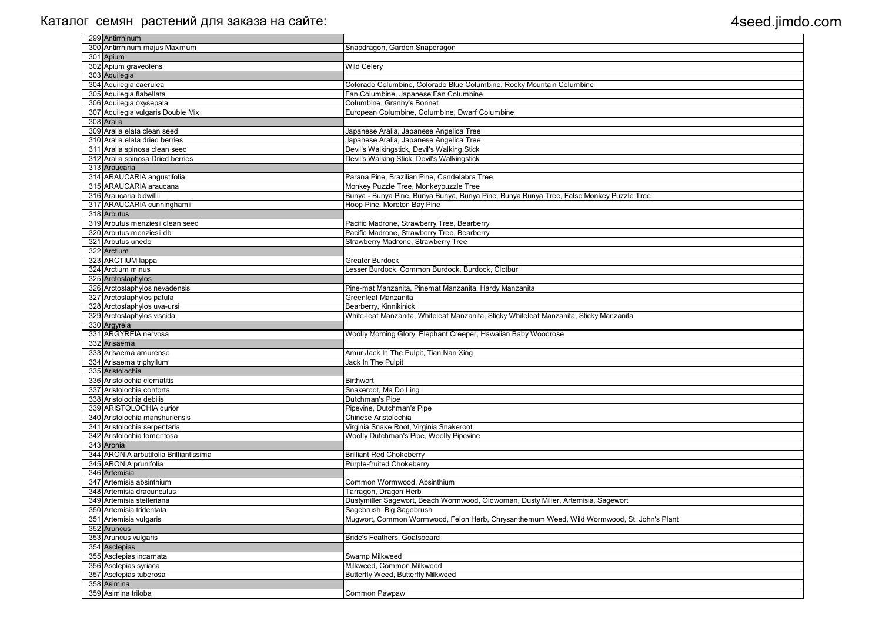Каталог семян растений для заказа на сайте: 4seed.jimdo.com

| № | Название | Описание |
|---|---|---|
| 299 | Antirrhinum | |
| 300 | Antirrhinum majus Maximum | Snapdragon, Garden Snapdragon |
| 301 | Apium | |
| 302 | Apium graveolens | Wild Celery |
| 303 | Aquilegia | |
| 304 | Aquilegia caerulea | Colorado Columbine, Colorado Blue Columbine, Rocky Mountain Columbine |
| 305 | Aquilegia flabellata | Fan Columbine, Japanese Fan Columbine |
| 306 | Aquilegia oxysepala | Columbine, Granny's Bonnet |
| 307 | Aquilegia vulgaris Double Mix | European Columbine, Columbine, Dwarf Columbine |
| 308 | Aralia | |
| 309 | Aralia elata clean seed | Japanese Aralia, Japanese Angelica Tree |
| 310 | Aralia elata dried berries | Japanese Aralia, Japanese Angelica Tree |
| 311 | Aralia spinosa clean seed | Devil's Walkingstick, Devil's Walking Stick |
| 312 | Aralia spinosa Dried berries | Devil's Walking Stick, Devil's Walkingstick |
| 313 | Araucaria | |
| 314 | ARAUCARIA angustifolia | Parana Pine, Brazilian Pine, Candelabra Tree |
| 315 | ARAUCARIA araucana | Monkey Puzzle Tree, Monkeypuzzle Tree |
| 316 | Araucaria bidwillii | Bunya - Bunya Pine, Bunya Bunya, Bunya Pine, Bunya Bunya Tree, False Monkey Puzzle Tree |
| 317 | ARAUCARIA cunninghamii | Hoop Pine, Moreton Bay Pine |
| 318 | Arbutus | |
| 319 | Arbutus menziesii clean seed | Pacific Madrone, Strawberry Tree, Bearberry |
| 320 | Arbutus menziesii db | Pacific Madrone, Strawberry Tree, Bearberry |
| 321 | Arbutus unedo | Strawberry Madrone, Strawberry Tree |
| 322 | Arctium | |
| 323 | ARCTIUM lappa | Greater Burdock |
| 324 | Arctium minus | Lesser Burdock, Common Burdock, Burdock, Clotbur |
| 325 | Arctostaphylos | |
| 326 | Arctostaphylos nevadensis | Pine-mat Manzanita, Pinemat Manzanita, Hardy Manzanita |
| 327 | Arctostaphylos patula | Greenleaf Manzanita |
| 328 | Arctostaphylos uva-ursi | Bearberry, Kinnikinick |
| 329 | Arctostaphylos viscida | White-leaf Manzanita, Whiteleaf Manzanita, Sticky Whiteleaf Manzanita, Sticky Manzanita |
| 330 | Argyreia | |
| 331 | ARGYREIA nervosa | Woolly Morning Glory, Elephant Creeper, Hawaiian Baby Woodrose |
| 332 | Arisaema | |
| 333 | Arisaema amurense | Amur Jack In The Pulpit, Tian Nan Xing |
| 334 | Arisaema triphyllum | Jack In The Pulpit |
| 335 | Aristolochia | |
| 336 | Aristolochia clematitis | Birthwort |
| 337 | Aristolochia contorta | Snakeroot, Ma Do Ling |
| 338 | Aristolochia debilis | Dutchman's Pipe |
| 339 | ARISTOLOCHIA durior | Pipevine, Dutchman's Pipe |
| 340 | Aristolochia manshuriensis | Chinese Aristolochia |
| 341 | Aristolochia serpentaria | Virginia Snake Root, Virginia Snakeroot |
| 342 | Aristolochia tomentosa | Woolly Dutchman's Pipe, Woolly Pipevine |
| 343 | Aronia | |
| 344 | ARONIA arbutifolia Brilliantissima | Brilliant Red Chokeberry |
| 345 | ARONIA prunifolia | Purple-fruited Chokeberry |
| 346 | Artemisia | |
| 347 | Artemisia absinthium | Common Wormwood, Absinthium |
| 348 | Artemisia dracunculus | Tarragon, Dragon Herb |
| 349 | Artemisia stelleriana | Dustymiller Sagewort, Beach Wormwood, Oldwoman, Dusty Miller, Artemisia, Sagewort |
| 350 | Artemisia tridentata | Sagebrush, Big Sagebrush |
| 351 | Artemisia vulgaris | Mugwort, Common Wormwood, Felon Herb, Chrysanthemum Weed, Wild Wormwood, St. John's Plant |
| 352 | Aruncus | |
| 353 | Aruncus vulgaris | Bride's Feathers, Goatsbeard |
| 354 | Asclepias | |
| 355 | Asclepias incarnata | Swamp Milkweed |
| 356 | Asclepias syriaca | Milkweed, Common Milkweed |
| 357 | Asclepias tuberosa | Butterfly Weed, Butterfly Milkweed |
| 358 | Asimina | |
| 359 | Asimina triloba | Common Pawpaw |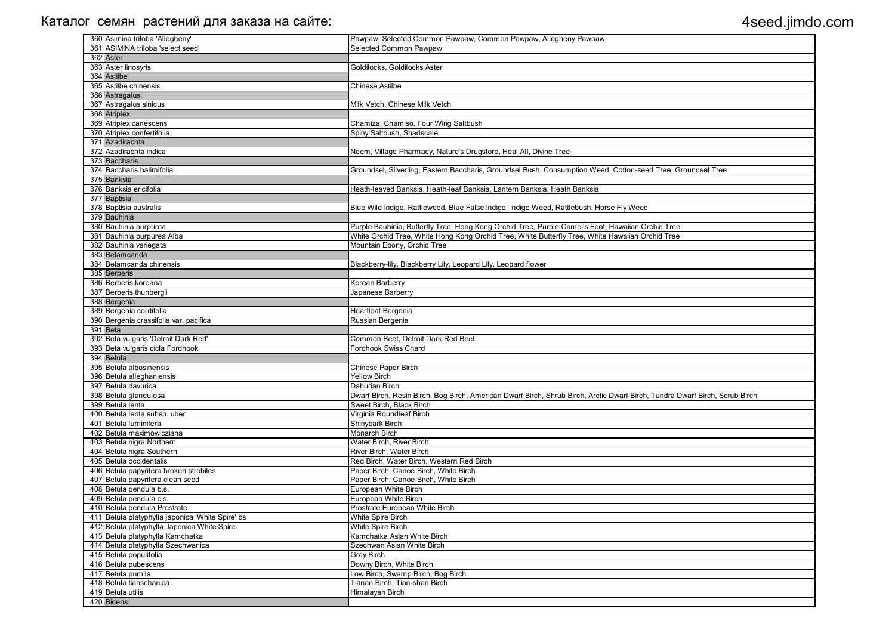Каталог семян растений для заказа на сайте: 4seed.jimdo.com

| № | Латинское название | Common name |
|---|---|---|
| 360 | Asimina triloba 'Allegheny' | Pawpaw, Selected Common Pawpaw, Common Pawpaw, Allegheny Pawpaw |
| 361 | ASIMINA triloba 'select seed' | Selected Common Pawpaw |
| 362 | Aster | |
| 363 | Aster linosyris | Goldilocks, Goldilocks Aster |
| 364 | Astilbe | |
| 365 | Astilbe chinensis | Chinese Astilbe |
| 366 | Astragalus | |
| 367 | Astragalus sinicus | Milk Vetch, Chinese Milk Vetch |
| 368 | Atriplex | |
| 369 | Atriplex canescens | Chamiza, Chamiso, Four Wing Saltbush |
| 370 | Atriplex confertifolia | Spiny Saltbush, Shadscale |
| 371 | Azadirachta | |
| 372 | Azadirachta indica | Neem, Village Pharmacy, Nature's Drugstore, Heal All, Divine Tree |
| 373 | Baccharis | |
| 374 | Baccharis halimifolia | Groundsel, Silverling, Eastern Baccharis, Groundsel Bush, Consumption Weed, Cotton-seed Tree, Groundsel Tree |
| 375 | Banksia | |
| 376 | Banksia ericifolia | Heath-leaved Banksia, Heath-leaf Banksia, Lantern Banksia, Heath Banksia |
| 377 | Baptisia | |
| 378 | Baptisia australis | Blue Wild Indigo, Rattleweed, Blue False Indigo, Indigo Weed, Rattlebush, Horse Fly Weed |
| 379 | Bauhinia | |
| 380 | Bauhinia purpurea | Purple Bauhinia, Butterfly Tree, Hong Kong Orchid Tree, Purple Camel's Foot, Hawaiian Orchid Tree |
| 381 | Bauhinia purpurea Alba | White Orchid Tree, White Hong Kong Orchid Tree, White Butterfly Tree, White Hawaiian Orchid Tree |
| 382 | Bauhinia variegata | Mountain Ebony, Orchid Tree |
| 383 | Belamcanda | |
| 384 | Belamcanda chinensis | Blackberry-lily, Blackberry Lily, Leopard Lily, Leopard flower |
| 385 | Berberis | |
| 386 | Berberis koreana | Korean Barberry |
| 387 | Berberis thunbergii | Japanese Barberry |
| 388 | Bergenia | |
| 389 | Bergenia cordifolia | Heartleaf Bergenia |
| 390 | Bergenia crassifolia var. pacifica | Russian Bergenia |
| 391 | Beta | |
| 392 | Beta vulgaris 'Detroit Dark Red' | Common Beet, Detroit Dark Red Beet |
| 393 | Beta vulgaris cicla Fordhook | Fordhook Swiss Chard |
| 394 | Betula | |
| 395 | Betula albosinensis | Chinese Paper Birch |
| 396 | Betula alleghaniensis | Yellow Birch |
| 397 | Betula davurica | Dahurian Birch |
| 398 | Betula glandulosa | Dwarf Birch, Resin Birch, Bog Birch, American Dwarf Birch, Shrub Birch, Arctic Dwarf Birch, Tundra Dwarf Birch, Scrub Birch |
| 399 | Betula lenta | Sweet Birch, Black Birch |
| 400 | Betula lenta subsp. uber | Virginia Roundleaf Birch |
| 401 | Betula luminifera | Shinybark Birch |
| 402 | Betula maximowicziana | Monarch Birch |
| 403 | Betula nigra Northern | Water Birch, River Birch |
| 404 | Betula nigra Southern | River Birch, Water Birch |
| 405 | Betula occidentalis | Red Birch, Water Birch, Western Red Birch |
| 406 | Betula papyrifera broken strobiles | Paper Birch, Canoe Birch, White Birch |
| 407 | Betula papyrifera clean seed | Paper Birch, Canoe Birch, White Birch |
| 408 | Betula pendula b.s. | European White Birch |
| 409 | Betula pendula c.s. | European White Birch |
| 410 | Betula pendula Prostrate | Prostrate European White Birch |
| 411 | Betula platyphylla japonica 'White Spire' bs | White Spire Birch |
| 412 | Betula platyphylla Japonica White Spire | White Spire Birch |
| 413 | Betula platyphylla Kamchatka | Kamchatka Asian White Birch |
| 414 | Betula platyphylla Szechwanica | Szechwan Asian White Birch |
| 415 | Betula populifolia | Gray Birch |
| 416 | Betula pubescens | Downy Birch, White Birch |
| 417 | Betula pumila | Low Birch, Swamp Birch, Bog Birch |
| 418 | Betula tianschanica | Tianan Birch, Tian-shan Birch |
| 419 | Betula utilis | Himalayan Birch |
| 420 | Bidens | |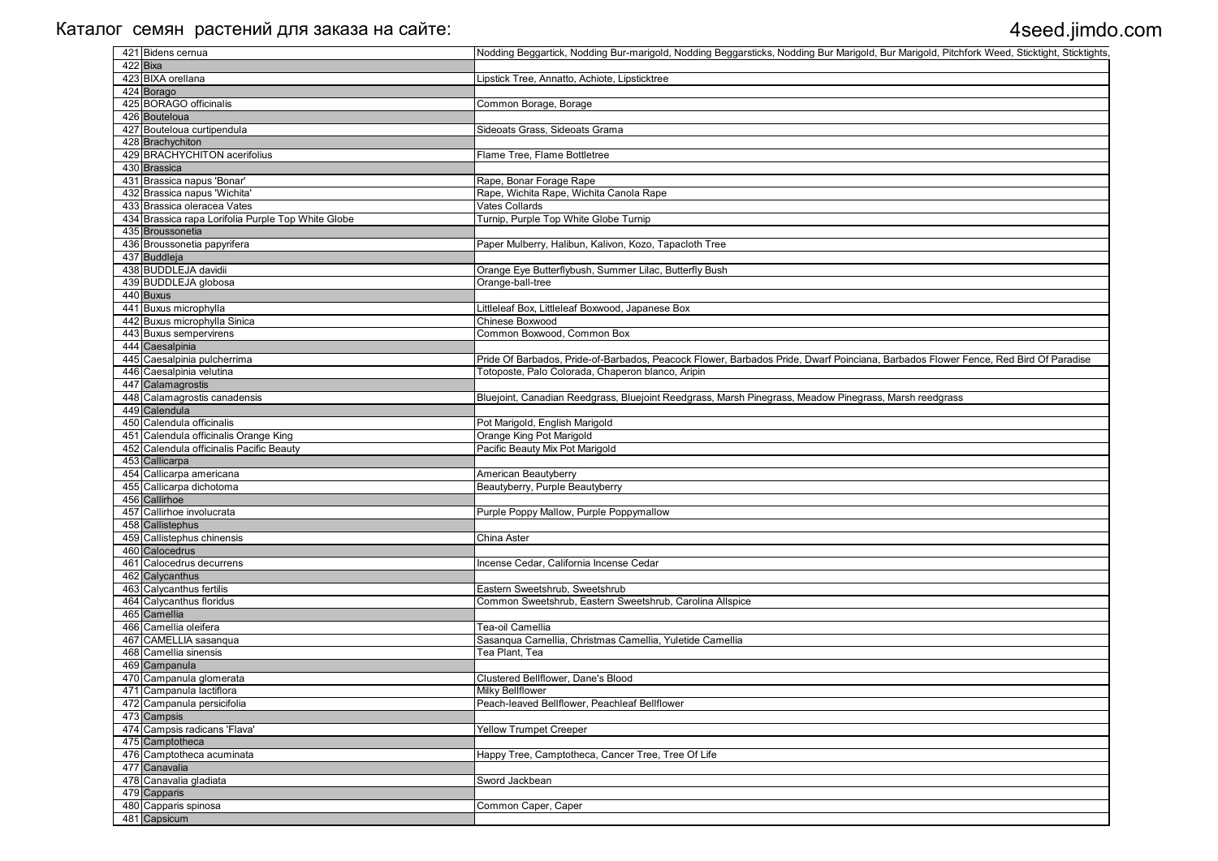# Каталог семян растений для заказа на сайте: 4seed.jimdo.com

| № | Название | Common names |
|---|---|---|
| 421 | Bidens cernua | Nodding Beggartick, Nodding Bur-marigold, Nodding Beggarsticks, Nodding Bur Marigold, Bur Marigold, Pitchfork Weed, Sticktight, Sticktights, |
| 422 | Bixa | |
| 423 | BIXA orellana | Lipstick Tree, Annatto, Achiote, Lipsticktree |
| 424 | Borago | |
| 425 | BORAGO officinalis | Common Borage, Borage |
| 426 | Bouteloua | |
| 427 | Bouteloua curtipendula | Sideoats Grass, Sideoats Grama |
| 428 | Brachychiton | |
| 429 | BRACHYCHITON acerifolius | Flame Tree, Flame Bottletree |
| 430 | Brassica | |
| 431 | Brassica napus 'Bonar' | Rape, Bonar Forage Rape |
| 432 | Brassica napus 'Wichita' | Rape, Wichita Rape, Wichita Canola Rape |
| 433 | Brassica oleracea Vates | Vates Collards |
| 434 | Brassica rapa Lorifolia Purple Top White Globe | Turnip, Purple Top White Globe Turnip |
| 435 | Broussonetia | |
| 436 | Broussonetia papyrifera | Paper Mulberry, Halibun, Kalivon, Kozo, Tapacloth Tree |
| 437 | Buddleja | |
| 438 | BUDDLEJA davidii | Orange Eye Butterflybush, Summer Lilac, Butterfly Bush |
| 439 | BUDDLEJA globosa | Orange-ball-tree |
| 440 | Buxus | |
| 441 | Buxus microphylla | Littleleaf Box, Littleleaf Boxwood, Japanese Box |
| 442 | Buxus microphylla Sinica | Chinese Boxwood |
| 443 | Buxus sempervirens | Common Boxwood, Common Box |
| 444 | Caesalpinia | |
| 445 | Caesalpinia pulcherrima | Pride Of Barbados, Pride-of-Barbados, Peacock Flower, Barbados Pride, Dwarf Poinciana, Barbados Flower Fence, Red Bird Of Paradise |
| 446 | Caesalpinia velutina | Totoposte, Palo Colorada, Chaperon blanco, Aripin |
| 447 | Calamagrostis | |
| 448 | Calamagrostis canadensis | Bluejoint, Canadian Reedgrass, Bluejoint Reedgrass, Marsh Pinegrass, Meadow Pinegrass, Marsh reedgrass |
| 449 | Calendula | |
| 450 | Calendula officinalis | Pot Marigold, English Marigold |
| 451 | Calendula officinalis Orange King | Orange King Pot Marigold |
| 452 | Calendula officinalis Pacific Beauty | Pacific Beauty Mix Pot Marigold |
| 453 | Callicarpa | |
| 454 | Callicarpa americana | American Beautyberry |
| 455 | Callicarpa dichotoma | Beautyberry, Purple Beautyberry |
| 456 | Callirhoe | |
| 457 | Callirhoe involucrata | Purple Poppy Mallow, Purple Poppymallow |
| 458 | Callistephus | |
| 459 | Callistephus chinensis | China Aster |
| 460 | Calocedrus | |
| 461 | Calocedrus decurrens | Incense Cedar, California Incense Cedar |
| 462 | Calycanthus | |
| 463 | Calycanthus fertilis | Eastern Sweetshrub, Sweetshrub |
| 464 | Calycanthus floridus | Common Sweetshrub, Eastern Sweetshrub, Carolina Allspice |
| 465 | Camellia | |
| 466 | Camellia oleifera | Tea-oil Camellia |
| 467 | CAMELLIA sasanqua | Sasanqua Camellia, Christmas Camellia, Yuletide Camellia |
| 468 | Camellia sinensis | Tea Plant, Tea |
| 469 | Campanula | |
| 470 | Campanula glomerata | Clustered Bellflower, Dane's Blood |
| 471 | Campanula lactiflora | Milky Bellflower |
| 472 | Campanula persicifolia | Peach-leaved Bellflower, Peachleaf Bellflower |
| 473 | Campsis | |
| 474 | Campsis radicans 'Flava' | Yellow Trumpet Creeper |
| 475 | Camptotheca | |
| 476 | Camptotheca acuminata | Happy Tree, Camptotheca, Cancer Tree, Tree Of Life |
| 477 | Canavalia | |
| 478 | Canavalia gladiata | Sword Jackbean |
| 479 | Capparis | |
| 480 | Capparis spinosa | Common Caper, Caper |
| 481 | Capsicum | |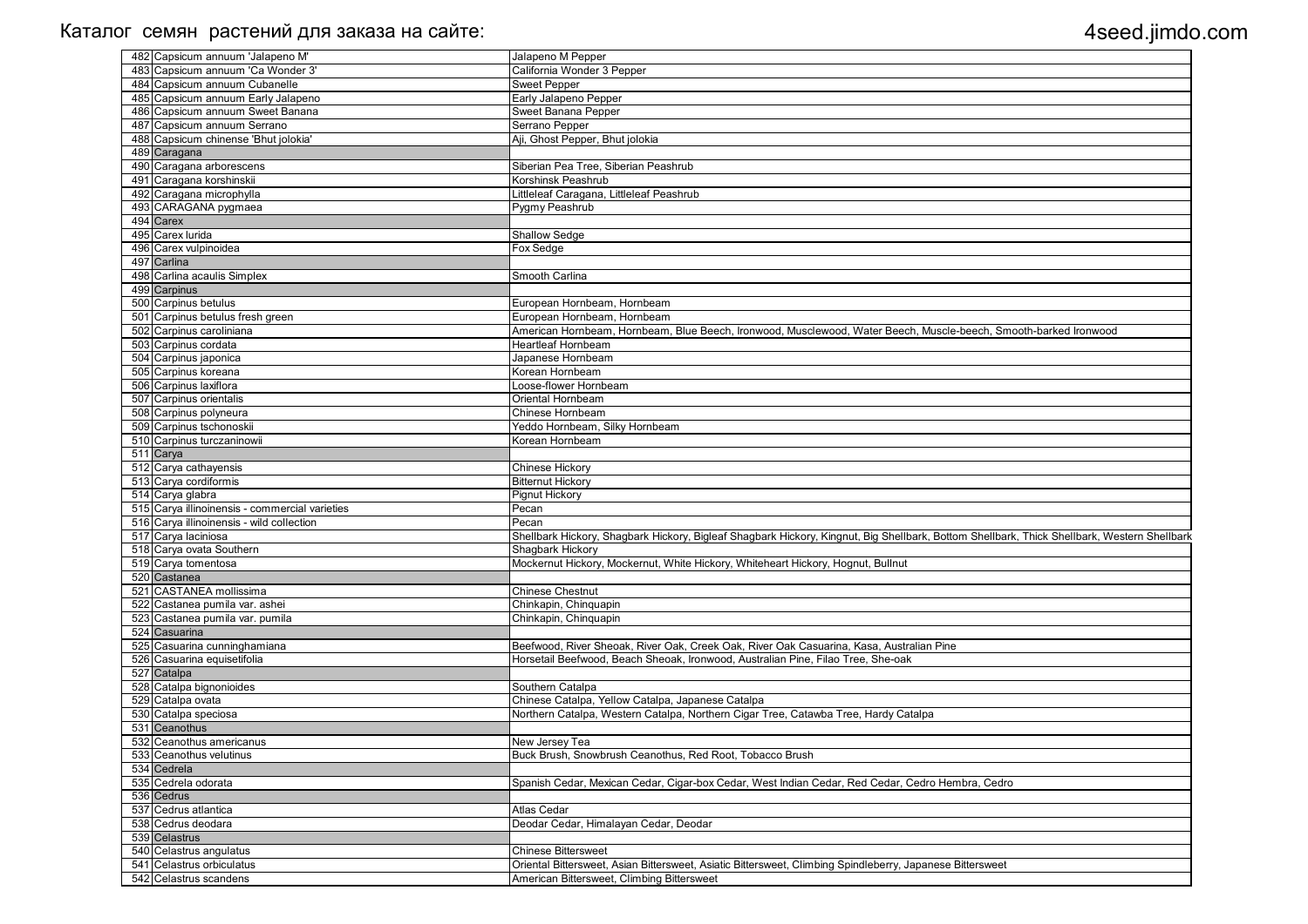| | | |
|---|---|---|
| 482 | Capsicum annuum 'Jalapeno M' | Jalapeno M Pepper |
| 483 | Capsicum annuum 'Ca Wonder 3' | California Wonder 3 Pepper |
| 484 | Capsicum annuum Cubanelle | Sweet Pepper |
| 485 | Capsicum annuum Early Jalapeno | Early Jalapeno Pepper |
| 486 | Capsicum annuum Sweet Banana | Sweet Banana Pepper |
| 487 | Capsicum annuum Serrano | Serrano Pepper |
| 488 | Capsicum chinense 'Bhut jolokia' | Aji, Ghost Pepper, Bhut jolokia |
| 489 | Caragana | |
| 490 | Caragana arborescens | Siberian Pea Tree, Siberian Peashrub |
| 491 | Caragana korshinskii | Korshinsk Peashrub |
| 492 | Caragana microphylla | Littleleaf Caragana, Littleleaf Peashrub |
| 493 | CARAGANA pygmaea | Pygmy Peashrub |
| 494 | Carex | |
| 495 | Carex lurida | Shallow Sedge |
| 496 | Carex vulpinoidea | Fox Sedge |
| 497 | Carlina | |
| 498 | Carlina acaulis Simplex | Smooth Carlina |
| 499 | Carpinus | |
| 500 | Carpinus betulus | European Hornbeam, Hornbeam |
| 501 | Carpinus betulus fresh green | European Hornbeam, Hornbeam |
| 502 | Carpinus caroliniana | American Hornbeam, Hornbeam, Blue Beech, Ironwood, Musclewood, Water Beech, Muscle-beech, Smooth-barked Ironwood |
| 503 | Carpinus cordata | Heartleaf Hornbeam |
| 504 | Carpinus japonica | Japanese Hornbeam |
| 505 | Carpinus koreana | Korean Hornbeam |
| 506 | Carpinus laxiflora | Loose-flower Hornbeam |
| 507 | Carpinus orientalis | Oriental Hornbeam |
| 508 | Carpinus polyneura | Chinese Hornbeam |
| 509 | Carpinus tschonoskii | Yeddo Hornbeam, Silky Hornbeam |
| 510 | Carpinus turczaninowii | Korean Hornbeam |
| 511 | Carya | |
| 512 | Carya cathayensis | Chinese Hickory |
| 513 | Carya cordiformis | Bitternut Hickory |
| 514 | Carya glabra | Pignut Hickory |
| 515 | Carya illinoinensis - commercial varieties | Pecan |
| 516 | Carya illinoinensis - wild collection | Pecan |
| 517 | Carya laciniosa | Shellbark Hickory, Shagbark Hickory, Bigleaf Shagbark Hickory, Kingnut, Big Shellbark, Bottom Shellbark, Thick Shellbark, Western Shellbark |
| 518 | Carya ovata Southern | Shagbark Hickory |
| 519 | Carya tomentosa | Mockernut Hickory, Mockernut, White Hickory, Whiteheart Hickory, Hognut, Bullnut |
| 520 | Castanea | |
| 521 | CASTANEA mollissima | Chinese Chestnut |
| 522 | Castanea pumila var. ashei | Chinkapin, Chinquapin |
| 523 | Castanea pumila var. pumila | Chinkapin, Chinquapin |
| 524 | Casuarina | |
| 525 | Casuarina cunninghamiana | Beefwood, River Sheoak, River Oak, Creek Oak, River Oak Casuarina, Kasa, Australian Pine |
| 526 | Casuarina equisetifolia | Horsetail Beefwood, Beach Sheoak, Ironwood, Australian Pine, Filao Tree, She-oak |
| 527 | Catalpa | |
| 528 | Catalpa bignonioides | Southern Catalpa |
| 529 | Catalpa ovata | Chinese Catalpa, Yellow Catalpa, Japanese Catalpa |
| 530 | Catalpa speciosa | Northern Catalpa, Western Catalpa, Northern Cigar Tree, Catawba Tree, Hardy Catalpa |
| 531 | Ceanothus | |
| 532 | Ceanothus americanus | New Jersey Tea |
| 533 | Ceanothus velutinus | Buck Brush, Snowbrush Ceanothus, Red Root, Tobacco Brush |
| 534 | Cedrela | |
| 535 | Cedrela odorata | Spanish Cedar, Mexican Cedar, Cigar-box Cedar, West Indian Cedar, Red Cedar, Cedro Hembra, Cedro |
| 536 | Cedrus | |
| 537 | Cedrus atlantica | Atlas Cedar |
| 538 | Cedrus deodara | Deodar Cedar, Himalayan Cedar, Deodar |
| 539 | Celastrus | |
| 540 | Celastrus angulatus | Chinese Bittersweet |
| 541 | Celastrus orbiculatus | Oriental Bittersweet, Asian Bittersweet, Asiatic Bittersweet, Climbing Spindleberry, Japanese Bittersweet |
| 542 | Celastrus scandens | American Bittersweet, Climbing Bittersweet |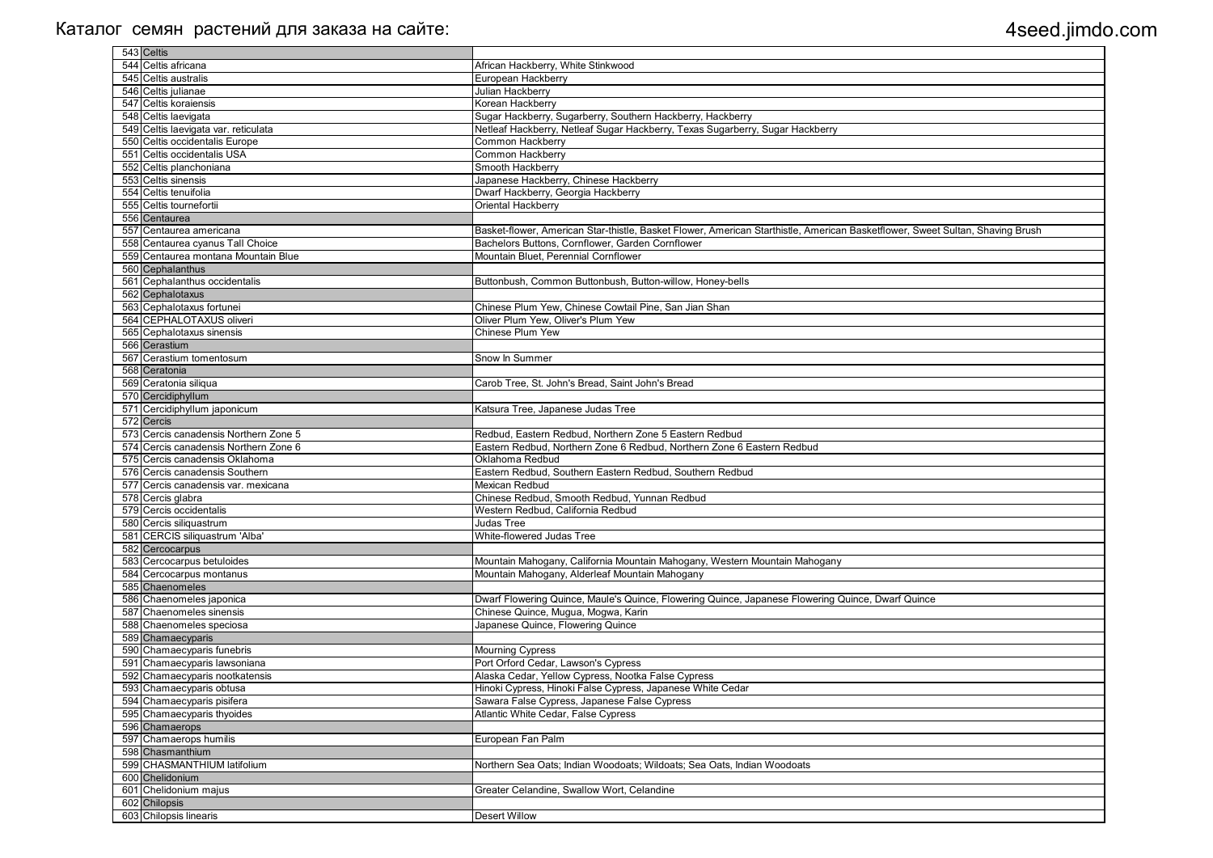| | | |
|---|---|---|
| 543 | Celtis | |
| 544 | Celtis africana | African Hackberry, White Stinkwood |
| 545 | Celtis australis | European Hackberry |
| 546 | Celtis julianae | Julian Hackberry |
| 547 | Celtis koraiensis | Korean Hackberry |
| 548 | Celtis laevigata | Sugar Hackberry, Sugarberry, Southern Hackberry, Hackberry |
| 549 | Celtis laevigata var. reticulata | Netleaf Hackberry, Netleaf Sugar Hackberry, Texas Sugarberry, Sugar Hackberry |
| 550 | Celtis occidentalis Europe | Common Hackberry |
| 551 | Celtis occidentalis USA | Common Hackberry |
| 552 | Celtis planchoniana | Smooth Hackberry |
| 553 | Celtis sinensis | Japanese Hackberry, Chinese Hackberry |
| 554 | Celtis tenuifolia | Dwarf Hackberry, Georgia Hackberry |
| 555 | Celtis tournefortii | Oriental Hackberry |
| 556 | Centaurea | |
| 557 | Centaurea americana | Basket-flower, American Star-thistle, Basket Flower, American Starthistle, American Basketflower, Sweet Sultan, Shaving Brush |
| 558 | Centaurea cyanus Tall Choice | Bachelors Buttons, Cornflower, Garden Cornflower |
| 559 | Centaurea montana Mountain Blue | Mountain Bluet, Perennial Cornflower |
| 560 | Cephalanthus | |
| 561 | Cephalanthus occidentalis | Buttonbush, Common Buttonbush, Button-willow, Honey-bells |
| 562 | Cephalotaxus | |
| 563 | Cephalotaxus fortunei | Chinese Plum Yew, Chinese Cowtail Pine, San Jian Shan |
| 564 | CEPHALOTAXUS oliveri | Oliver Plum Yew, Oliver's Plum Yew |
| 565 | Cephalotaxus sinensis | Chinese Plum Yew |
| 566 | Cerastium | |
| 567 | Cerastium tomentosum | Snow In Summer |
| 568 | Ceratonia | |
| 569 | Ceratonia siliqua | Carob Tree, St. John's Bread, Saint John's Bread |
| 570 | Cercidiphyllum | |
| 571 | Cercidiphyllum japonicum | Katsura Tree, Japanese Judas Tree |
| 572 | Cercis | |
| 573 | Cercis canadensis Northern Zone 5 | Redbud, Eastern Redbud, Northern Zone 5 Eastern Redbud |
| 574 | Cercis canadensis Northern Zone 6 | Eastern Redbud, Northern Zone 6 Redbud, Northern Zone 6 Eastern Redbud |
| 575 | Cercis canadensis Oklahoma | Oklahoma Redbud |
| 576 | Cercis canadensis Southern | Eastern Redbud, Southern Eastern Redbud, Southern Redbud |
| 577 | Cercis canadensis var. mexicana | Mexican Redbud |
| 578 | Cercis glabra | Chinese Redbud, Smooth Redbud, Yunnan Redbud |
| 579 | Cercis occidentalis | Western Redbud, California Redbud |
| 580 | Cercis siliquastrum | Judas Tree |
| 581 | CERCIS siliquastrum 'Alba' | White-flowered Judas Tree |
| 582 | Cercocarpus | |
| 583 | Cercocarpus betuloides | Mountain Mahogany, California Mountain Mahogany, Western Mountain Mahogany |
| 584 | Cercocarpus montanus | Mountain Mahogany, Alderleaf Mountain Mahogany |
| 585 | Chaenomeles | |
| 586 | Chaenomeles japonica | Dwarf Flowering Quince, Maule's Quince, Flowering Quince, Japanese Flowering Quince, Dwarf Quince |
| 587 | Chaenomeles sinensis | Chinese Quince, Mugua, Mogwa, Karin |
| 588 | Chaenomeles speciosa | Japanese Quince, Flowering Quince |
| 589 | Chamaecyparis | |
| 590 | Chamaecyparis funebris | Mourning Cypress |
| 591 | Chamaecyparis lawsoniana | Port Orford Cedar, Lawson's Cypress |
| 592 | Chamaecyparis nootkatensis | Alaska Cedar, Yellow Cypress, Nootka False Cypress |
| 593 | Chamaecyparis obtusa | Hinoki Cypress, Hinoki False Cypress, Japanese White Cedar |
| 594 | Chamaecyparis pisifera | Sawara False Cypress, Japanese False Cypress |
| 595 | Chamaecyparis thyoides | Atlantic White Cedar, False Cypress |
| 596 | Chamaerops | |
| 597 | Chamaerops humilis | European Fan Palm |
| 598 | Chasmanthium | |
| 599 | CHASMANTHIUM latifolium | Northern Sea Oats; Indian Woodoats; Wildoats; Sea Oats, Indian Woodoats |
| 600 | Chelidonium | |
| 601 | Chelidonium majus | Greater Celandine, Swallow Wort, Celandine |
| 602 | Chilopsis | |
| 603 | Chilopsis linearis | Desert Willow |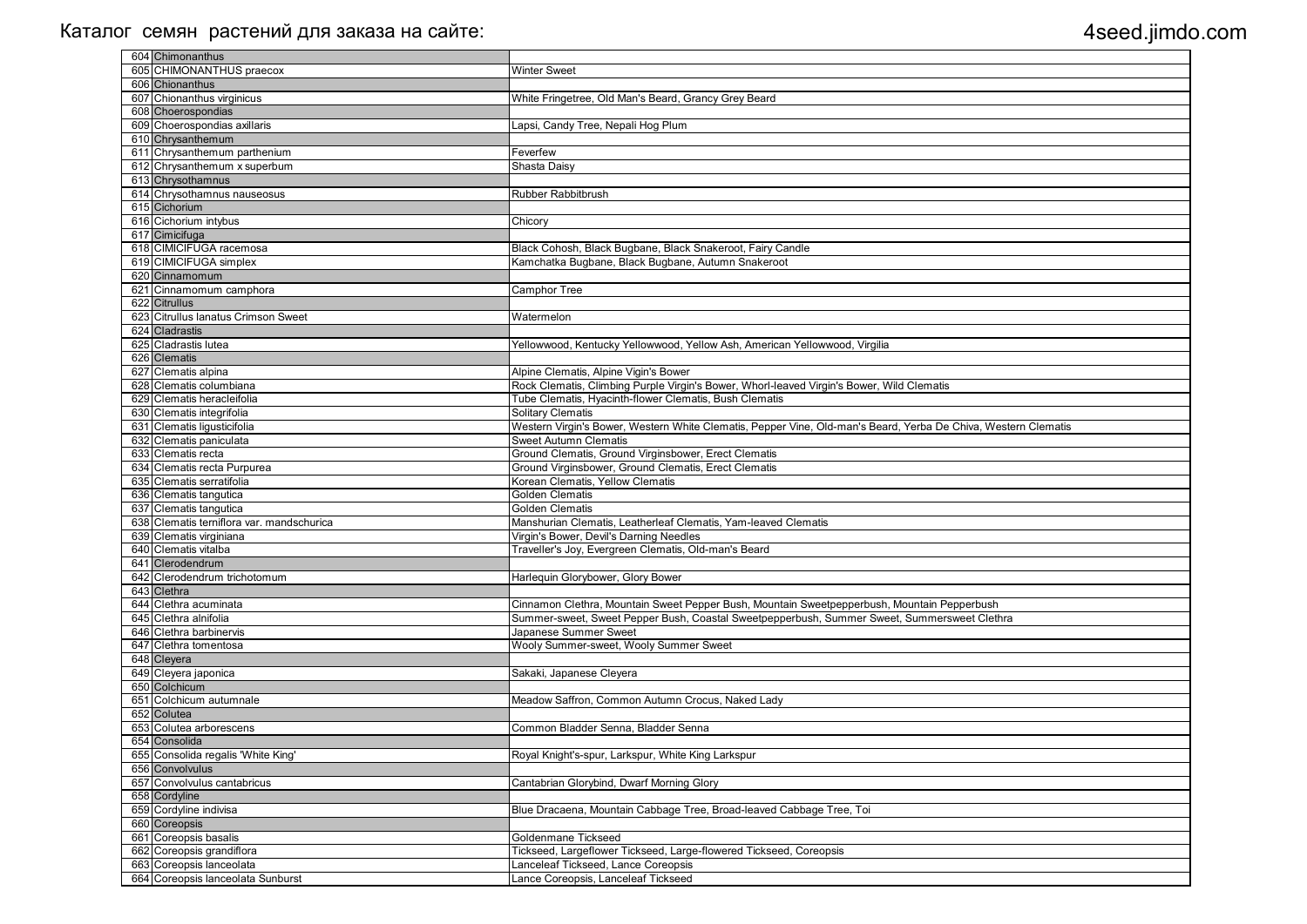Каталог семян растений для заказа на сайте: 4seed.jimdo.com

| № | Название | Описание |
|---|---|---|
| 604 | Chimonanthus | |
| 605 | CHIMONANTHUS praecox | Winter Sweet |
| 606 | Chionanthus | |
| 607 | Chionanthus virginicus | White Fringetree, Old Man's Beard, Grancy Grey Beard |
| 608 | Choerospondias | |
| 609 | Choerospondias axillaris | Lapsi, Candy Tree, Nepali Hog Plum |
| 610 | Chrysanthemum | |
| 611 | Chrysanthemum parthenium | Feverfew |
| 612 | Chrysanthemum x superbum | Shasta Daisy |
| 613 | Chrysothamnus | |
| 614 | Chrysothamnus nauseosus | Rubber Rabbitbrush |
| 615 | Cichorium | |
| 616 | Cichorium intybus | Chicory |
| 617 | Cimicifuga | |
| 618 | CIMICIFUGA racemosa | Black Cohosh, Black Bugbane, Black Snakeroot, Fairy Candle |
| 619 | CIMICIFUGA simplex | Kamchatka Bugbane, Black Bugbane, Autumn Snakeroot |
| 620 | Cinnamomum | |
| 621 | Cinnamomum camphora | Camphor Tree |
| 622 | Citrullus | |
| 623 | Citrullus lanatus Crimson Sweet | Watermelon |
| 624 | Cladrastis | |
| 625 | Cladrastis lutea | Yellowwood, Kentucky Yellowwood, Yellow Ash, American Yellowwood, Virgilia |
| 626 | Clematis | |
| 627 | Clematis alpina | Alpine Clematis, Alpine Vigin's Bower |
| 628 | Clematis columbiana | Rock Clematis, Climbing Purple Virgin's Bower, Whorl-leaved Virgin's Bower, Wild Clematis |
| 629 | Clematis heracleifolia | Tube Clematis, Hyacinth-flower Clematis, Bush Clematis |
| 630 | Clematis integrifolia | Solitary Clematis |
| 631 | Clematis ligusticifolia | Western Virgin's Bower, Western White Clematis, Pepper Vine, Old-man's Beard, Yerba De Chiva, Western Clematis |
| 632 | Clematis paniculata | Sweet Autumn Clematis |
| 633 | Clematis recta | Ground Clematis, Ground Virginsbower, Erect Clematis |
| 634 | Clematis recta Purpurea | Ground Virginsbower, Ground Clematis, Erect Clematis |
| 635 | Clematis serratifolia | Korean Clematis, Yellow Clematis |
| 636 | Clematis tangutica | Golden Clematis |
| 637 | Clematis tangutica | Golden Clematis |
| 638 | Clematis terniflora var. mandschurica | Manshurian Clematis, Leatherleaf Clematis, Yam-leaved Clematis |
| 639 | Clematis virginiana | Virgin's Bower, Devil's Darning Needles |
| 640 | Clematis vitalba | Traveller's Joy, Evergreen Clematis, Old-man's Beard |
| 641 | Clerodendrum | |
| 642 | Clerodendrum trichotomum | Harlequin Glorybower, Glory Bower |
| 643 | Clethra | |
| 644 | Clethra acuminata | Cinnamon Clethra, Mountain Sweet Pepper Bush, Mountain Sweetpepperbush, Mountain Pepperbush |
| 645 | Clethra alnifolia | Summer-sweet, Sweet Pepper Bush, Coastal Sweetpepperbush, Summer Sweet, Summersweet Clethra |
| 646 | Clethra barbinervis | Japanese Summer Sweet |
| 647 | Clethra tomentosa | Wooly Summer-sweet, Wooly Summer Sweet |
| 648 | Cleyera | |
| 649 | Cleyera japonica | Sakaki, Japanese Cleyera |
| 650 | Colchicum | |
| 651 | Colchicum autumnale | Meadow Saffron, Common Autumn Crocus, Naked Lady |
| 652 | Colutea | |
| 653 | Colutea arborescens | Common Bladder Senna, Bladder Senna |
| 654 | Consolida | |
| 655 | Consolida regalis 'White King' | Royal Knight's-spur, Larkspur, White King Larkspur |
| 656 | Convolvulus | |
| 657 | Convolvulus cantabricus | Cantabrian Glorybind, Dwarf Morning Glory |
| 658 | Cordyline | |
| 659 | Cordyline indivisa | Blue Dracaena, Mountain Cabbage Tree, Broad-leaved Cabbage Tree, Toi |
| 660 | Coreopsis | |
| 661 | Coreopsis basalis | Goldenmane Tickseed |
| 662 | Coreopsis grandiflora | Tickseed, Largeflower Tickseed, Large-flowered Tickseed, Coreopsis |
| 663 | Coreopsis lanceolata | Lanceleaf Tickseed, Lance Coreopsis |
| 664 | Coreopsis lanceolata Sunburst | Lance Coreopsis, Lanceleaf Tickseed |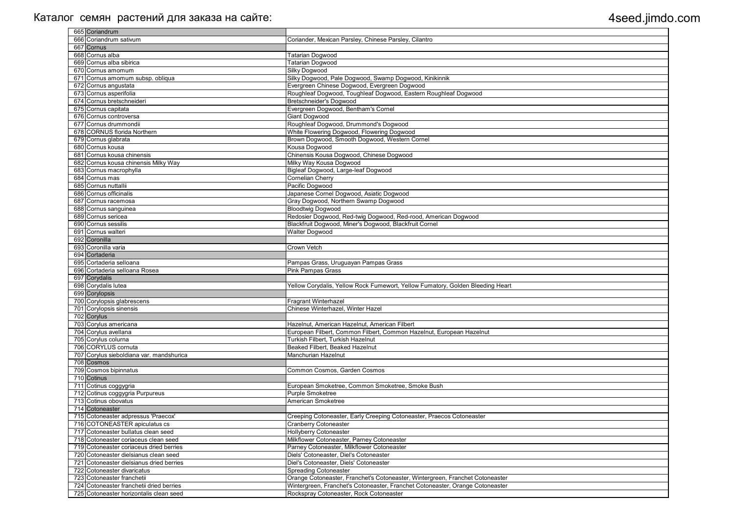| | | |
|---|---|---|
| 665 | Coriandrum | |
| 666 | Coriandrum sativum | Coriander, Mexican Parsley, Chinese Parsley, Cilantro |
| 667 | Cornus | |
| 668 | Cornus alba | Tatarian Dogwood |
| 669 | Cornus alba sibirica | Tatarian Dogwood |
| 670 | Cornus amomum | Silky Dogwood |
| 671 | Cornus amomum subsp. obliqua | Silky Dogwood, Pale Dogwood, Swamp Dogwood, Kinikinnik |
| 672 | Cornus angustata | Evergreen Chinese Dogwood, Evergreen Dogwood |
| 673 | Cornus asperifolia | Roughleaf Dogwood, Toughleaf Dogwood, Eastern Roughleaf Dogwood |
| 674 | Cornus bretschneideri | Bretschneider's Dogwood |
| 675 | Cornus capitata | Evergreen Dogwood, Bentham's Cornel |
| 676 | Cornus controversa | Giant Dogwood |
| 677 | Cornus drummondii | Roughleaf Dogwood, Drummond's Dogwood |
| 678 | CORNUS florida Northern | White Flowering Dogwood, Flowering Dogwood |
| 679 | Cornus glabrata | Brown Dogwood, Smooth Dogwood, Western Cornel |
| 680 | Cornus kousa | Kousa Dogwood |
| 681 | Cornus kousa chinensis | Chinensis Kousa Dogwood, Chinese Dogwood |
| 682 | Cornus kousa chinensis Milky Way | Milky Way Kousa Dogwood |
| 683 | Cornus macrophylla | Bigleaf Dogwood, Large-leaf Dogwood |
| 684 | Cornus mas | Cornelian Cherry |
| 685 | Cornus nuttallii | Pacific Dogwood |
| 686 | Cornus officinalis | Japanese Cornel Dogwood, Asiatic Dogwood |
| 687 | Cornus racemosa | Gray Dogwood, Northern Swamp Dogwood |
| 688 | Cornus sanguinea | Bloodtwig Dogwood |
| 689 | Cornus sericea | Redosier Dogwood, Red-twig Dogwood, Red-rood, American Dogwood |
| 690 | Cornus sessilis | Blackfruit Dogwood, Miner's Dogwood, Blackfruit Cornel |
| 691 | Cornus walteri | Walter Dogwood |
| 692 | Coronilla | |
| 693 | Coronilla varia | Crown Vetch |
| 694 | Cortaderia | |
| 695 | Cortaderia selloana | Pampas Grass, Uruguayan Pampas Grass |
| 696 | Cortaderia selloana Rosea | Pink Pampas Grass |
| 697 | Corydalis | |
| 698 | Corydalis lutea | Yellow Corydalis, Yellow Rock Fumewort, Yellow Fumatory, Golden Bleeding Heart |
| 699 | Corylopsis | |
| 700 | Corylopsis glabrescens | Fragrant Winterhazel |
| 701 | Corylopsis sinensis | Chinese Winterhazel, Winter Hazel |
| 702 | Corylus | |
| 703 | Corylus americana | Hazelnut, American Hazelnut, American Filbert |
| 704 | Corylus avellana | European Filbert, Common Filbert, Common Hazelnut, European Hazelnut |
| 705 | Corylus colurna | Turkish Filbert, Turkish Hazelnut |
| 706 | CORYLUS cornuta | Beaked Filbert, Beaked Hazelnut |
| 707 | Corylus sieboldiana var. mandshurica | Manchurian Hazelnut |
| 708 | Cosmos | |
| 709 | Cosmos bipinnatus | Common Cosmos, Garden Cosmos |
| 710 | Cotinus | |
| 711 | Cotinus coggygria | European Smoketree, Common Smoketree, Smoke Bush |
| 712 | Cotinus coggygria Purpureus | Purple Smoketree |
| 713 | Cotinus obovatus | American Smoketree |
| 714 | Cotoneaster | |
| 715 | Cotoneaster adpressus 'Praecox' | Creeping Cotoneaster, Early Creeping Cotoneaster, Praecos Cotoneaster |
| 716 | COTONEASTER apiculatus cs | Cranberry Cotoneaster |
| 717 | Cotoneaster bullatus clean seed | Hollyberry Cotoneaster |
| 718 | Cotoneaster coriaceus clean seed | Milkflower Cotoneaster, Parney Cotoneaster |
| 719 | Cotoneaster coriaceus dried berries | Parney Cotoneaster, Milkflower Cotoneaster |
| 720 | Cotoneaster dielsianus clean seed | Diels' Cotoneaster, Diel's Cotoneaster |
| 721 | Cotoneaster dielsianus dried berries | Diel's Cotoneaster, Diels' Cotoneaster |
| 722 | Cotoneaster divaricatus | Spreading Cotoneaster |
| 723 | Cotoneaster franchetii | Orange Cotoneaster, Franchet's Cotoneaster, Wintergreen, Franchet Cotoneaster |
| 724 | Cotoneaster franchetii dried berries | Wintergreen, Franchet's Cotoneaster, Franchet Cotoneaster, Orange Cotoneaster |
| 725 | Cotoneaster horizontalis clean seed | Rockspray Cotoneaster, Rock Cotoneaster |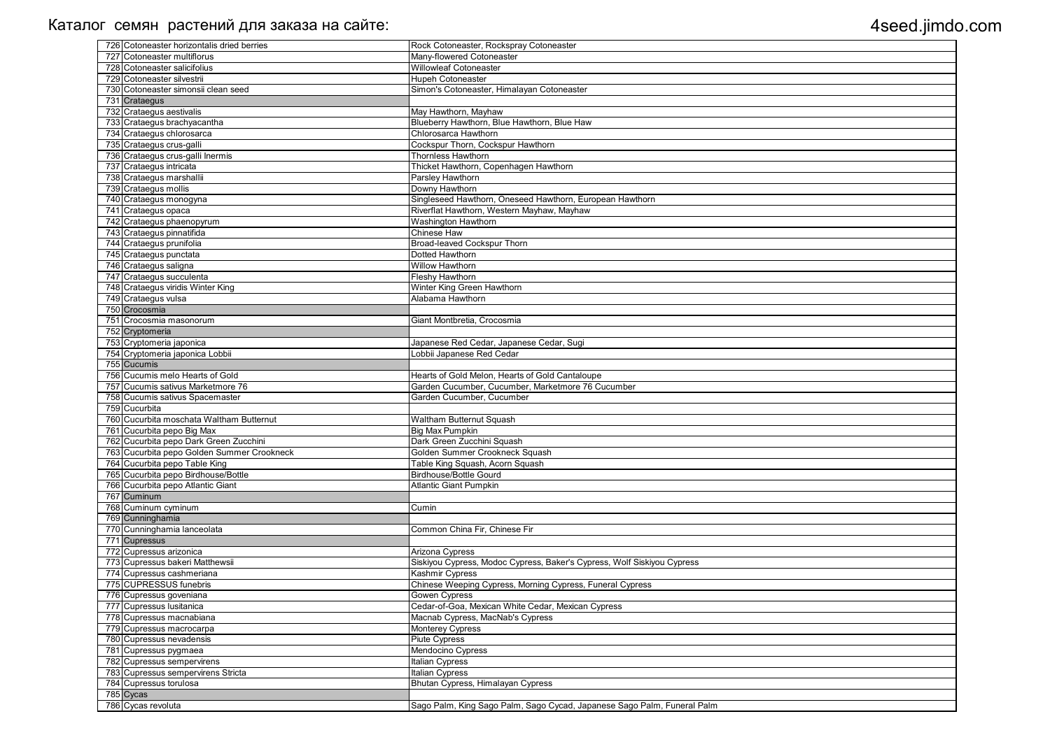Каталог семян растений для заказа на сайте: 4seed.jimdo.com

| | | |
|---|---|---|
| 726 | Cotoneaster horizontalis dried berries | Rock Cotoneaster, Rockspray Cotoneaster |
| 727 | Cotoneaster multiflorus | Many-flowered Cotoneaster |
| 728 | Cotoneaster salicifolius | Willowleaf Cotoneaster |
| 729 | Cotoneaster silvestrii | Hupeh Cotoneaster |
| 730 | Cotoneaster simonsii clean seed | Simon's Cotoneaster, Himalayan Cotoneaster |
| 731 | Crataegus | |
| 732 | Crataegus aestivalis | May Hawthorn, Mayhaw |
| 733 | Crataegus brachyacantha | Blueberry Hawthorn, Blue Hawthorn, Blue Haw |
| 734 | Crataegus chlorosarca | Chlorosarca Hawthorn |
| 735 | Crataegus crus-galli | Cockspur Thorn, Cockspur Hawthorn |
| 736 | Crataegus crus-galli Inermis | Thornless Hawthorn |
| 737 | Crataegus intricata | Thicket Hawthorn, Copenhagen Hawthorn |
| 738 | Crataegus marshallii | Parsley Hawthorn |
| 739 | Crataegus mollis | Downy Hawthorn |
| 740 | Crataegus monogyna | Singleseed Hawthorn, Oneseed Hawthorn, European Hawthorn |
| 741 | Crataegus opaca | Riverflat Hawthorn, Western Mayhaw, Mayhaw |
| 742 | Crataegus phaenopyrum | Washington Hawthorn |
| 743 | Crataegus pinnatifida | Chinese Haw |
| 744 | Crataegus prunifolia | Broad-leaved Cockspur Thorn |
| 745 | Crataegus punctata | Dotted Hawthorn |
| 746 | Crataegus saligna | Willow Hawthorn |
| 747 | Crataegus succulenta | Fleshy Hawthorn |
| 748 | Crataegus viridis Winter King | Winter King Green Hawthorn |
| 749 | Crataegus vulsa | Alabama Hawthorn |
| 750 | Crocosmia | |
| 751 | Crocosmia masonorum | Giant Montbretia, Crocosmia |
| 752 | Cryptomeria | |
| 753 | Cryptomeria japonica | Japanese Red Cedar, Japanese Cedar, Sugi |
| 754 | Cryptomeria japonica Lobbii | Lobbii Japanese Red Cedar |
| 755 | Cucumis | |
| 756 | Cucumis melo Hearts of Gold | Hearts of Gold Melon, Hearts of Gold Cantaloupe |
| 757 | Cucumis sativus Marketmore 76 | Garden Cucumber, Cucumber, Marketmore 76 Cucumber |
| 758 | Cucumis sativus Spacemaster | Garden Cucumber, Cucumber |
| 759 | Cucurbita | |
| 760 | Cucurbita moschata Waltham Butternut | Waltham Butternut Squash |
| 761 | Cucurbita pepo Big Max | Big Max Pumpkin |
| 762 | Cucurbita pepo Dark Green Zucchini | Dark Green Zucchini Squash |
| 763 | Cucurbita pepo Golden Summer Crookneck | Golden Summer Crookneck Squash |
| 764 | Cucurbita pepo Table King | Table King Squash, Acorn Squash |
| 765 | Cucurbita pepo Birdhouse/Bottle | Birdhouse/Bottle Gourd |
| 766 | Cucurbita pepo Atlantic Giant | Atlantic Giant Pumpkin |
| 767 | Cuminum | |
| 768 | Cuminum cyminum | Cumin |
| 769 | Cunninghamia | |
| 770 | Cunninghamia lanceolata | Common China Fir, Chinese Fir |
| 771 | Cupressus | |
| 772 | Cupressus arizonica | Arizona Cypress |
| 773 | Cupressus bakeri Matthewsii | Siskiyou Cypress, Modoc Cypress, Baker's Cypress, Wolf Siskiyou Cypress |
| 774 | Cupressus cashmeriana | Kashmir Cypress |
| 775 | CUPRESSUS funebris | Chinese Weeping Cypress, Morning Cypress, Funeral Cypress |
| 776 | Cupressus goveniana | Gowen Cypress |
| 777 | Cupressus lusitanica | Cedar-of-Goa, Mexican White Cedar, Mexican Cypress |
| 778 | Cupressus macnabiana | Macnab Cypress, MacNab's Cypress |
| 779 | Cupressus macrocarpa | Monterey Cypress |
| 780 | Cupressus nevadensis | Piute Cypress |
| 781 | Cupressus pygmaea | Mendocino Cypress |
| 782 | Cupressus sempervirens | Italian Cypress |
| 783 | Cupressus sempervirens Stricta | Italian Cypress |
| 784 | Cupressus torulosa | Bhutan Cypress, Himalayan Cypress |
| 785 | Cycas | |
| 786 | Cycas revoluta | Sago Palm, King Sago Palm, Sago Cycad, Japanese Sago Palm, Funeral Palm |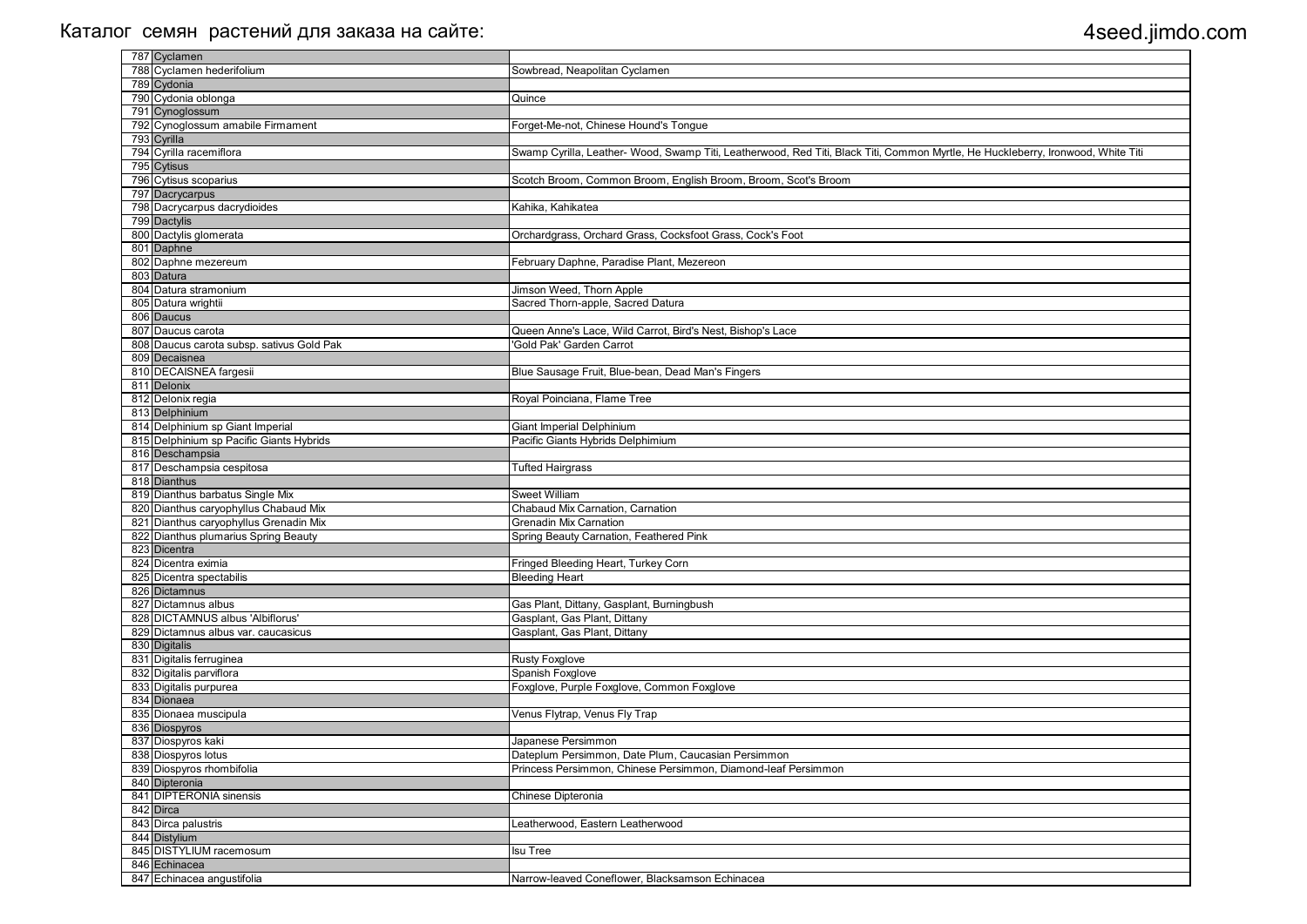Каталог семян растений для заказа на сайте: 4seed.jimdo.com

| | | |
|---|---|---|
| 787 | Cyclamen | |
| 788 | Cyclamen hederifolium | Sowbread, Neapolitan Cyclamen |
| 789 | Cydonia | |
| 790 | Cydonia oblonga | Quince |
| 791 | Cynoglossum | |
| 792 | Cynoglossum amabile Firmament | Forget-Me-not, Chinese Hound's Tongue |
| 793 | Cyrilla | |
| 794 | Cyrilla racemiflora | Swamp Cyrilla, Leather- Wood, Swamp Titi, Leatherwood, Red Titi, Black Titi, Common Myrtle, He Huckleberry, Ironwood, White Titi |
| 795 | Cytisus | |
| 796 | Cytisus scoparius | Scotch Broom, Common Broom, English Broom, Broom, Scot's Broom |
| 797 | Dacrycarpus | |
| 798 | Dacrycarpus dacrydioides | Kahika, Kahikatea |
| 799 | Dactylis | |
| 800 | Dactylis glomerata | Orchardgrass, Orchard Grass, Cocksfoot Grass, Cock's Foot |
| 801 | Daphne | |
| 802 | Daphne mezereum | February Daphne, Paradise Plant, Mezereon |
| 803 | Datura | |
| 804 | Datura stramonium | Jimson Weed, Thorn Apple |
| 805 | Datura wrightii | Sacred Thorn-apple, Sacred Datura |
| 806 | Daucus | |
| 807 | Daucus carota | Queen Anne's Lace, Wild Carrot, Bird's Nest, Bishop's Lace |
| 808 | Daucus carota subsp. sativus Gold Pak | 'Gold Pak' Garden Carrot |
| 809 | Decaisnea | |
| 810 | DECAISNEA fargesii | Blue Sausage Fruit, Blue-bean, Dead Man's Fingers |
| 811 | Delonix | |
| 812 | Delonix regia | Royal Poinciana, Flame Tree |
| 813 | Delphinium | |
| 814 | Delphinium sp Giant Imperial | Giant Imperial Delphinium |
| 815 | Delphinium sp Pacific Giants Hybrids | Pacific Giants Hybrids Delphimium |
| 816 | Deschampsia | |
| 817 | Deschampsia cespitosa | Tufted Hairgrass |
| 818 | Dianthus | |
| 819 | Dianthus barbatus Single Mix | Sweet William |
| 820 | Dianthus caryophyllus Chabaud Mix | Chabaud Mix Carnation, Carnation |
| 821 | Dianthus caryophyllus Grenadin Mix | Grenadin Mix Carnation |
| 822 | Dianthus plumarius Spring Beauty | Spring Beauty Carnation, Feathered Pink |
| 823 | Dicentra | |
| 824 | Dicentra eximia | Fringed Bleeding Heart, Turkey Corn |
| 825 | Dicentra spectabilis | Bleeding Heart |
| 826 | Dictamnus | |
| 827 | Dictamnus albus | Gas Plant, Dittany, Gasplant, Burningbush |
| 828 | DICTAMNUS albus 'Albiflorus' | Gasplant, Gas Plant, Dittany |
| 829 | Dictamnus albus var. caucasicus | Gasplant, Gas Plant, Dittany |
| 830 | Digitalis | |
| 831 | Digitalis ferruginea | Rusty Foxglove |
| 832 | Digitalis parviflora | Spanish Foxglove |
| 833 | Digitalis purpurea | Foxglove, Purple Foxglove, Common Foxglove |
| 834 | Dionaea | |
| 835 | Dionaea muscipula | Venus Flytrap, Venus Fly Trap |
| 836 | Diospyros | |
| 837 | Diospyros kaki | Japanese Persimmon |
| 838 | Diospyros lotus | Dateplum Persimmon, Date Plum, Caucasian Persimmon |
| 839 | Diospyros rhombifolia | Princess Persimmon, Chinese Persimmon, Diamond-leaf Persimmon |
| 840 | Dipteronia | |
| 841 | DIPTERONIA sinensis | Chinese Dipteronia |
| 842 | Dirca | |
| 843 | Dirca palustris | Leatherwood, Eastern Leatherwood |
| 844 | Distylium | |
| 845 | DISTYLIUM racemosum | Isu Tree |
| 846 | Echinacea | |
| 847 | Echinacea angustifolia | Narrow-leaved Coneflower, Blacksamson Echinacea |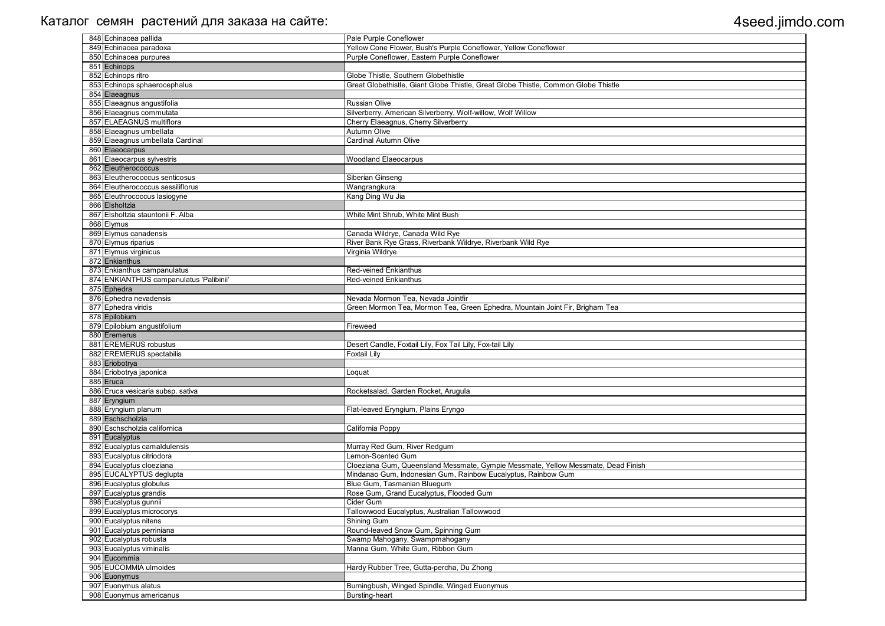| | | |
|---|---|---|
| 848 | Echinacea pallida | Pale Purple Coneflower |
| 849 | Echinacea paradoxa | Yellow Cone Flower, Bush's Purple Coneflower, Yellow Coneflower |
| 850 | Echinacea purpurea | Purple Coneflower, Eastern Purple Coneflower |
| 851 | Echinops | |
| 852 | Echinops ritro | Globe Thistle, Southern Globethistle |
| 853 | Echinops sphaerocephalus | Great Globethistle, Giant Globe Thistle, Great Globe Thistle, Common Globe Thistle |
| 854 | Elaeagnus | |
| 855 | Elaeagnus angustifolia | Russian Olive |
| 856 | Elaeagnus commutata | Silverberry, American Silverberry, Wolf-willow, Wolf Willow |
| 857 | ELAEAGNUS multiflora | Cherry Elaeagnus, Cherry Silverberry |
| 858 | Elaeagnus umbellata | Autumn Olive |
| 859 | Elaeagnus umbellata Cardinal | Cardinal Autumn Olive |
| 860 | Elaeocarpus | |
| 861 | Elaeocarpus sylvestris | Woodland Elaeocarpus |
| 862 | Eleutherococcus | |
| 863 | Eleutherococcus senticosus | Siberian Ginseng |
| 864 | Eleutherococcus sessiliflorus | Wangrangkura |
| 865 | Eleuthrococcus lasiogyne | Kang Ding Wu Jia |
| 866 | Elsholtzia | |
| 867 | Elsholtzia stauntonii F. Alba | White Mint Shrub, White Mint Bush |
| 868 | Elymus | |
| 869 | Elymus canadensis | Canada Wildrye, Canada Wild Rye |
| 870 | Elymus riparius | River Bank Rye Grass, Riverbank Wildrye, Riverbank Wild Rye |
| 871 | Elymus virginicus | Virginia Wildrye |
| 872 | Enkianthus | |
| 873 | Enkianthus campanulatus | Red-veined Enkianthus |
| 874 | ENKIANTHUS campanulatus 'Palibinii' | Red-veined Enkianthus |
| 875 | Ephedra | |
| 876 | Ephedra nevadensis | Nevada Mormon Tea, Nevada Jointfir |
| 877 | Ephedra viridis | Green Mormon Tea, Mormon Tea, Green Ephedra, Mountain Joint Fir, Brigham Tea |
| 878 | Epilobium | |
| 879 | Epilobium angustifolium | Fireweed |
| 880 | Eremerus | |
| 881 | EREMERUS robustus | Desert Candle, Foxtail Lily, Fox Tail Lily, Fox-tail Lily |
| 882 | EREMERUS spectabilis | Foxtail Lily |
| 883 | Eriobotrya | |
| 884 | Eriobotrya japonica | Loquat |
| 885 | Eruca | |
| 886 | Eruca vesicaria subsp. sativa | Rocketsalad, Garden Rocket, Arugula |
| 887 | Eryngium | |
| 888 | Eryngium planum | Flat-leaved Eryngium, Plains Eryngo |
| 889 | Eschscholzia | |
| 890 | Eschscholzia californica | California Poppy |
| 891 | Eucalyptus | |
| 892 | Eucalyptus camaldulensis | Murray Red Gum, River Redgum |
| 893 | Eucalyptus citriodora | Lemon-Scented Gum |
| 894 | Eucalyptus cloeziana | Cloeziana Gum, Queensland Messmate, Gympie Messmate, Yellow Messmate, Dead Finish |
| 895 | EUCALYPTUS deglupta | Mindanao Gum, Indonesian Gum, Rainbow Eucalyptus, Rainbow Gum |
| 896 | Eucalyptus globulus | Blue Gum, Tasmanian Bluegum |
| 897 | Eucalyptus grandis | Rose Gum, Grand Eucalyptus, Flooded Gum |
| 898 | Eucalyptus gunnii | Cider Gum |
| 899 | Eucalyptus microcorys | Tallowwood Eucalyptus, Australian Tallowwood |
| 900 | Eucalyptus nitens | Shining Gum |
| 901 | Eucalyptus perriniana | Round-leaved Snow Gum, Spinning Gum |
| 902 | Eucalyptus robusta | Swamp Mahogany, Swampmahogany |
| 903 | Eucalyptus viminalis | Manna Gum, White Gum, Ribbon Gum |
| 904 | Eucommia | |
| 905 | EUCOMMIA ulmoides | Hardy Rubber Tree, Gutta-percha, Du Zhong |
| 906 | Euonymus | |
| 907 | Euonymus alatus | Burningbush, Winged Spindle, Winged Euonymus |
| 908 | Euonymus americanus | Bursting-heart |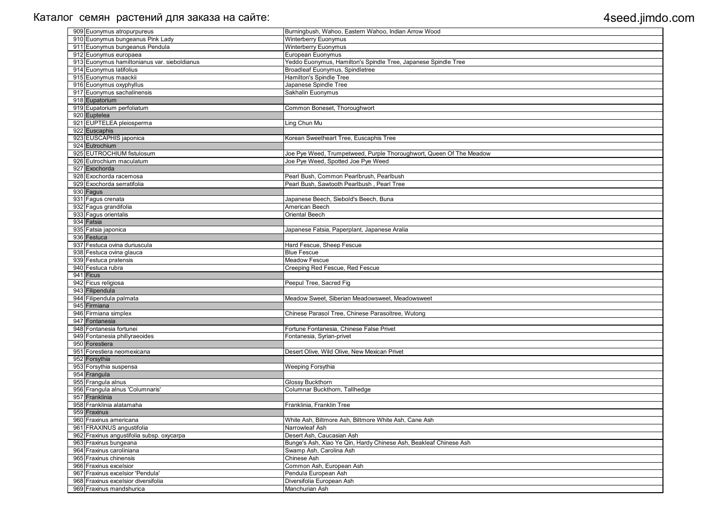Каталог семян растений для заказа на сайте: 4seed.jimdo.com

| № | Latin name | Common name |
|---|---|---|
| 909 | Euonymus atropurpureus | Burningbush, Wahoo, Eastern Wahoo, Indian Arrow Wood |
| 910 | Euonymus bungeanus Pink Lady | Winterberry Euonymus |
| 911 | Euonymus bungeanus Pendula | Winterberry Euonymus |
| 912 | Euonymus europaea | European Euonymus |
| 913 | Euonymus hamiltonianus var. sieboldianus | Yeddo Euonymus, Hamilton's Spindle Tree, Japanese Spindle Tree |
| 914 | Euonymus latifolius | Broadleaf Euonymus, Spindletree |
| 915 | Euonymus maackii | Hamilton's Spindle Tree |
| 916 | Euonymus oxyphyllus | Japanese Spindle Tree |
| 917 | Euonymus sachalinensis | Sakhalin Euonymus |
| 918 | Eupatorium | |
| 919 | Eupatorium perfoliatum | Common Boneset, Thoroughwort |
| 920 | Euptelea | |
| 921 | EUPTELEA pleiosperma | Ling Chun Mu |
| 922 | Euscaphis | |
| 923 | EUSCAPHIS japonica | Korean Sweetheart Tree, Euscaphis Tree |
| 924 | Eutrochium | |
| 925 | EUTROCHIUM fistulosum | Joe Pye Weed, Trumpetweed, Purple Thoroughwort, Queen Of The Meadow |
| 926 | Eutrochium maculatum | Joe Pye Weed, Spotted Joe Pye Weed |
| 927 | Exochorda | |
| 928 | Exochorda racemosa | Pearl Bush, Common Pearlbrush, Pearlbush |
| 929 | Exochorda serratifolia | Pearl Bush, Sawtooth Pearlbush , Pearl Tree |
| 930 | Fagus | |
| 931 | Fagus crenata | Japanese Beech, Siebold's Beech, Buna |
| 932 | Fagus grandifolia | American Beech |
| 933 | Fagus orientalis | Oriental Beech |
| 934 | Fatsia | |
| 935 | Fatsia japonica | Japanese Fatsia, Paperplant, Japanese Aralia |
| 936 | Festuca | |
| 937 | Festuca ovina duriuscula | Hard Fescue, Sheep Fescue |
| 938 | Festuca ovina glauca | Blue Fescue |
| 939 | Festuca pratensis | Meadow Fescue |
| 940 | Festuca rubra | Creeping Red Fescue, Red Fescue |
| 941 | Ficus | |
| 942 | Ficus religiosa | Peepul Tree, Sacred Fig |
| 943 | Filipendula | |
| 944 | Filipendula palmata | Meadow Sweet, Siberian Meadowsweet, Meadowsweet |
| 945 | Firmiana | |
| 946 | Firmiana simplex | Chinese Parasol Tree, Chinese Parasoltree, Wutong |
| 947 | Fontanesia | |
| 948 | Fontanesia fortunei | Fortune Fontanesia, Chinese False Privet |
| 949 | Fontanesia phillyraeoides | Fontanesia, Syrian-privet |
| 950 | Forestiera | |
| 951 | Forestiera neomexicana | Desert Olive, Wild Olive, New Mexican Privet |
| 952 | Forsythia | |
| 953 | Forsythia suspensa | Weeping Forsythia |
| 954 | Frangula | |
| 955 | Frangula alnus | Glossy Buckthorn |
| 956 | Frangula alnus 'Columnaris' | Columnar Buckthorn, Tallhedge |
| 957 | Franklinia | |
| 958 | Franklinia alatamaha | Franklinia, Franklin Tree |
| 959 | Fraxinus | |
| 960 | Fraxinus americana | White Ash, Biltmore Ash, Biltmore White Ash, Cane Ash |
| 961 | FRAXINUS angustifolia | Narrowleaf Ash |
| 962 | Fraxinus angustifolia subsp. oxycarpa | Desert Ash, Caucasian Ash |
| 963 | Fraxinus bungeana | Bunge's Ash, Xiao Ye Qin, Hardy Chinese Ash, Beakleaf Chinese Ash |
| 964 | Fraxinus caroliniana | Swamp Ash, Carolina Ash |
| 965 | Fraxinus chinensis | Chinese Ash |
| 966 | Fraxinus excelsior | Common Ash, European Ash |
| 967 | Fraxinus excelsior 'Pendula' | Pendula European Ash |
| 968 | Fraxinus excelsior diversifolia | Diversifolia European Ash |
| 969 | Fraxinus mandshurica | Manchurian Ash |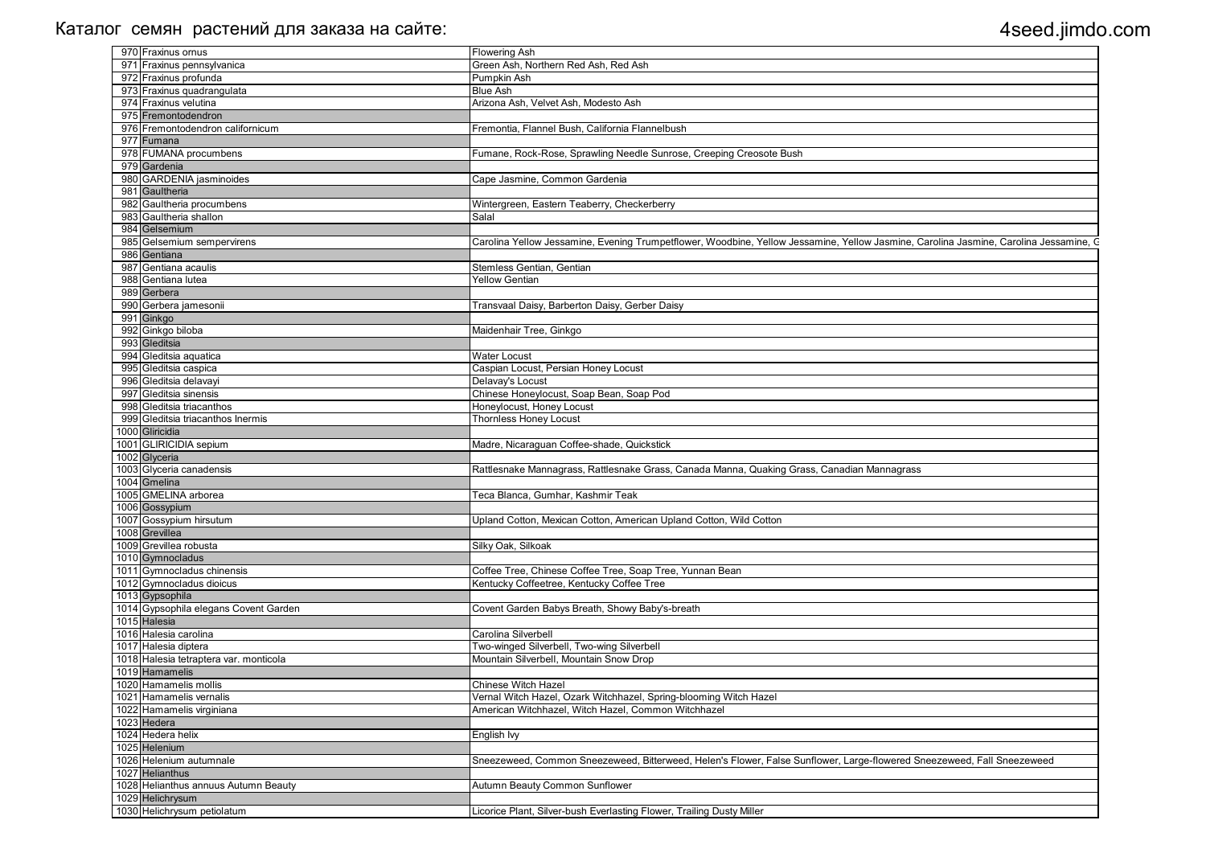Каталог семян растений для заказа на сайте: 4seed.jimdo.com

| № | Latin name | Common name |
|---|---|---|
| 970 | Fraxinus ornus | Flowering Ash |
| 971 | Fraxinus pennsylvanica | Green Ash, Northern Red Ash, Red Ash |
| 972 | Fraxinus profunda | Pumpkin Ash |
| 973 | Fraxinus quadrangulata | Blue Ash |
| 974 | Fraxinus velutina | Arizona Ash, Velvet Ash, Modesto Ash |
| 975 | Fremontodendron | |
| 976 | Fremontodendron californicum | Fremontia, Flannel Bush, California Flannelbush |
| 977 | Fumana | |
| 978 | FUMANA procumbens | Fumane, Rock-Rose, Sprawling Needle Sunrose, Creeping Creosote Bush |
| 979 | Gardenia | |
| 980 | GARDENIA jasminoides | Cape Jasmine, Common Gardenia |
| 981 | Gaultheria | |
| 982 | Gaultheria procumbens | Wintergreen, Eastern Teaberry, Checkerberry |
| 983 | Gaultheria shallon | Salal |
| 984 | Gelsemium | |
| 985 | Gelsemium sempervirens | Carolina Yellow Jessamine, Evening Trumpetflower, Woodbine, Yellow Jessamine, Yellow Jasmine, Carolina Jasmine, Carolina Jessamine, G |
| 986 | Gentiana | |
| 987 | Gentiana acaulis | Stemless Gentian, Gentian |
| 988 | Gentiana lutea | Yellow Gentian |
| 989 | Gerbera | |
| 990 | Gerbera jamesonii | Transvaal Daisy, Barberton Daisy, Gerber Daisy |
| 991 | Ginkgo | |
| 992 | Ginkgo biloba | Maidenhair Tree, Ginkgo |
| 993 | Gleditsia | |
| 994 | Gleditsia aquatica | Water Locust |
| 995 | Gleditsia caspica | Caspian Locust, Persian Honey Locust |
| 996 | Gleditsia delavayi | Delavay's Locust |
| 997 | Gleditsia sinensis | Chinese Honeylocust, Soap Bean, Soap Pod |
| 998 | Gleditsia triacanthos | Honeylocust, Honey Locust |
| 999 | Gleditsia triacanthos Inermis | Thornless Honey Locust |
| 1000 | Gliricidia | |
| 1001 | GLIRICIDIA sepium | Madre, Nicaraguan Coffee-shade, Quickstick |
| 1002 | Glyceria | |
| 1003 | Glyceria canadensis | Rattlesnake Mannagrass, Rattlesnake Grass, Canada Manna, Quaking Grass, Canadian Mannagrass |
| 1004 | Gmelina | |
| 1005 | GMELINA arborea | Teca Blanca, Gumhar, Kashmir Teak |
| 1006 | Gossypium | |
| 1007 | Gossypium hirsutum | Upland Cotton, Mexican Cotton, American Upland Cotton, Wild Cotton |
| 1008 | Grevillea | |
| 1009 | Grevillea robusta | Silky Oak, Silkoak |
| 1010 | Gymnocladus | |
| 1011 | Gymnocladus chinensis | Coffee Tree, Chinese Coffee Tree, Soap Tree, Yunnan Bean |
| 1012 | Gymnocladus dioicus | Kentucky Coffeetree, Kentucky Coffee Tree |
| 1013 | Gypsophila | |
| 1014 | Gypsophila elegans Covent Garden | Covent Garden Babys Breath, Showy Baby's-breath |
| 1015 | Halesia | |
| 1016 | Halesia carolina | Carolina Silverbell |
| 1017 | Halesia diptera | Two-winged Silverbell, Two-wing Silverbell |
| 1018 | Halesia tetraptera var. monticola | Mountain Silverbell, Mountain Snow Drop |
| 1019 | Hamamelis | |
| 1020 | Hamamelis mollis | Chinese Witch Hazel |
| 1021 | Hamamelis vernalis | Vernal Witch Hazel, Ozark Witchhazel, Spring-blooming Witch Hazel |
| 1022 | Hamamelis virginiana | American Witchhazel, Witch Hazel, Common Witchhazel |
| 1023 | Hedera | |
| 1024 | Hedera helix | English Ivy |
| 1025 | Helenium | |
| 1026 | Helenium autumnale | Sneezeweed, Common Sneezeweed, Bitterweed, Helen's Flower, False Sunflower, Large-flowered Sneezeweed, Fall Sneezeweed |
| 1027 | Helianthus | |
| 1028 | Helianthus annuus Autumn Beauty | Autumn Beauty Common Sunflower |
| 1029 | Helichrysum | |
| 1030 | Helichrysum petiolatum | Licorice Plant, Silver-bush Everlasting Flower, Trailing Dusty Miller |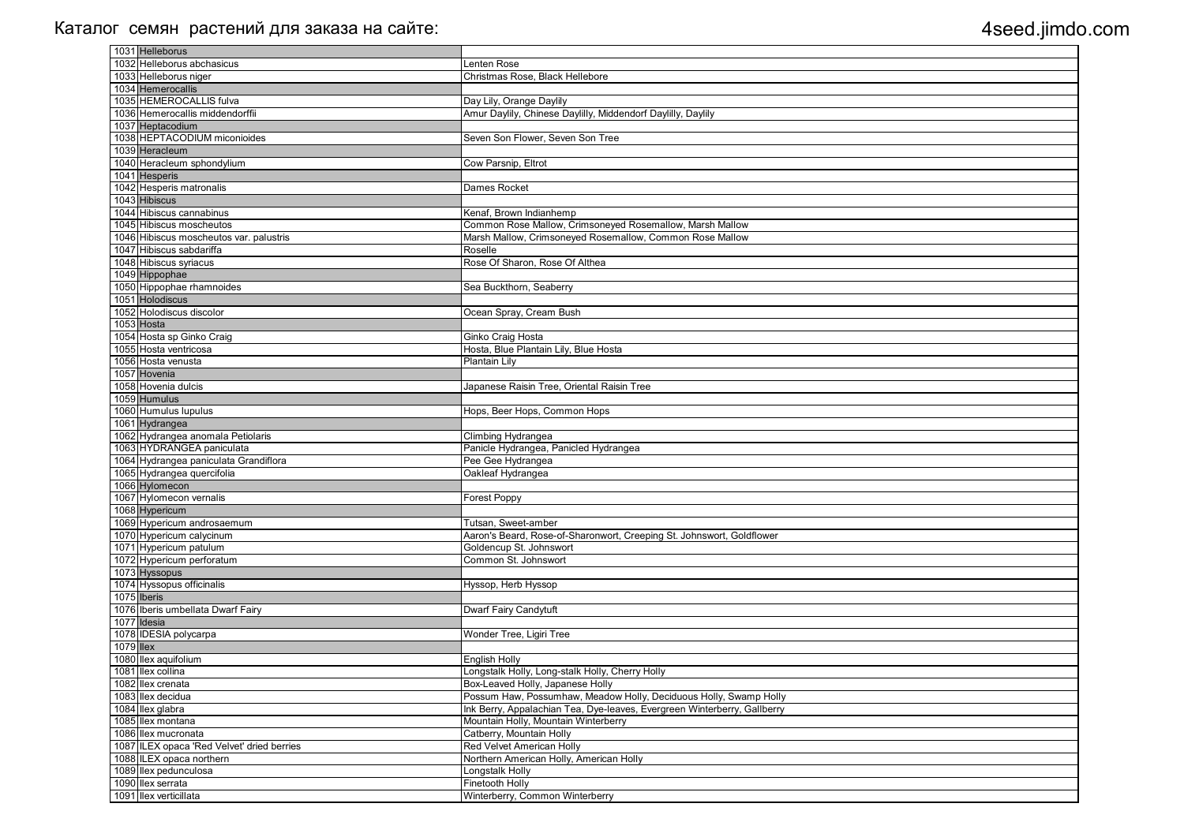Каталог семян растений для заказа на сайте: 4seed.jimdo.com

| № | Name | Common name |
|---|---|---|
| 1031 | Helleborus | |
| 1032 | Helleborus abchasicus | Lenten Rose |
| 1033 | Helleborus niger | Christmas Rose, Black Hellebore |
| 1034 | Hemerocallis | |
| 1035 | HEMEROCALLIS fulva | Day Lily, Orange Daylily |
| 1036 | Hemerocallis middendorffii | Amur Daylily, Chinese Daylilly, Middendorf Daylilly, Daylily |
| 1037 | Heptacodium | |
| 1038 | HEPTACODIUM miconioides | Seven Son Flower, Seven Son Tree |
| 1039 | Heracleum | |
| 1040 | Heracleum sphondylium | Cow Parsnip, Eltrot |
| 1041 | Hesperis | |
| 1042 | Hesperis matronalis | Dames Rocket |
| 1043 | Hibiscus | |
| 1044 | Hibiscus cannabinus | Kenaf, Brown Indianhemp |
| 1045 | Hibiscus moscheutos | Common Rose Mallow, Crimsoneyed Rosemallow, Marsh Mallow |
| 1046 | Hibiscus moscheutos var. palustris | Marsh Mallow, Crimsoneyed Rosemallow, Common Rose Mallow |
| 1047 | Hibiscus sabdariffa | Roselle |
| 1048 | Hibiscus syriacus | Rose Of Sharon, Rose Of Althea |
| 1049 | Hippophae | |
| 1050 | Hippophae rhamnoides | Sea Buckthorn, Seaberry |
| 1051 | Holodiscus | |
| 1052 | Holodiscus discolor | Ocean Spray, Cream Bush |
| 1053 | Hosta | |
| 1054 | Hosta sp Ginko Craig | Ginko Craig Hosta |
| 1055 | Hosta ventricosa | Hosta, Blue Plantain Lily, Blue Hosta |
| 1056 | Hosta venusta | Plantain Lily |
| 1057 | Hovenia | |
| 1058 | Hovenia dulcis | Japanese Raisin Tree, Oriental Raisin Tree |
| 1059 | Humulus | |
| 1060 | Humulus lupulus | Hops, Beer Hops, Common Hops |
| 1061 | Hydrangea | |
| 1062 | Hydrangea anomala Petiolaris | Climbing Hydrangea |
| 1063 | HYDRANGEA paniculata | Panicle Hydrangea, Panicled Hydrangea |
| 1064 | Hydrangea paniculata Grandiflora | Pee Gee Hydrangea |
| 1065 | Hydrangea quercifolia | Oakleaf Hydrangea |
| 1066 | Hylomecon | |
| 1067 | Hylomecon vernalis | Forest Poppy |
| 1068 | Hypericum | |
| 1069 | Hypericum androsaemum | Tutsan, Sweet-amber |
| 1070 | Hypericum calycinum | Aaron's Beard, Rose-of-Sharonwort, Creeping St. Johnswort, Goldflower |
| 1071 | Hypericum patulum | Goldencup St. Johnswort |
| 1072 | Hypericum perforatum | Common St. Johnswort |
| 1073 | Hyssopus | |
| 1074 | Hyssopus officinalis | Hyssop, Herb Hyssop |
| 1075 | Iberis | |
| 1076 | Iberis umbellata Dwarf Fairy | Dwarf Fairy Candytuft |
| 1077 | Idesia | |
| 1078 | IDESIA polycarpa | Wonder Tree, Ligiri Tree |
| 1079 | Ilex | |
| 1080 | Ilex aquifolium | English Holly |
| 1081 | Ilex collina | Longstalk Holly, Long-stalk Holly, Cherry Holly |
| 1082 | Ilex crenata | Box-Leaved Holly, Japanese Holly |
| 1083 | Ilex decidua | Possum Haw, Possumhaw, Meadow Holly, Deciduous Holly, Swamp Holly |
| 1084 | Ilex glabra | Ink Berry, Appalachian Tea, Dye-leaves, Evergreen Winterberry, Gallberry |
| 1085 | Ilex montana | Mountain Holly, Mountain Winterberry |
| 1086 | Ilex mucronata | Catberry, Mountain Holly |
| 1087 | ILEX opaca 'Red Velvet' dried berries | Red Velvet American Holly |
| 1088 | ILEX opaca northern | Northern American Holly, American Holly |
| 1089 | Ilex pedunculosa | Longstalk Holly |
| 1090 | Ilex serrata | Finetooth Holly |
| 1091 | Ilex verticillata | Winterberry, Common Winterberry |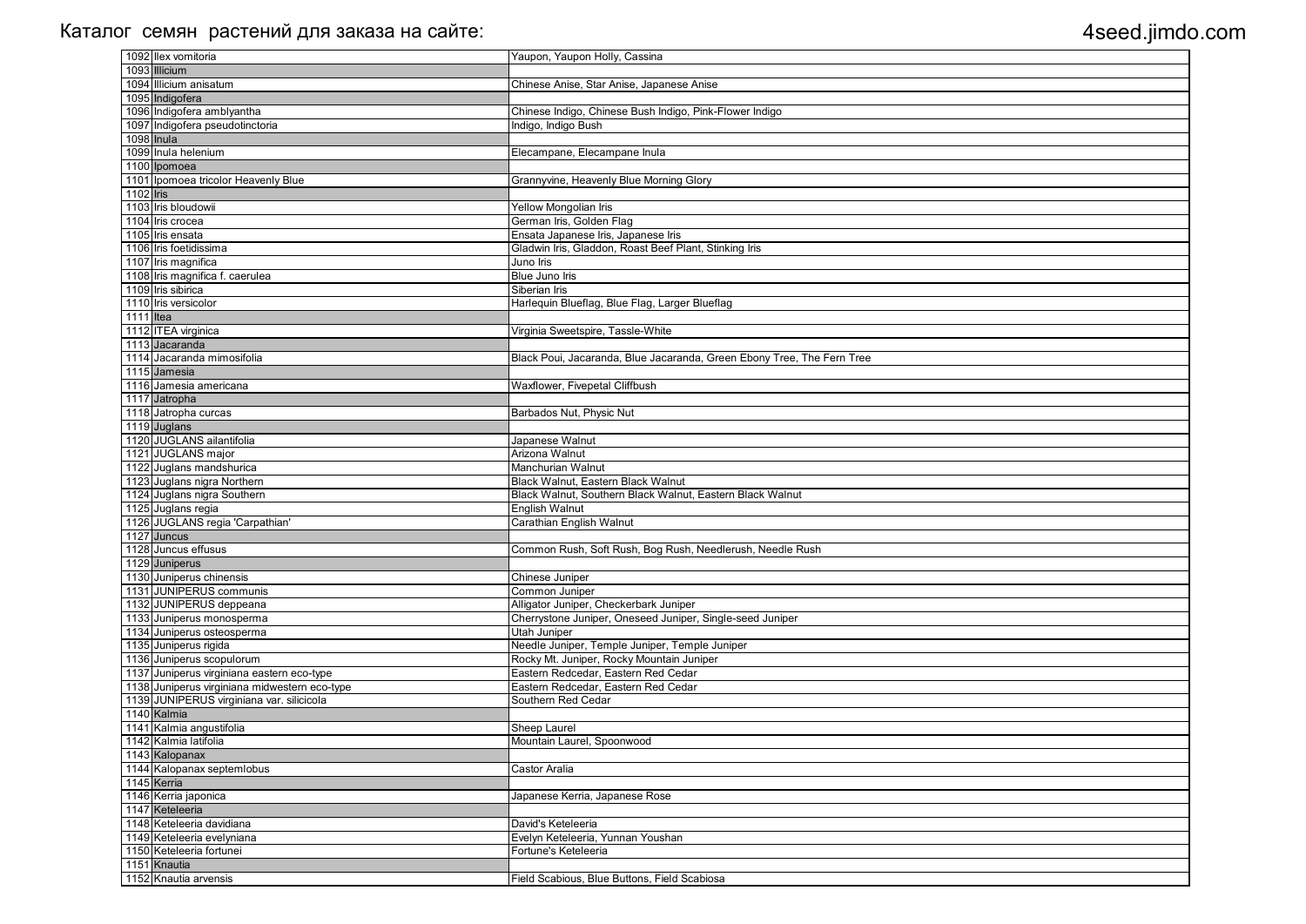Каталог семян растений для заказа на сайте: 4seed.jimdo.com

| | | |
|---|---|---|
| 1092 | Ilex vomitoria | Yaupon, Yaupon Holly, Cassina |
| 1093 | Illicium | |
| 1094 | Illicium anisatum | Chinese Anise, Star Anise, Japanese Anise |
| 1095 | Indigofera | |
| 1096 | Indigofera amblyantha | Chinese Indigo, Chinese Bush Indigo, Pink-Flower Indigo |
| 1097 | Indigofera pseudotinctoria | Indigo, Indigo Bush |
| 1098 | Inula | |
| 1099 | Inula helenium | Elecampane, Elecampane Inula |
| 1100 | Ipomoea | |
| 1101 | Ipomoea tricolor Heavenly Blue | Grannyvine, Heavenly Blue Morning Glory |
| 1102 | Iris | |
| 1103 | Iris bloudowii | Yellow Mongolian Iris |
| 1104 | Iris crocea | German Iris, Golden Flag |
| 1105 | Iris ensata | Ensata Japanese Iris, Japanese Iris |
| 1106 | Iris foetidissima | Gladwin Iris, Gladdon, Roast Beef Plant, Stinking Iris |
| 1107 | Iris magnifica | Juno Iris |
| 1108 | Iris magnifica f. caerulea | Blue Juno Iris |
| 1109 | Iris sibirica | Siberian Iris |
| 1110 | Iris versicolor | Harlequin Blueflag, Blue Flag, Larger Blueflag |
| 1111 | Itea | |
| 1112 | ITEA virginica | Virginia Sweetspire, Tassle-White |
| 1113 | Jacaranda | |
| 1114 | Jacaranda mimosifolia | Black Poui, Jacaranda, Blue Jacaranda, Green Ebony Tree, The Fern Tree |
| 1115 | Jamesia | |
| 1116 | Jamesia americana | Waxflower, Fivepetal Cliffbush |
| 1117 | Jatropha | |
| 1118 | Jatropha curcas | Barbados Nut, Physic Nut |
| 1119 | Juglans | |
| 1120 | JUGLANS ailantifolia | Japanese Walnut |
| 1121 | JUGLANS major | Arizona Walnut |
| 1122 | Juglans mandshurica | Manchurian Walnut |
| 1123 | Juglans nigra Northern | Black Walnut, Eastern Black Walnut |
| 1124 | Juglans nigra Southern | Black Walnut, Southern Black Walnut, Eastern Black Walnut |
| 1125 | Juglans regia | English Walnut |
| 1126 | JUGLANS regia 'Carpathian' | Carathian English Walnut |
| 1127 | Juncus | |
| 1128 | Juncus effusus | Common Rush, Soft Rush, Bog Rush, Needlerush, Needle Rush |
| 1129 | Juniperus | |
| 1130 | Juniperus chinensis | Chinese Juniper |
| 1131 | JUNIPERUS communis | Common Juniper |
| 1132 | JUNIPERUS deppeana | Alligator Juniper, Checkerbark Juniper |
| 1133 | Juniperus monosperma | Cherrystone Juniper, Oneseed Juniper, Single-seed Juniper |
| 1134 | Juniperus osteosperma | Utah Juniper |
| 1135 | Juniperus rigida | Needle Juniper, Temple Juniper, Temple Juniper |
| 1136 | Juniperus scopulorum | Rocky Mt. Juniper, Rocky Mountain Juniper |
| 1137 | Juniperus virginiana eastern eco-type | Eastern Redcedar, Eastern Red Cedar |
| 1138 | Juniperus virginiana midwestern eco-type | Eastern Redcedar, Eastern Red Cedar |
| 1139 | JUNIPERUS virginiana var. silicicola | Southern Red Cedar |
| 1140 | Kalmia | |
| 1141 | Kalmia angustifolia | Sheep Laurel |
| 1142 | Kalmia latifolia | Mountain Laurel, Spoonwood |
| 1143 | Kalopanax | |
| 1144 | Kalopanax septemlobus | Castor Aralia |
| 1145 | Kerria | |
| 1146 | Kerria japonica | Japanese Kerria, Japanese Rose |
| 1147 | Keteleeria | |
| 1148 | Keteleeria davidiana | David's Keteleeria |
| 1149 | Keteleeria evelyniana | Evelyn Keteleeria, Yunnan Youshan |
| 1150 | Keteleeria fortunei | Fortune's Keteleeria |
| 1151 | Knautia | |
| 1152 | Knautia arvensis | Field Scabious, Blue Buttons, Field Scabiosa |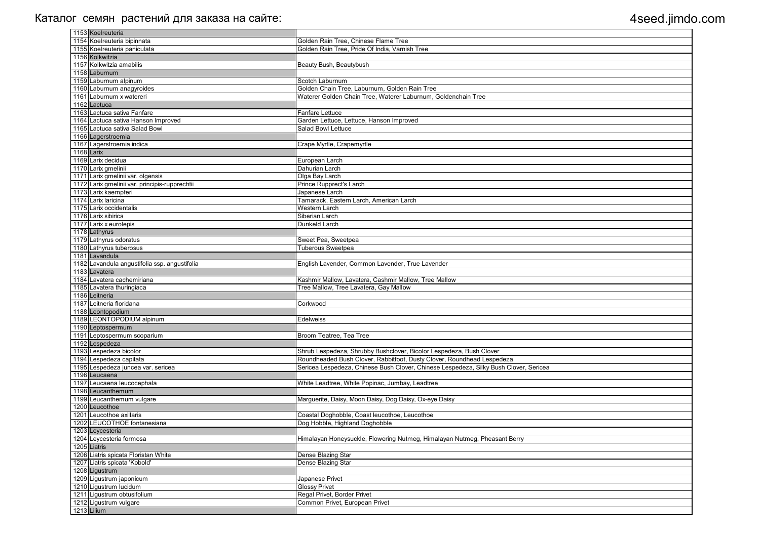Каталог семян растений для заказа на сайте: 4seed.jimdo.com

| | | |
|---|---|---|
| 1153 | Koelreuteria | |
| 1154 | Koelreuteria bipinnata | Golden Rain Tree, Chinese Flame Tree |
| 1155 | Koelreuteria paniculata | Golden Rain Tree, Pride Of India, Varnish Tree |
| 1156 | Kolkwitzia | |
| 1157 | Kolkwitzia amabilis | Beauty Bush, Beautybush |
| 1158 | Laburnum | |
| 1159 | Laburnum alpinum | Scotch Laburnum |
| 1160 | Laburnum anagyroides | Golden Chain Tree, Laburnum, Golden Rain Tree |
| 1161 | Laburnum x watereri | Waterer Golden Chain Tree, Waterer Laburnum, Goldenchain Tree |
| 1162 | Lactuca | |
| 1163 | Lactuca sativa Fanfare | Fanfare Lettuce |
| 1164 | Lactuca sativa Hanson Improved | Garden Lettuce, Lettuce, Hanson Improved |
| 1165 | Lactuca sativa Salad Bowl | Salad Bowl Lettuce |
| 1166 | Lagerstroemia | |
| 1167 | Lagerstroemia indica | Crape Myrtle, Crapemyrtle |
| 1168 | Larix | |
| 1169 | Larix decidua | European Larch |
| 1170 | Larix gmelinii | Dahurian Larch |
| 1171 | Larix gmelinii var. olgensis | Olga Bay Larch |
| 1172 | Larix gmelinii var. principis-rupprechtii | Prince Rupprect's Larch |
| 1173 | Larix kaempferi | Japanese Larch |
| 1174 | Larix laricina | Tamarack, Eastern Larch, American Larch |
| 1175 | Larix occidentalis | Western Larch |
| 1176 | Larix sibirica | Siberian Larch |
| 1177 | Larix x eurolepis | Dunkeld Larch |
| 1178 | Lathyrus | |
| 1179 | Lathyrus odoratus | Sweet Pea, Sweetpea |
| 1180 | Lathyrus tuberosus | Tuberous Sweetpea |
| 1181 | Lavandula | |
| 1182 | Lavandula angustifolia ssp. angustifolia | English Lavender, Common Lavender, True Lavender |
| 1183 | Lavatera | |
| 1184 | Lavatera cachemiriana | Kashmir Mallow, Lavatera, Cashmir Mallow, Tree Mallow |
| 1185 | Lavatera thuringiaca | Tree Mallow, Tree Lavatera, Gay Mallow |
| 1186 | Leitneria | |
| 1187 | Leitneria floridana | Corkwood |
| 1188 | Leontopodium | |
| 1189 | LEONTOPODIUM alpinum | Edelweiss |
| 1190 | Leptospermum | |
| 1191 | Leptospermum scoparium | Broom Teatree, Tea Tree |
| 1192 | Lespedeza | |
| 1193 | Lespedeza bicolor | Shrub Lespedeza, Shrubby Bushclover, Bicolor Lespedeza, Bush Clover |
| 1194 | Lespedeza capitata | Roundheaded Bush Clover, Rabbitfoot, Dusty Clover, Roundhead Lespedeza |
| 1195 | Lespedeza juncea var. sericea | Sericea Lespedeza, Chinese Bush Clover, Chinese Lespedeza, Silky Bush Clover, Sericea |
| 1196 | Leucaena | |
| 1197 | Leucaena leucocephala | White Leadtree, White Popinac, Jumbay, Leadtree |
| 1198 | Leucanthemum | |
| 1199 | Leucanthemum vulgare | Marguerite, Daisy, Moon Daisy, Dog Daisy, Ox-eye Daisy |
| 1200 | Leucothoe | |
| 1201 | Leucothoe axillaris | Coastal Doghobble, Coast leucothoe, Leucothoe |
| 1202 | LEUCOTHOE fontanesiana | Dog Hobble, Highland Doghobble |
| 1203 | Leycesteria | |
| 1204 | Leycesteria formosa | Himalayan Honeysuckle, Flowering Nutmeg, Himalayan Nutmeg, Pheasant Berry |
| 1205 | Liatris | |
| 1206 | Liatris spicata Floristan White | Dense Blazing Star |
| 1207 | Liatris spicata 'Kobold' | Dense Blazing Star |
| 1208 | Ligustrum | |
| 1209 | Ligustrum japonicum | Japanese Privet |
| 1210 | Ligustrum lucidum | Glossy Privet |
| 1211 | Ligustrum obtusifolium | Regal Privet, Border Privet |
| 1212 | Ligustrum vulgare | Common Privet, European Privet |
| 1213 | Lilium | |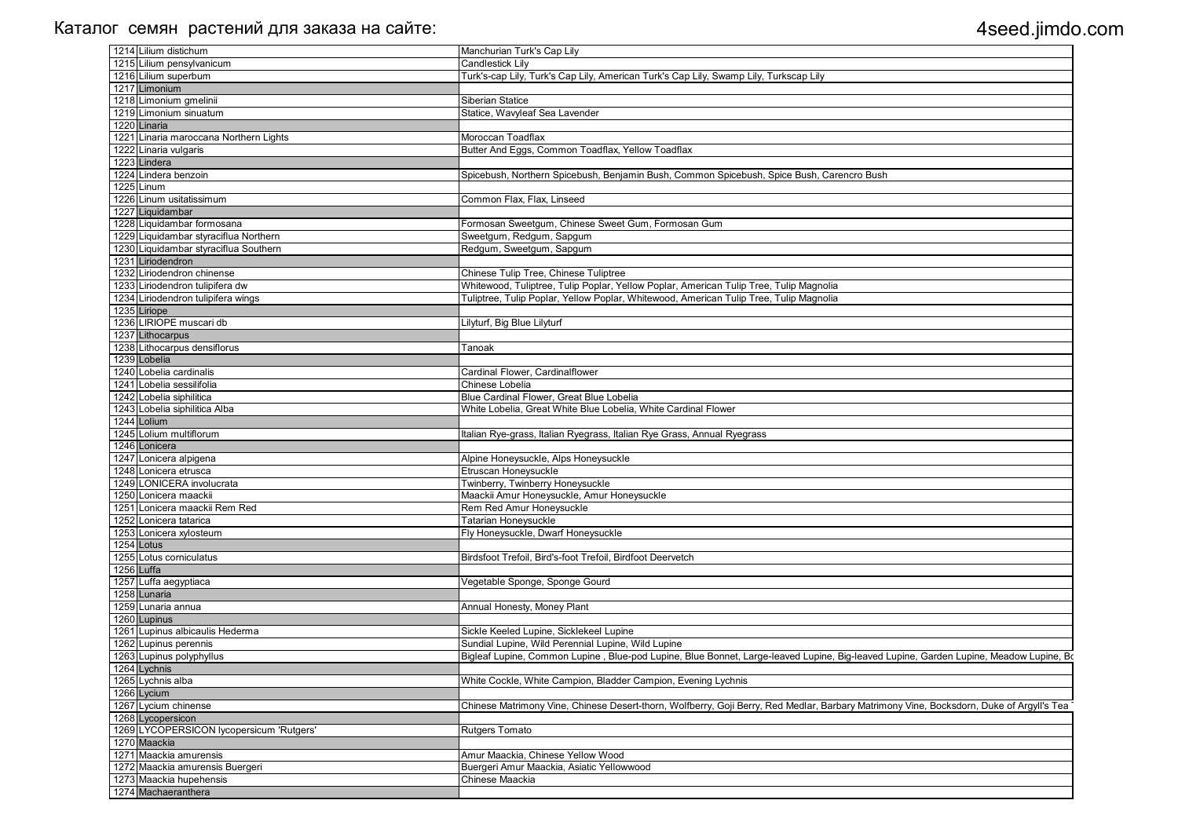| | | |
|---|---|---|
| 1214 | Lilium distichum | Manchurian Turk's Cap Lily |
| 1215 | Lilium pensylvanicum | Candlestick Lily |
| 1216 | Lilium superbum | Turk's-cap Lily, Turk's Cap Lily, American Turk's Cap Lily, Swamp Lily, Turkscap Lily |
| 1217 | Limonium | |
| 1218 | Limonium gmelinii | Siberian Statice |
| 1219 | Limonium sinuatum | Statice, Wavyleaf Sea Lavender |
| 1220 | Linaria | |
| 1221 | Linaria maroccana Northern Lights | Moroccan Toadflax |
| 1222 | Linaria vulgaris | Butter And Eggs, Common Toadflax, Yellow Toadflax |
| 1223 | Lindera | |
| 1224 | Lindera benzoin | Spicebush, Northern Spicebush, Benjamin Bush, Common Spicebush, Spice Bush, Carencro Bush |
| 1225 | Linum | |
| 1226 | Linum usitatissimum | Common Flax, Flax, Linseed |
| 1227 | Liquidambar | |
| 1228 | Liquidambar formosana | Formosan Sweetgum, Chinese Sweet Gum, Formosan Gum |
| 1229 | Liquidambar styraciflua Northern | Sweetgum, Redgum, Sapgum |
| 1230 | Liquidambar styraciflua Southern | Redgum, Sweetgum, Sapgum |
| 1231 | Liriodendron | |
| 1232 | Liriodendron chinense | Chinese Tulip Tree, Chinese Tuliptree |
| 1233 | Liriodendron tulipifera dw | Whitewood, Tuliptree, Tulip Poplar, Yellow Poplar, American Tulip Tree, Tulip Magnolia |
| 1234 | Liriodendron tulipifera wings | Tuliptree, Tulip Poplar, Yellow Poplar, Whitewood, American Tulip Tree, Tulip Magnolia |
| 1235 | Liriope | |
| 1236 | LIRIOPE muscari db | Lilyturf, Big Blue Lilyturf |
| 1237 | Lithocarpus | |
| 1238 | Lithocarpus densiflorus | Tanoak |
| 1239 | Lobelia | |
| 1240 | Lobelia cardinalis | Cardinal Flower, Cardinalflower |
| 1241 | Lobelia sessilifolia | Chinese Lobelia |
| 1242 | Lobelia siphilitica | Blue Cardinal Flower, Great Blue Lobelia |
| 1243 | Lobelia siphilitica Alba | White Lobelia, Great White Blue Lobelia, White Cardinal Flower |
| 1244 | Lolium | |
| 1245 | Lolium multiflorum | Italian Rye-grass, Italian Ryegrass, Italian Rye Grass, Annual Ryegrass |
| 1246 | Lonicera | |
| 1247 | Lonicera alpigena | Alpine Honeysuckle, Alps Honeysuckle |
| 1248 | Lonicera etrusca | Etruscan Honeysuckle |
| 1249 | LONICERA involucrata | Twinberry, Twinberry Honeysuckle |
| 1250 | Lonicera maackii | Maackii Amur Honeysuckle, Amur Honeysuckle |
| 1251 | Lonicera maackii Rem Red | Rem Red Amur Honeysuckle |
| 1252 | Lonicera tatarica | Tatarian Honeysuckle |
| 1253 | Lonicera xylosteum | Fly Honeysuckle, Dwarf Honeysuckle |
| 1254 | Lotus | |
| 1255 | Lotus corniculatus | Birdsfoot Trefoil, Bird's-foot Trefoil, Birdfoot Deervetch |
| 1256 | Luffa | |
| 1257 | Luffa aegyptiaca | Vegetable Sponge, Sponge Gourd |
| 1258 | Lunaria | |
| 1259 | Lunaria annua | Annual Honesty, Money Plant |
| 1260 | Lupinus | |
| 1261 | Lupinus albicaulis Hederma | Sickle Keeled Lupine, Sicklekeel Lupine |
| 1262 | Lupinus perennis | Sundial Lupine, Wild Perennial Lupine, Wild Lupine |
| 1263 | Lupinus polyphyllus | Bigleaf Lupine, Common Lupine , Blue-pod Lupine, Blue Bonnet, Large-leaved Lupine, Big-leaved Lupine, Garden Lupine, Meadow Lupine, Bo |
| 1264 | Lychnis | |
| 1265 | Lychnis alba | White Cockle, White Campion, Bladder Campion, Evening Lychnis |
| 1266 | Lycium | |
| 1267 | Lycium chinense | Chinese Matrimony Vine, Chinese Desert-thorn, Wolfberry, Goji Berry, Red Medlar, Barbary Matrimony Vine, Bocksdorn, Duke of Argyll's Tea |
| 1268 | Lycopersicon | |
| 1269 | LYCOPERSICON lycopersicum 'Rutgers' | Rutgers Tomato |
| 1270 | Maackia | |
| 1271 | Maackia amurensis | Amur Maackia, Chinese Yellow Wood |
| 1272 | Maackia amurensis Buergeri | Buergeri Amur Maackia, Asiatic Yellowwood |
| 1273 | Maackia hupehensis | Chinese Maackia |
| 1274 | Machaeranthera | |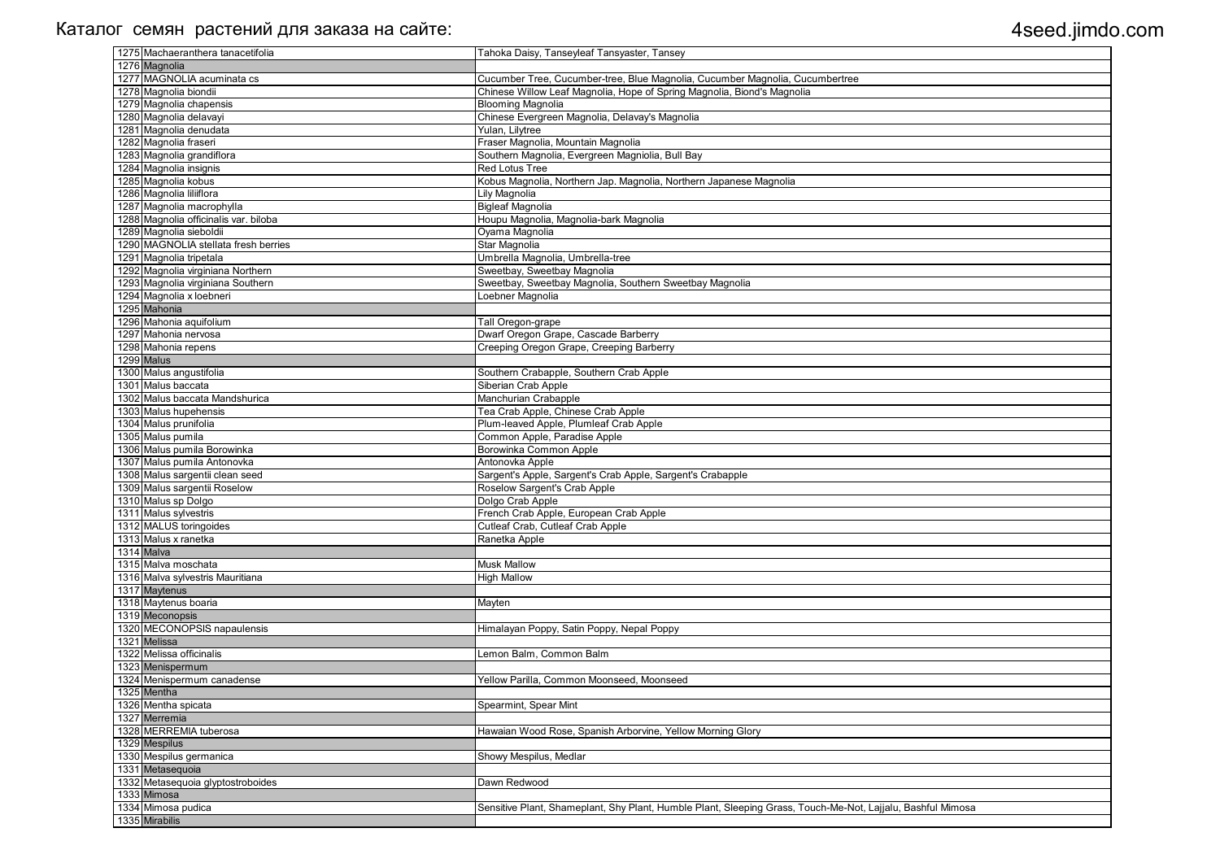| | | |
|---|---|---|
| 1275 | Machaeranthera tanacetifolia | Tahoka Daisy, Tanseyleaf Tansyaster, Tansey |
| 1276 | Magnolia | |
| 1277 | MAGNOLIA acuminata cs | Cucumber Tree, Cucumber-tree, Blue Magnolia, Cucumber Magnolia, Cucumbertree |
| 1278 | Magnolia biondii | Chinese Willow Leaf Magnolia, Hope of Spring Magnolia, Biond's Magnolia |
| 1279 | Magnolia chapensis | Blooming Magnolia |
| 1280 | Magnolia delavayi | Chinese Evergreen Magnolia, Delavay's Magnolia |
| 1281 | Magnolia denudata | Yulan, Lilytree |
| 1282 | Magnolia fraseri | Fraser Magnolia, Mountain Magnolia |
| 1283 | Magnolia grandiflora | Southern Magnolia, Evergreen Magniolia, Bull Bay |
| 1284 | Magnolia insignis | Red Lotus Tree |
| 1285 | Magnolia kobus | Kobus Magnolia, Northern Jap. Magnolia, Northern Japanese Magnolia |
| 1286 | Magnolia liliiflora | Lily Magnolia |
| 1287 | Magnolia macrophylla | Bigleaf Magnolia |
| 1288 | Magnolia officinalis var. biloba | Houpu Magnolia, Magnolia-bark Magnolia |
| 1289 | Magnolia sieboldii | Oyama Magnolia |
| 1290 | MAGNOLIA stellata fresh berries | Star Magnolia |
| 1291 | Magnolia tripetala | Umbrella Magnolia, Umbrella-tree |
| 1292 | Magnolia virginiana Northern | Sweetbay, Sweetbay Magnolia |
| 1293 | Magnolia virginiana Southern | Sweetbay, Sweetbay Magnolia, Southern Sweetbay Magnolia |
| 1294 | Magnolia x loebneri | Loebner Magnolia |
| 1295 | Mahonia | |
| 1296 | Mahonia aquifolium | Tall Oregon-grape |
| 1297 | Mahonia nervosa | Dwarf Oregon Grape, Cascade Barberry |
| 1298 | Mahonia repens | Creeping Oregon Grape, Creeping Barberry |
| 1299 | Malus | |
| 1300 | Malus angustifolia | Southern Crabapple, Southern Crab Apple |
| 1301 | Malus baccata | Siberian Crab Apple |
| 1302 | Malus baccata Mandshurica | Manchurian Crabapple |
| 1303 | Malus hupehensis | Tea Crab Apple, Chinese Crab Apple |
| 1304 | Malus prunifolia | Plum-leaved Apple, Plumleaf Crab Apple |
| 1305 | Malus pumila | Common Apple, Paradise Apple |
| 1306 | Malus pumila Borowinka | Borowinka Common Apple |
| 1307 | Malus pumila Antonovka | Antonovka Apple |
| 1308 | Malus sargentii clean seed | Sargent's Apple, Sargent's Crab Apple, Sargent's Crabapple |
| 1309 | Malus sargentii Roselow | Roselow Sargent's Crab Apple |
| 1310 | Malus sp Dolgo | Dolgo Crab Apple |
| 1311 | Malus sylvestris | French Crab Apple, European Crab Apple |
| 1312 | MALUS toringoides | Cutleaf Crab, Cutleaf Crab Apple |
| 1313 | Malus x ranetka | Ranetka Apple |
| 1314 | Malva | |
| 1315 | Malva moschata | Musk Mallow |
| 1316 | Malva sylvestris Mauritiana | High Mallow |
| 1317 | Maytenus | |
| 1318 | Maytenus boaria | Mayten |
| 1319 | Meconopsis | |
| 1320 | MECONOPSIS napaulensis | Himalayan Poppy, Satin Poppy, Nepal Poppy |
| 1321 | Melissa | |
| 1322 | Melissa officinalis | Lemon Balm, Common Balm |
| 1323 | Menispermum | |
| 1324 | Menispermum canadense | Yellow Parilla, Common Moonseed, Moonseed |
| 1325 | Mentha | |
| 1326 | Mentha spicata | Spearmint, Spear Mint |
| 1327 | Merremia | |
| 1328 | MERREMIA tuberosa | Hawaiian Wood Rose, Spanish Arborvine, Yellow Morning Glory |
| 1329 | Mespilus | |
| 1330 | Mespilus germanica | Showy Mespilus, Medlar |
| 1331 | Metasequoia | |
| 1332 | Metasequoia glyptostroboides | Dawn Redwood |
| 1333 | Mimosa | |
| 1334 | Mimosa pudica | Sensitive Plant, Shameplant, Shy Plant, Humble Plant, Sleeping Grass, Touch-Me-Not, Lajjalu, Bashful Mimosa |
| 1335 | Mirabilis | |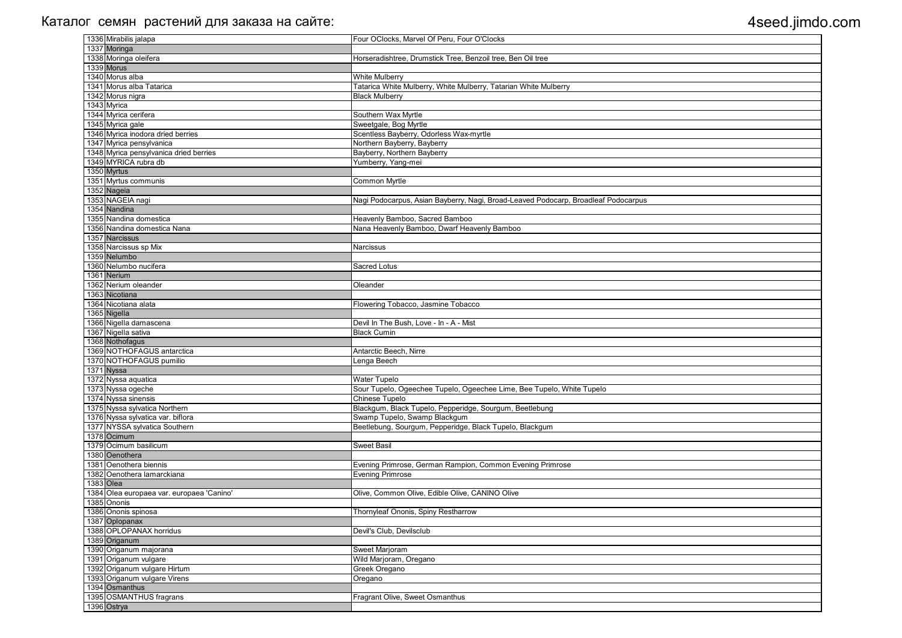Каталог семян растений для заказа на сайте: 4seed.jimdo.com

| | | |
|---|---|---|
| 1336 | Mirabilis jalapa | Four OClocks, Marvel Of Peru, Four O'Clocks |
| 1337 | Moringa | |
| 1338 | Moringa oleifera | Horseradishtree, Drumstick Tree, Benzoil tree, Ben Oil tree |
| 1339 | Morus | |
| 1340 | Morus alba | White Mulberry |
| 1341 | Morus alba Tatarica | Tatarica White Mulberry, White Mulberry, Tatarian White Mulberry |
| 1342 | Morus nigra | Black Mulberry |
| 1343 | Myrica | |
| 1344 | Myrica cerifera | Southern Wax Myrtle |
| 1345 | Myrica gale | Sweetgale, Bog Myrtle |
| 1346 | Myrica inodora dried berries | Scentless Bayberry, Odorless Wax-myrtle |
| 1347 | Myrica pensylvanica | Northern Bayberry, Bayberry |
| 1348 | Myrica pensylvanica dried berries | Bayberry, Northern Bayberry |
| 1349 | MYRICA rubra db | Yumberry, Yang-mei |
| 1350 | Myrtus | |
| 1351 | Myrtus communis | Common Myrtle |
| 1352 | Nageia | |
| 1353 | NAGEIA nagi | Nagi Podocarpus, Asian Bayberry, Nagi, Broad-Leaved Podocarp, Broadleaf Podocarpus |
| 1354 | Nandina | |
| 1355 | Nandina domestica | Heavenly Bamboo, Sacred Bamboo |
| 1356 | Nandina domestica Nana | Nana Heavenly Bamboo, Dwarf Heavenly Bamboo |
| 1357 | Narcissus | |
| 1358 | Narcissus sp Mix | Narcissus |
| 1359 | Nelumbo | |
| 1360 | Nelumbo nucifera | Sacred Lotus |
| 1361 | Nerium | |
| 1362 | Nerium oleander | Oleander |
| 1363 | Nicotiana | |
| 1364 | Nicotiana alata | Flowering Tobacco, Jasmine Tobacco |
| 1365 | Nigella | |
| 1366 | Nigella damascena | Devil In The Bush, Love - In - A - Mist |
| 1367 | Nigella sativa | Black Cumin |
| 1368 | Nothofagus | |
| 1369 | NOTHOFAGUS antarctica | Antarctic Beech, Nirre |
| 1370 | NOTHOFAGUS pumilio | Lenga Beech |
| 1371 | Nyssa | |
| 1372 | Nyssa aquatica | Water Tupelo |
| 1373 | Nyssa ogeche | Sour Tupelo, Ogeechee Tupelo, Ogeechee Lime, Bee Tupelo, White Tupelo |
| 1374 | Nyssa sinensis | Chinese Tupelo |
| 1375 | Nyssa sylvatica Northern | Blackgum, Black Tupelo, Pepperidge, Sourgum, Beetlebung |
| 1376 | Nyssa sylvatica var. biflora | Swamp Tupelo, Swamp Blackgum |
| 1377 | NYSSA sylvatica Southern | Beetlebung, Sourgum, Pepperidge, Black Tupelo, Blackgum |
| 1378 | Ocimum | |
| 1379 | Ocimum basilicum | Sweet Basil |
| 1380 | Oenothera | |
| 1381 | Oenothera biennis | Evening Primrose, German Rampion, Common Evening Primrose |
| 1382 | Oenothera lamarckiana | Evening Primrose |
| 1383 | Olea | |
| 1384 | Olea europaea var. europaea 'Canino' | Olive, Common Olive, Edible Olive, CANINO Olive |
| 1385 | Ononis | |
| 1386 | Ononis spinosa | Thornyleaf Ononis, Spiny Restharrow |
| 1387 | Oplopanax | |
| 1388 | OPLOPANAX horridus | Devil's Club, Devilsclub |
| 1389 | Origanum | |
| 1390 | Origanum majorana | Sweet Marjoram |
| 1391 | Origanum vulgare | Wild Marjoram, Oregano |
| 1392 | Origanum vulgare Hirtum | Greek Oregano |
| 1393 | Origanum vulgare Virens | Oregano |
| 1394 | Osmanthus | |
| 1395 | OSMANTHUS fragrans | Fragrant Olive, Sweet Osmanthus |
| 1396 | Ostrya | |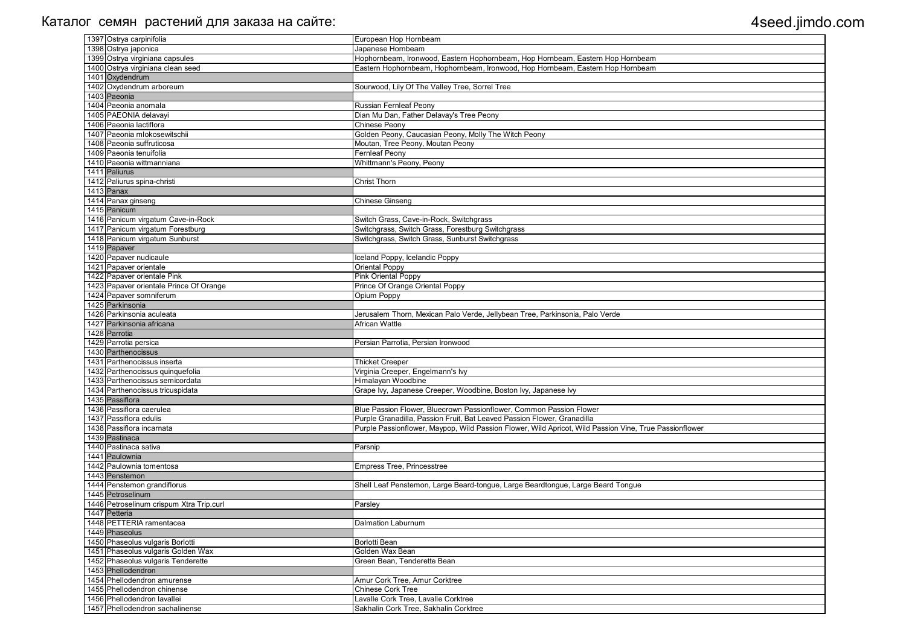| | | |
|---|---|---|
| 1397 | Ostrya carpinifolia | European Hop Hornbeam |
| 1398 | Ostrya japonica | Japanese Hornbeam |
| 1399 | Ostrya virginiana capsules | Hophornbeam, Ironwood, Eastern Hophornbeam, Hop Hornbeam, Eastern Hop Hornbeam |
| 1400 | Ostrya virginiana clean seed | Eastern Hophornbeam, Hophornbeam, Ironwood, Hop Hornbeam, Eastern Hop Hornbeam |
| 1401 | Oxydendrum | |
| 1402 | Oxydendrum arboreum | Sourwood, Lily Of The Valley Tree, Sorrel Tree |
| 1403 | Paeonia | |
| 1404 | Paeonia anomala | Russian Fernleaf Peony |
| 1405 | PAEONIA delavayi | Dian Mu Dan, Father Delavay's Tree Peony |
| 1406 | Paeonia lactiflora | Chinese Peony |
| 1407 | Paeonia mlokosewitschii | Golden Peony, Caucasian Peony, Molly The Witch Peony |
| 1408 | Paeonia suffruticosa | Moutan, Tree Peony, Moutan Peony |
| 1409 | Paeonia tenuifolia | Fernleaf Peony |
| 1410 | Paeonia wittmanniana | Whittmann's Peony, Peony |
| 1411 | Paliurus | |
| 1412 | Paliurus spina-christi | Christ Thorn |
| 1413 | Panax | |
| 1414 | Panax ginseng | Chinese Ginseng |
| 1415 | Panicum | |
| 1416 | Panicum virgatum Cave-in-Rock | Switch Grass, Cave-in-Rock, Switchgrass |
| 1417 | Panicum virgatum Forestburg | Switchgrass, Switch Grass, Forestburg Switchgrass |
| 1418 | Panicum virgatum Sunburst | Switchgrass, Switch Grass, Sunburst Switchgrass |
| 1419 | Papaver | |
| 1420 | Papaver nudicaule | Iceland Poppy, Icelandic Poppy |
| 1421 | Papaver orientale | Oriental Poppy |
| 1422 | Papaver orientale Pink | Pink Oriental Poppy |
| 1423 | Papaver orientale Prince Of Orange | Prince Of Orange Oriental Poppy |
| 1424 | Papaver somniferum | Opium Poppy |
| 1425 | Parkinsonia | |
| 1426 | Parkinsonia aculeata | Jerusalem Thorn, Mexican Palo Verde, Jellybean Tree, Parkinsonia, Palo Verde |
| 1427 | Parkinsonia africana | African Wattle |
| 1428 | Parrotia | |
| 1429 | Parrotia persica | Persian Parrotia, Persian Ironwood |
| 1430 | Parthenocissus | |
| 1431 | Parthenocissus inserta | Thicket Creeper |
| 1432 | Parthenocissus quinquefolia | Virginia Creeper, Engelmann's Ivy |
| 1433 | Parthenocissus semicordata | Himalayan Woodbine |
| 1434 | Parthenocissus tricuspidata | Grape Ivy, Japanese Creeper, Woodbine, Boston Ivy, Japanese Ivy |
| 1435 | Passiflora | |
| 1436 | Passiflora caerulea | Blue Passion Flower, Bluecrown Passionflower, Common Passion Flower |
| 1437 | Passiflora edulis | Purple Granadilla, Passion Fruit, Bat Leaved Passion Flower, Granadilla |
| 1438 | Passiflora incarnata | Purple Passionflower, Maypop, Wild Passion Flower, Wild Apricot, Wild Passion Vine, True Passionflower |
| 1439 | Pastinaca | |
| 1440 | Pastinaca sativa | Parsnip |
| 1441 | Paulownia | |
| 1442 | Paulownia tomentosa | Empress Tree, Princesstree |
| 1443 | Penstemon | |
| 1444 | Penstemon grandiflorus | Shell Leaf Penstemon, Large Beard-tongue, Large Beardtongue, Large Beard Tongue |
| 1445 | Petroselinum | |
| 1446 | Petroselinum crispum Xtra Trip.curl | Parsley |
| 1447 | Petteria | |
| 1448 | PETTERIA ramentacea | Dalmation Laburnum |
| 1449 | Phaseolus | |
| 1450 | Phaseolus vulgaris Borlotti | Borlotti Bean |
| 1451 | Phaseolus vulgaris Golden Wax | Golden Wax Bean |
| 1452 | Phaseolus vulgaris Tenderette | Green Bean, Tenderette Bean |
| 1453 | Phellodendron | |
| 1454 | Phellodendron amurense | Amur Cork Tree, Amur Corktree |
| 1455 | Phellodendron chinense | Chinese Cork Tree |
| 1456 | Phellodendron lavallei | Lavalle Cork Tree, Lavalle Corktree |
| 1457 | Phellodendron sachalinense | Sakhalin Cork Tree, Sakhalin Corktree |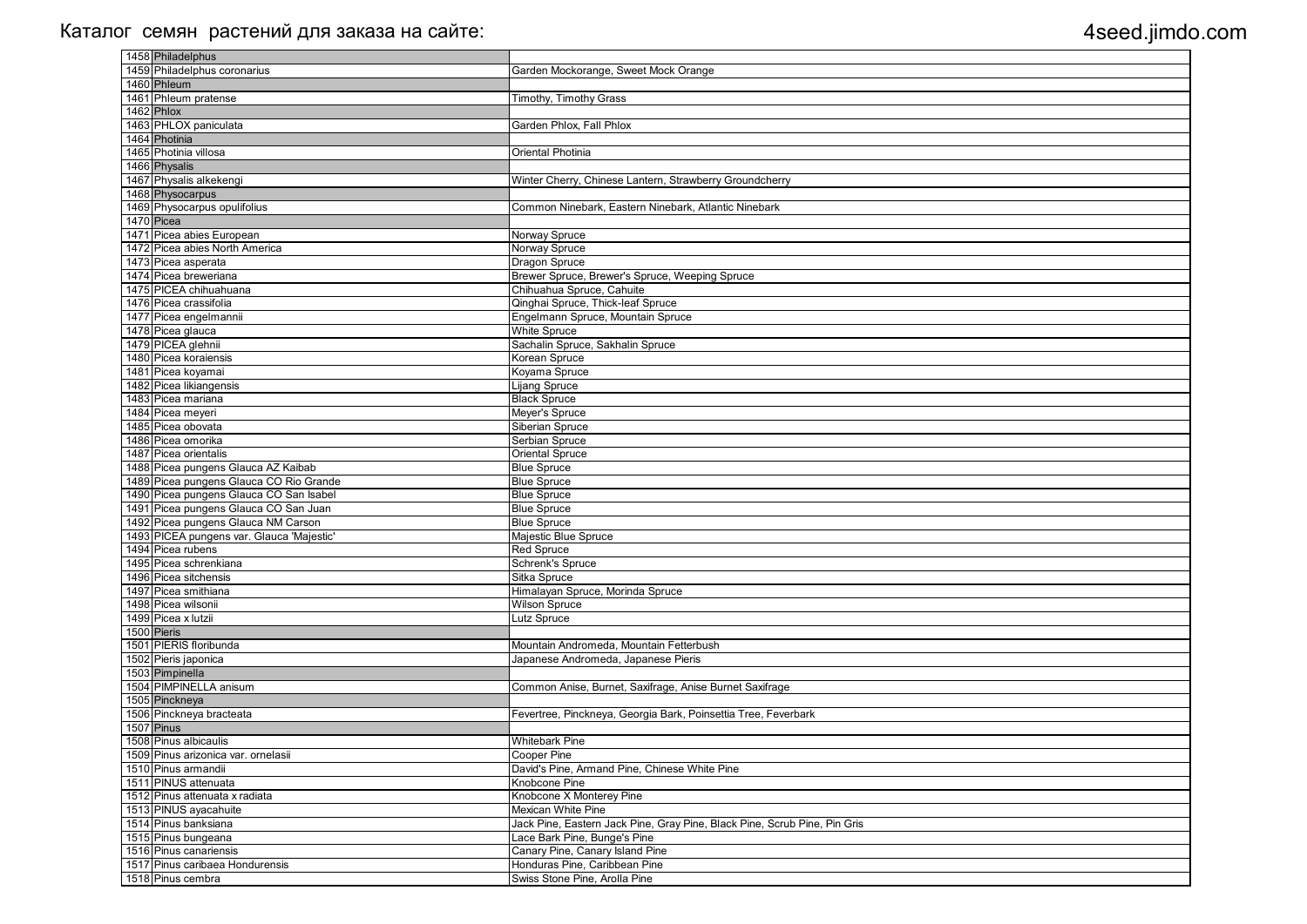Каталог семян растений для заказа на сайте: 4seed.jimdo.com

| | | |
|---|---|---|
| 1458 | Philadelphus | |
| 1459 | Philadelphus coronarius | Garden Mockorange, Sweet Mock Orange |
| 1460 | Phleum | |
| 1461 | Phleum pratense | Timothy, Timothy Grass |
| 1462 | Phlox | |
| 1463 | PHLOX paniculata | Garden Phlox, Fall Phlox |
| 1464 | Photinia | |
| 1465 | Photinia villosa | Oriental Photinia |
| 1466 | Physalis | |
| 1467 | Physalis alkekengi | Winter Cherry, Chinese Lantern, Strawberry Groundcherry |
| 1468 | Physocarpus | |
| 1469 | Physocarpus opulifolius | Common Ninebark, Eastern Ninebark, Atlantic Ninebark |
| 1470 | Picea | |
| 1471 | Picea abies European | Norway Spruce |
| 1472 | Picea abies North America | Norway Spruce |
| 1473 | Picea asperata | Dragon Spruce |
| 1474 | Picea breweriana | Brewer Spruce, Brewer's Spruce, Weeping Spruce |
| 1475 | PICEA chihuahuana | Chihuahua Spruce, Cahuite |
| 1476 | Picea crassifolia | Qinghai Spruce, Thick-leaf Spruce |
| 1477 | Picea engelmannii | Engelmann Spruce, Mountain Spruce |
| 1478 | Picea glauca | White Spruce |
| 1479 | PICEA glehnii | Sachalin Spruce, Sakhalin Spruce |
| 1480 | Picea koraiensis | Korean Spruce |
| 1481 | Picea koyamai | Koyama Spruce |
| 1482 | Picea likiangensis | Lijang Spruce |
| 1483 | Picea mariana | Black Spruce |
| 1484 | Picea meyeri | Meyer's Spruce |
| 1485 | Picea obovata | Siberian Spruce |
| 1486 | Picea omorika | Serbian Spruce |
| 1487 | Picea orientalis | Oriental Spruce |
| 1488 | Picea pungens Glauca AZ Kaibab | Blue Spruce |
| 1489 | Picea pungens Glauca CO Rio Grande | Blue Spruce |
| 1490 | Picea pungens Glauca CO San Isabel | Blue Spruce |
| 1491 | Picea pungens Glauca CO San Juan | Blue Spruce |
| 1492 | Picea pungens Glauca NM Carson | Blue Spruce |
| 1493 | PICEA pungens var. Glauca 'Majestic' | Majestic Blue Spruce |
| 1494 | Picea rubens | Red Spruce |
| 1495 | Picea schrenkiana | Schrenk's Spruce |
| 1496 | Picea sitchensis | Sitka Spruce |
| 1497 | Picea smithiana | Himalayan Spruce, Morinda Spruce |
| 1498 | Picea wilsonii | Wilson Spruce |
| 1499 | Picea x lutzii | Lutz Spruce |
| 1500 | Pieris | |
| 1501 | PIERIS floribunda | Mountain Andromeda, Mountain Fetterbush |
| 1502 | Pieris japonica | Japanese Andromeda, Japanese Pieris |
| 1503 | Pimpinella | |
| 1504 | PIMPINELLA anisum | Common Anise, Burnet, Saxifrage, Anise Burnet Saxifrage |
| 1505 | Pinckneya | |
| 1506 | Pinckneya bracteata | Fevertree, Pinckneya, Georgia Bark, Poinsettia Tree, Feverbark |
| 1507 | Pinus | |
| 1508 | Pinus albicaulis | Whitebark Pine |
| 1509 | Pinus arizonica var. ornelasii | Cooper Pine |
| 1510 | Pinus armandii | David's Pine, Armand Pine, Chinese White Pine |
| 1511 | PINUS attenuata | Knobcone Pine |
| 1512 | Pinus attenuata x radiata | Knobcone X Monterey Pine |
| 1513 | PINUS ayacahuite | Mexican White Pine |
| 1514 | Pinus banksiana | Jack Pine, Eastern Jack Pine, Gray Pine, Black Pine, Scrub Pine, Pin Gris |
| 1515 | Pinus bungeana | Lace Bark Pine, Bunge's Pine |
| 1516 | Pinus canariensis | Canary Pine, Canary Island Pine |
| 1517 | Pinus caribaea Hondurensis | Honduras Pine, Caribbean Pine |
| 1518 | Pinus cembra | Swiss Stone Pine, Arolla Pine |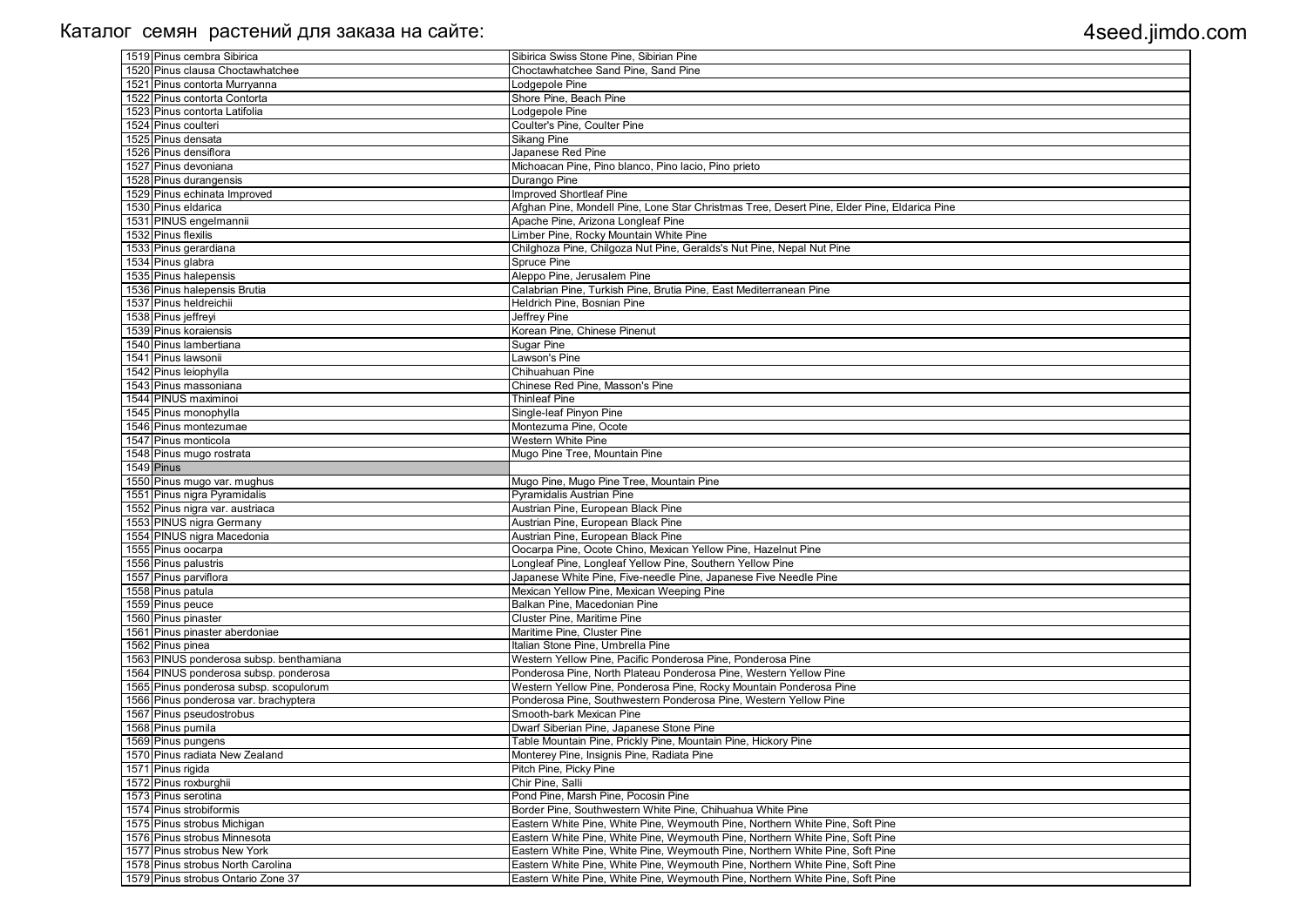# Каталог семян растений для заказа на сайте: 4seed.jimdo.com

| | | |
|---|---|---|
| 1519 | Pinus cembra Sibirica | Sibirica Swiss Stone Pine, Sibirian Pine |
| 1520 | Pinus clausa Choctawhatchee | Choctawhatchee Sand Pine, Sand Pine |
| 1521 | Pinus contorta Murryanna | Lodgepole Pine |
| 1522 | Pinus contorta Contorta | Shore Pine, Beach Pine |
| 1523 | Pinus contorta Latifolia | Lodgepole Pine |
| 1524 | Pinus coulteri | Coulter's Pine, Coulter Pine |
| 1525 | Pinus densata | Sikang Pine |
| 1526 | Pinus densiflora | Japanese Red Pine |
| 1527 | Pinus devoniana | Michoacan Pine, Pino blanco, Pino lacio, Pino prieto |
| 1528 | Pinus durangensis | Durango Pine |
| 1529 | Pinus echinata Improved | Improved Shortleaf Pine |
| 1530 | Pinus eldarica | Afghan Pine, Mondell Pine, Lone Star Christmas Tree, Desert Pine, Elder Pine, Eldarica Pine |
| 1531 | PINUS engelmannii | Apache Pine, Arizona Longleaf Pine |
| 1532 | Pinus flexilis | Limber Pine, Rocky Mountain White Pine |
| 1533 | Pinus gerardiana | Chilghoza Pine, Chilgoza Nut Pine, Geralds's Nut Pine, Nepal Nut Pine |
| 1534 | Pinus glabra | Spruce Pine |
| 1535 | Pinus halepensis | Aleppo Pine, Jerusalem Pine |
| 1536 | Pinus halepensis Brutia | Calabrian Pine, Turkish Pine, Brutia Pine, East Mediterranean Pine |
| 1537 | Pinus heldreichii | Heldrich Pine, Bosnian Pine |
| 1538 | Pinus jeffreyi | Jeffrey Pine |
| 1539 | Pinus koraiensis | Korean Pine, Chinese Pinenut |
| 1540 | Pinus lambertiana | Sugar Pine |
| 1541 | Pinus lawsonii | Lawson's Pine |
| 1542 | Pinus leiophylla | Chihuahuan Pine |
| 1543 | Pinus massoniana | Chinese Red Pine, Masson's Pine |
| 1544 | PINUS maximinoi | Thinleaf Pine |
| 1545 | Pinus monophylla | Single-leaf Pinyon Pine |
| 1546 | Pinus montezumae | Montezuma Pine, Ocote |
| 1547 | Pinus monticola | Western White Pine |
| 1548 | Pinus mugo rostrata | Mugo Pine Tree, Mountain Pine |
| 1549 | Pinus | |
| 1550 | Pinus mugo var. mughus | Mugo Pine, Mugo Pine Tree, Mountain Pine |
| 1551 | Pinus nigra Pyramidalis | Pyramidalis Austrian Pine |
| 1552 | Pinus nigra var. austriaca | Austrian Pine, European Black Pine |
| 1553 | PINUS nigra Germany | Austrian Pine, European Black Pine |
| 1554 | PINUS nigra Macedonia | Austrian Pine, European Black Pine |
| 1555 | Pinus oocarpa | Oocarpa Pine, Ocote Chino, Mexican Yellow Pine, Hazelnut Pine |
| 1556 | Pinus palustris | Longleaf Pine, Longleaf Yellow Pine, Southern Yellow Pine |
| 1557 | Pinus parviflora | Japanese White Pine, Five-needle Pine, Japanese Five Needle Pine |
| 1558 | Pinus patula | Mexican Yellow Pine, Mexican Weeping Pine |
| 1559 | Pinus peuce | Balkan Pine, Macedonian Pine |
| 1560 | Pinus pinaster | Cluster Pine, Maritime Pine |
| 1561 | Pinus pinaster aberdoniae | Maritime Pine, Cluster Pine |
| 1562 | Pinus pinea | Italian Stone Pine, Umbrella Pine |
| 1563 | PINUS ponderosa subsp. benthamiana | Western Yellow Pine, Pacific Ponderosa Pine, Ponderosa Pine |
| 1564 | PINUS ponderosa subsp. ponderosa | Ponderosa Pine, North Plateau Ponderosa Pine, Western Yellow Pine |
| 1565 | Pinus ponderosa subsp. scopulorum | Western Yellow Pine, Ponderosa Pine, Rocky Mountain Ponderosa Pine |
| 1566 | Pinus ponderosa var. brachyptera | Ponderosa Pine, Southwestern Ponderosa Pine, Western Yellow Pine |
| 1567 | Pinus pseudostrobus | Smooth-bark Mexican Pine |
| 1568 | Pinus pumila | Dwarf Siberian Pine, Japanese Stone Pine |
| 1569 | Pinus pungens | Table Mountain Pine, Prickly Pine, Mountain Pine, Hickory Pine |
| 1570 | Pinus radiata New Zealand | Monterey Pine, Insignis Pine, Radiata Pine |
| 1571 | Pinus rigida | Pitch Pine, Picky Pine |
| 1572 | Pinus roxburghii | Chir Pine, Salli |
| 1573 | Pinus serotina | Pond Pine, Marsh Pine, Pocosin Pine |
| 1574 | Pinus strobiformis | Border Pine, Southwestern White Pine, Chihuahua White Pine |
| 1575 | Pinus strobus Michigan | Eastern White Pine, White Pine, Weymouth Pine, Northern White Pine, Soft Pine |
| 1576 | Pinus strobus Minnesota | Eastern White Pine, White Pine, Weymouth Pine, Northern White Pine, Soft Pine |
| 1577 | Pinus strobus New York | Eastern White Pine, White Pine, Weymouth Pine, Northern White Pine, Soft Pine |
| 1578 | Pinus strobus North Carolina | Eastern White Pine, White Pine, Weymouth Pine, Northern White Pine, Soft Pine |
| 1579 | Pinus strobus Ontario Zone 37 | Eastern White Pine, White Pine, Weymouth Pine, Northern White Pine, Soft Pine |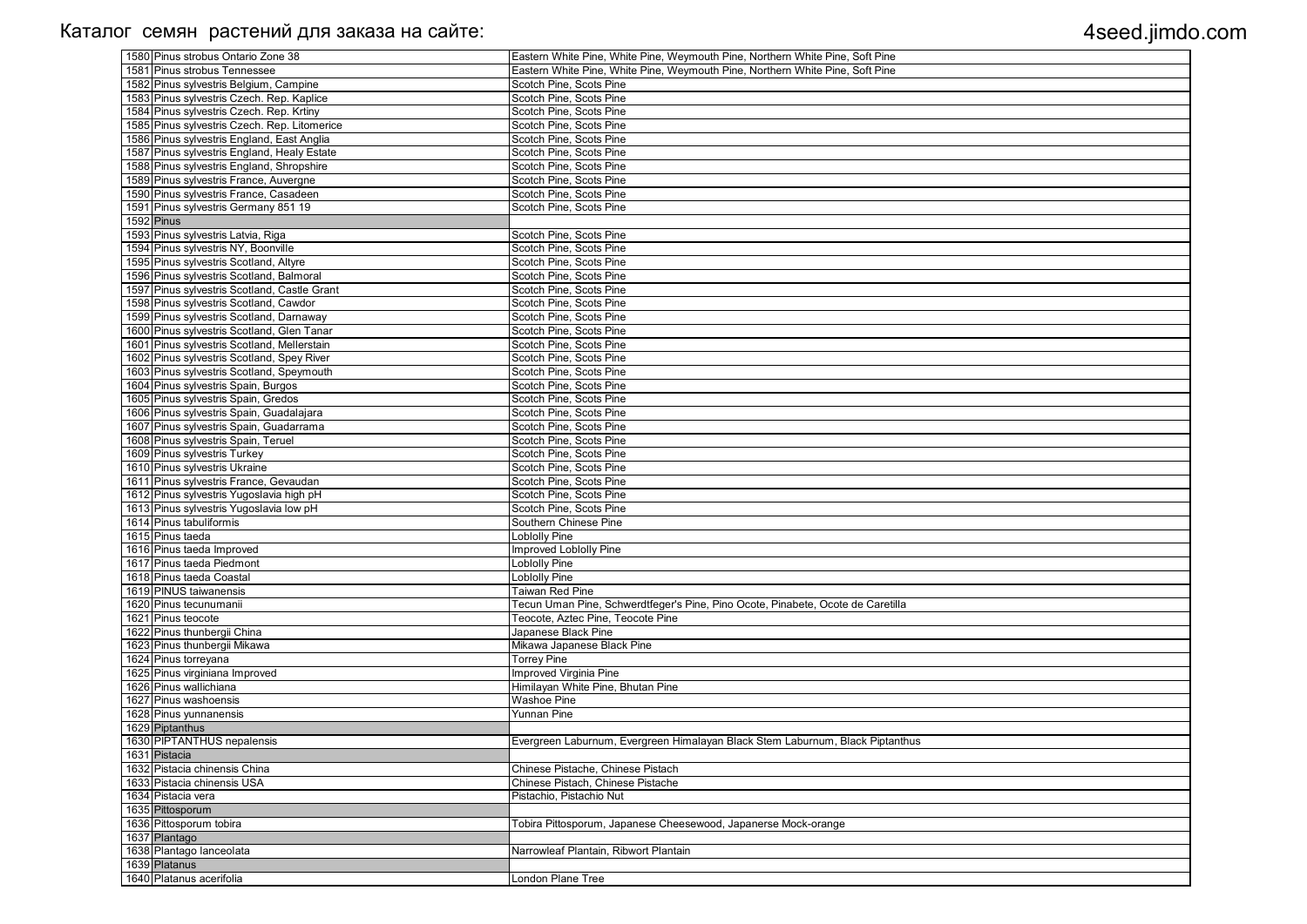| | | |
|---|---|---|
| 1580 | Pinus strobus Ontario Zone 38 | Eastern White Pine, White Pine, Weymouth Pine, Northern White Pine, Soft Pine |
| 1581 | Pinus strobus Tennessee | Eastern White Pine, White Pine, Weymouth Pine, Northern White Pine, Soft Pine |
| 1582 | Pinus sylvestris Belgium, Campine | Scotch Pine, Scots Pine |
| 1583 | Pinus sylvestris Czech. Rep. Kaplice | Scotch Pine, Scots Pine |
| 1584 | Pinus sylvestris Czech. Rep. Krtiny | Scotch Pine, Scots Pine |
| 1585 | Pinus sylvestris Czech. Rep. Litomerice | Scotch Pine, Scots Pine |
| 1586 | Pinus sylvestris England, East Anglia | Scotch Pine, Scots Pine |
| 1587 | Pinus sylvestris England, Healy Estate | Scotch Pine, Scots Pine |
| 1588 | Pinus sylvestris England, Shropshire | Scotch Pine, Scots Pine |
| 1589 | Pinus sylvestris France, Auvergne | Scotch Pine, Scots Pine |
| 1590 | Pinus sylvestris France, Casadeen | Scotch Pine, Scots Pine |
| 1591 | Pinus sylvestris Germany 851 19 | Scotch Pine, Scots Pine |
| 1592 | Pinus | |
| 1593 | Pinus sylvestris Latvia, Riga | Scotch Pine, Scots Pine |
| 1594 | Pinus sylvestris NY, Boonville | Scotch Pine, Scots Pine |
| 1595 | Pinus sylvestris Scotland, Altyre | Scotch Pine, Scots Pine |
| 1596 | Pinus sylvestris Scotland, Balmoral | Scotch Pine, Scots Pine |
| 1597 | Pinus sylvestris Scotland, Castle Grant | Scotch Pine, Scots Pine |
| 1598 | Pinus sylvestris Scotland, Cawdor | Scotch Pine, Scots Pine |
| 1599 | Pinus sylvestris Scotland, Darnaway | Scotch Pine, Scots Pine |
| 1600 | Pinus sylvestris Scotland, Glen Tanar | Scotch Pine, Scots Pine |
| 1601 | Pinus sylvestris Scotland, Mellerstain | Scotch Pine, Scots Pine |
| 1602 | Pinus sylvestris Scotland, Spey River | Scotch Pine, Scots Pine |
| 1603 | Pinus sylvestris Scotland, Speymouth | Scotch Pine, Scots Pine |
| 1604 | Pinus sylvestris Spain, Burgos | Scotch Pine, Scots Pine |
| 1605 | Pinus sylvestris Spain, Gredos | Scotch Pine, Scots Pine |
| 1606 | Pinus sylvestris Spain, Guadalajara | Scotch Pine, Scots Pine |
| 1607 | Pinus sylvestris Spain, Guadarrama | Scotch Pine, Scots Pine |
| 1608 | Pinus sylvestris Spain, Teruel | Scotch Pine, Scots Pine |
| 1609 | Pinus sylvestris Turkey | Scotch Pine, Scots Pine |
| 1610 | Pinus sylvestris Ukraine | Scotch Pine, Scots Pine |
| 1611 | Pinus sylvestris France, Gevaudan | Scotch Pine, Scots Pine |
| 1612 | Pinus sylvestris Yugoslavia high pH | Scotch Pine, Scots Pine |
| 1613 | Pinus sylvestris Yugoslavia low pH | Scotch Pine, Scots Pine |
| 1614 | Pinus tabuliformis | Southern Chinese Pine |
| 1615 | Pinus taeda | Loblolly Pine |
| 1616 | Pinus taeda Improved | Improved Loblolly Pine |
| 1617 | Pinus taeda Piedmont | Loblolly Pine |
| 1618 | Pinus taeda Coastal | Loblolly Pine |
| 1619 | PINUS taiwanensis | Taiwan Red Pine |
| 1620 | Pinus tecunumanii | Tecun Uman Pine, Schwerdtfeger's Pine, Pino Ocote, Pinabete, Ocote de Caretilla |
| 1621 | Pinus teocote | Teocote, Aztec Pine, Teocote Pine |
| 1622 | Pinus thunbergii China | Japanese Black Pine |
| 1623 | Pinus thunbergii Mikawa | Mikawa Japanese Black Pine |
| 1624 | Pinus torreyana | Torrey Pine |
| 1625 | Pinus virginiana Improved | Improved Virginia Pine |
| 1626 | Pinus wallichiana | Himilayan White Pine, Bhutan Pine |
| 1627 | Pinus washoensis | Washoe Pine |
| 1628 | Pinus yunnanensis | Yunnan Pine |
| 1629 | Piptanthus | |
| 1630 | PIPTANTHUS nepalensis | Evergreen Laburnum, Evergreen Himalayan Black Stem Laburnum, Black Piptanthus |
| 1631 | Pistacia | |
| 1632 | Pistacia chinensis China | Chinese Pistache, Chinese Pistach |
| 1633 | Pistacia chinensis USA | Chinese Pistach, Chinese Pistache |
| 1634 | Pistacia vera | Pistachio, Pistachio Nut |
| 1635 | Pittosporum | |
| 1636 | Pittosporum tobira | Tobira Pittosporum, Japanese Cheesewood, Japanerse Mock-orange |
| 1637 | Plantago | |
| 1638 | Plantago lanceolata | Narrowleaf Plantain, Ribwort Plantain |
| 1639 | Platanus | |
| 1640 | Platanus acerifolia | London Plane Tree |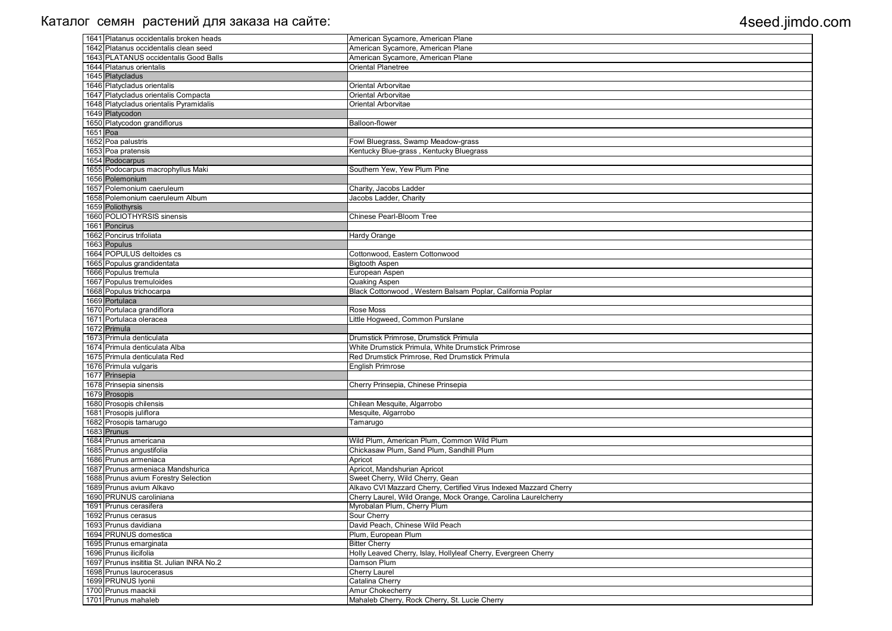Каталог семян растений для заказа на сайте: 4seed.jimdo.com

| | | |
|---|---|---|
| 1641 | Platanus occidentalis broken heads | American Sycamore, American Plane |
| 1642 | Platanus occidentalis clean seed | American Sycamore, American Plane |
| 1643 | PLATANUS occidentalis Good Balls | American Sycamore, American Plane |
| 1644 | Platanus orientalis | Oriental Planetree |
| 1645 | Platycladus | |
| 1646 | Platycladus orientalis | Oriental Arborvitae |
| 1647 | Platycladus orientalis Compacta | Oriental Arborvitae |
| 1648 | Platycladus orientalis Pyramidalis | Oriental Arborvitae |
| 1649 | Platycodon | |
| 1650 | Platycodon grandiflorus | Balloon-flower |
| 1651 | Poa | |
| 1652 | Poa palustris | Fowl Bluegrass, Swamp Meadow-grass |
| 1653 | Poa pratensis | Kentucky Blue-grass , Kentucky Bluegrass |
| 1654 | Podocarpus | |
| 1655 | Podocarpus macrophyllus Maki | Southern Yew, Yew Plum Pine |
| 1656 | Polemonium | |
| 1657 | Polemonium caeruleum | Charity, Jacobs Ladder |
| 1658 | Polemonium caeruleum Album | Jacobs Ladder, Charity |
| 1659 | Poliothyrsis | |
| 1660 | POLIOTHYRSIS sinensis | Chinese Pearl-Bloom Tree |
| 1661 | Poncirus | |
| 1662 | Poncirus trifoliata | Hardy Orange |
| 1663 | Populus | |
| 1664 | POPULUS deltoides cs | Cottonwood, Eastern Cottonwood |
| 1665 | Populus grandidentata | Bigtooth Aspen |
| 1666 | Populus tremula | European Aspen |
| 1667 | Populus tremuloides | Quaking Aspen |
| 1668 | Populus trichocarpa | Black Cottonwood , Western Balsam Poplar, California Poplar |
| 1669 | Portulaca | |
| 1670 | Portulaca grandiflora | Rose Moss |
| 1671 | Portulaca oleracea | Little Hogweed, Common Purslane |
| 1672 | Primula | |
| 1673 | Primula denticulata | Drumstick Primrose, Drumstick Primula |
| 1674 | Primula denticulata Alba | White Drumstick Primula, White Drumstick Primrose |
| 1675 | Primula denticulata Red | Red Drumstick Primrose, Red Drumstick Primula |
| 1676 | Primula vulgaris | English Primrose |
| 1677 | Prinsepia | |
| 1678 | Prinsepia sinensis | Cherry Prinsepia, Chinese Prinsepia |
| 1679 | Prosopis | |
| 1680 | Prosopis chilensis | Chilean Mesquite, Algarrobo |
| 1681 | Prosopis juliflora | Mesquite, Algarrobo |
| 1682 | Prosopis tamarugo | Tamarugo |
| 1683 | Prunus | |
| 1684 | Prunus americana | Wild Plum, American Plum, Common Wild Plum |
| 1685 | Prunus angustifolia | Chickasaw Plum, Sand Plum, Sandhill Plum |
| 1686 | Prunus armeniaca | Apricot |
| 1687 | Prunus armeniaca Mandshurica | Apricot, Mandshurian Apricot |
| 1688 | Prunus avium Forestry Selection | Sweet Cherry, Wild Cherry, Gean |
| 1689 | Prunus avium Alkavo | Alkavo CVI Mazzard Cherry, Certified Virus Indexed Mazzard Cherry |
| 1690 | PRUNUS caroliniana | Cherry Laurel, Wild Orange, Mock Orange, Carolina Laurelcherry |
| 1691 | Prunus cerasifera | Myrobalan Plum, Cherry Plum |
| 1692 | Prunus cerasus | Sour Cherry |
| 1693 | Prunus davidiana | David Peach, Chinese Wild Peach |
| 1694 | PRUNUS domestica | Plum, European Plum |
| 1695 | Prunus emarginata | Bitter Cherry |
| 1696 | Prunus ilicifolia | Holly Leaved Cherry, Islay, Hollyleaf Cherry, Evergreen Cherry |
| 1697 | Prunus insititia St. Julian INRA No.2 | Damson Plum |
| 1698 | Prunus laurocerasus | Cherry Laurel |
| 1699 | PRUNUS lyonii | Catalina Cherry |
| 1700 | Prunus maackii | Amur Chokecherry |
| 1701 | Prunus mahaleb | Mahaleb Cherry, Rock Cherry, St. Lucie Cherry |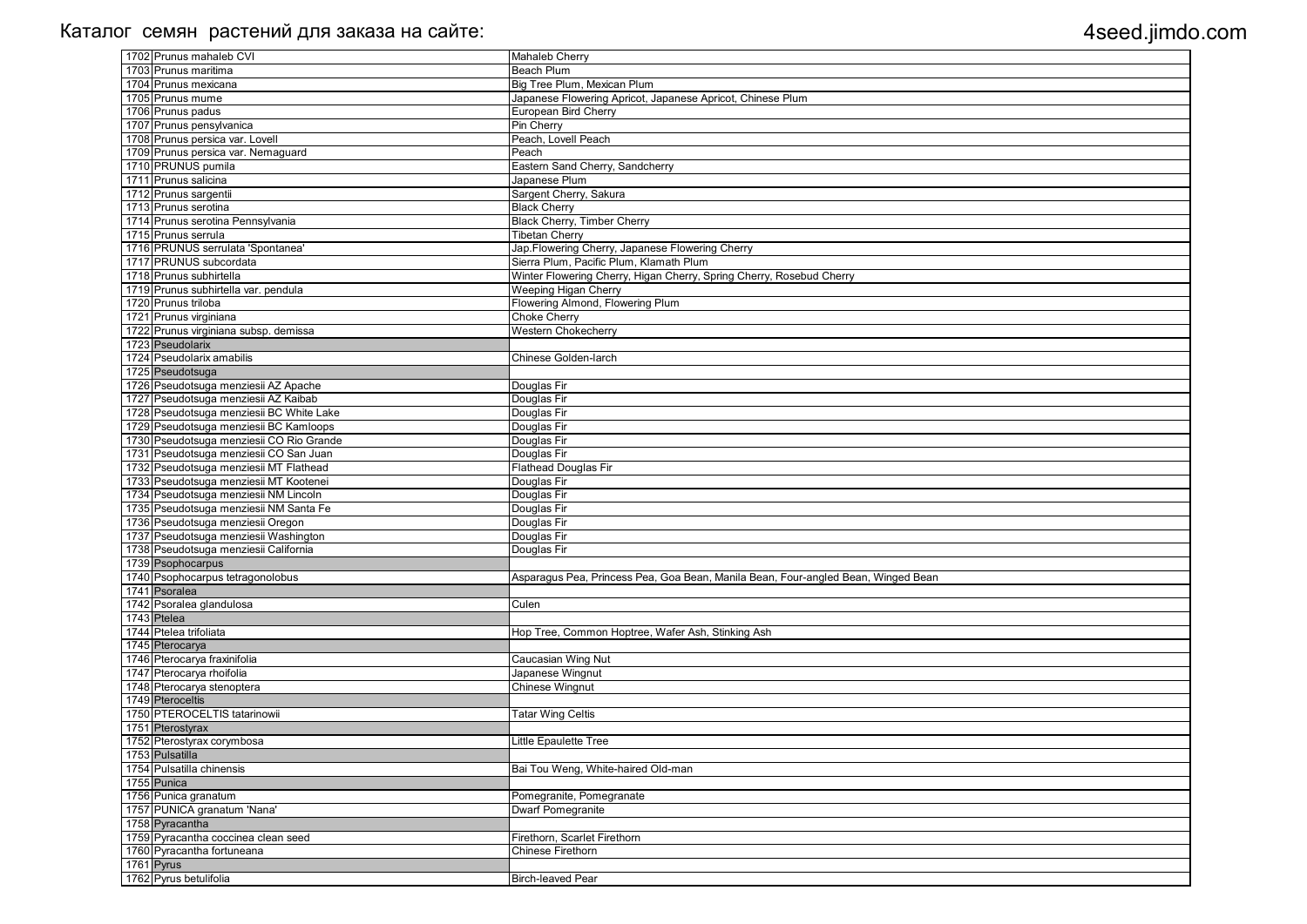| | | |
|---|---|---|
| 1702 | Prunus mahaleb CVI | Mahaleb Cherry |
| 1703 | Prunus maritima | Beach Plum |
| 1704 | Prunus mexicana | Big Tree Plum, Mexican Plum |
| 1705 | Prunus mume | Japanese Flowering Apricot, Japanese Apricot, Chinese Plum |
| 1706 | Prunus padus | European Bird Cherry |
| 1707 | Prunus pensylvanica | Pin Cherry |
| 1708 | Prunus persica var. Lovell | Peach, Lovell Peach |
| 1709 | Prunus persica var. Nemaguard | Peach |
| 1710 | PRUNUS pumila | Eastern Sand Cherry, Sandcherry |
| 1711 | Prunus salicina | Japanese Plum |
| 1712 | Prunus sargentii | Sargent Cherry, Sakura |
| 1713 | Prunus serotina | Black Cherry |
| 1714 | Prunus serotina Pennsylvania | Black Cherry, Timber Cherry |
| 1715 | Prunus serrula | Tibetan Cherry |
| 1716 | PRUNUS serrulata 'Spontanea' | Jap.Flowering Cherry, Japanese Flowering Cherry |
| 1717 | PRUNUS subcordata | Sierra Plum, Pacific Plum, Klamath Plum |
| 1718 | Prunus subhirtella | Winter Flowering Cherry, Higan Cherry, Spring Cherry, Rosebud Cherry |
| 1719 | Prunus subhirtella var. pendula | Weeping Higan Cherry |
| 1720 | Prunus triloba | Flowering Almond, Flowering Plum |
| 1721 | Prunus virginiana | Choke Cherry |
| 1722 | Prunus virginiana subsp. demissa | Western Chokecherry |
| 1723 | Pseudolarix | |
| 1724 | Pseudolarix amabilis | Chinese Golden-larch |
| 1725 | Pseudotsuga | |
| 1726 | Pseudotsuga menziesii AZ Apache | Douglas Fir |
| 1727 | Pseudotsuga menziesii AZ Kaibab | Douglas Fir |
| 1728 | Pseudotsuga menziesii BC White Lake | Douglas Fir |
| 1729 | Pseudotsuga menziesii BC Kamloops | Douglas Fir |
| 1730 | Pseudotsuga menziesii CO Rio Grande | Douglas Fir |
| 1731 | Pseudotsuga menziesii CO San Juan | Douglas Fir |
| 1732 | Pseudotsuga menziesii MT Flathead | Flathead Douglas Fir |
| 1733 | Pseudotsuga menziesii MT Kootenei | Douglas Fir |
| 1734 | Pseudotsuga menziesii NM Lincoln | Douglas Fir |
| 1735 | Pseudotsuga menziesii NM Santa Fe | Douglas Fir |
| 1736 | Pseudotsuga menziesii Oregon | Douglas Fir |
| 1737 | Pseudotsuga menziesii Washington | Douglas Fir |
| 1738 | Pseudotsuga menziesii California | Douglas Fir |
| 1739 | Psophocarpus | |
| 1740 | Psophocarpus tetragonolobus | Asparagus Pea, Princess Pea, Goa Bean, Manila Bean, Four-angled Bean, Winged Bean |
| 1741 | Psoralea | |
| 1742 | Psoralea glandulosa | Culen |
| 1743 | Ptelea | |
| 1744 | Ptelea trifoliata | Hop Tree, Common Hoptree, Wafer Ash, Stinking Ash |
| 1745 | Pterocarya | |
| 1746 | Pterocarya fraxinifolia | Caucasian Wing Nut |
| 1747 | Pterocarya rhoifolia | Japanese Wingnut |
| 1748 | Pterocarya stenoptera | Chinese Wingnut |
| 1749 | Pteroceltis | |
| 1750 | PTEROCELTIS tatarinowii | Tatar Wing Celtis |
| 1751 | Pterostyrax | |
| 1752 | Pterostyrax corymbosa | Little Epaulette Tree |
| 1753 | Pulsatilla | |
| 1754 | Pulsatilla chinensis | Bai Tou Weng, White-haired Old-man |
| 1755 | Punica | |
| 1756 | Punica granatum | Pomegranite, Pomegranate |
| 1757 | PUNICA granatum 'Nana' | Dwarf Pomegranite |
| 1758 | Pyracantha | |
| 1759 | Pyracantha coccinea clean seed | Firethorn, Scarlet Firethorn |
| 1760 | Pyracantha fortuneana | Chinese Firethorn |
| 1761 | Pyrus | |
| 1762 | Pyrus betulifolia | Birch-leaved Pear |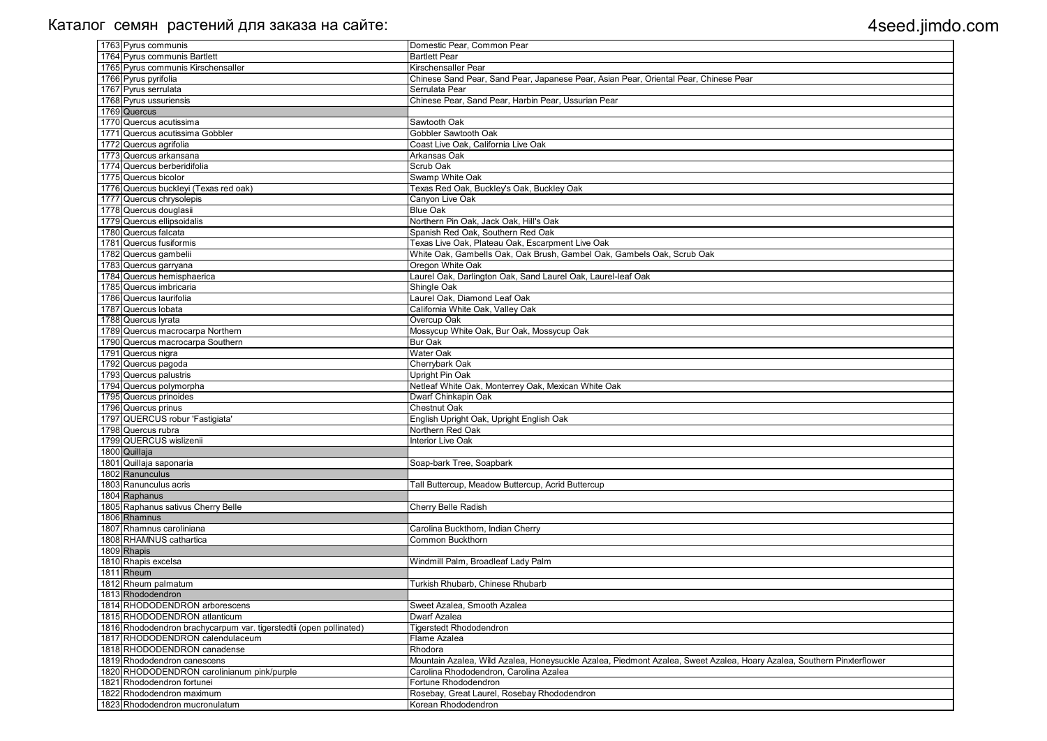Каталог семян растений для заказа на сайте: 4seed.jimdo.com

| | | |
|---|---|---|
| 1763 | Pyrus communis | Domestic Pear, Common Pear |
| 1764 | Pyrus communis Bartlett | Bartlett Pear |
| 1765 | Pyrus communis Kirschensaller | Kirschensaller Pear |
| 1766 | Pyrus pyrifolia | Chinese Sand Pear, Sand Pear, Japanese Pear, Asian Pear, Oriental Pear, Chinese Pear |
| 1767 | Pyrus serrulata | Serrulata Pear |
| 1768 | Pyrus ussuriensis | Chinese Pear, Sand Pear, Harbin Pear, Ussurian Pear |
| 1769 | Quercus | |
| 1770 | Quercus acutissima | Sawtooth Oak |
| 1771 | Quercus acutissima Gobbler | Gobbler Sawtooth Oak |
| 1772 | Quercus agrifolia | Coast Live Oak, California Live Oak |
| 1773 | Quercus arkansana | Arkansas Oak |
| 1774 | Quercus berberidifolia | Scrub Oak |
| 1775 | Quercus bicolor | Swamp White Oak |
| 1776 | Quercus buckleyi (Texas red oak) | Texas Red Oak, Buckley's Oak, Buckley Oak |
| 1777 | Quercus chrysolepis | Canyon Live Oak |
| 1778 | Quercus douglasii | Blue Oak |
| 1779 | Quercus ellipsoidalis | Northern Pin Oak, Jack Oak, Hill's Oak |
| 1780 | Quercus falcata | Spanish Red Oak, Southern Red Oak |
| 1781 | Quercus fusiformis | Texas Live Oak, Plateau Oak, Escarpment Live Oak |
| 1782 | Quercus gambelii | White Oak, Gambells Oak, Oak Brush, Gambel Oak, Gambels Oak, Scrub Oak |
| 1783 | Quercus garryana | Oregon White Oak |
| 1784 | Quercus hemisphaerica | Laurel Oak, Darlington Oak, Sand Laurel Oak, Laurel-leaf Oak |
| 1785 | Quercus imbricaria | Shingle Oak |
| 1786 | Quercus laurifolia | Laurel Oak, Diamond Leaf Oak |
| 1787 | Quercus lobata | California White Oak, Valley Oak |
| 1788 | Quercus lyrata | Overcup Oak |
| 1789 | Quercus macrocarpa Northern | Mossycup White Oak, Bur Oak, Mossycup Oak |
| 1790 | Quercus macrocarpa Southern | Bur Oak |
| 1791 | Quercus nigra | Water Oak |
| 1792 | Quercus pagoda | Cherrybark Oak |
| 1793 | Quercus palustris | Upright Pin Oak |
| 1794 | Quercus polymorpha | Netleaf White Oak, Monterrey Oak, Mexican White Oak |
| 1795 | Quercus prinoides | Dwarf Chinkapin Oak |
| 1796 | Quercus prinus | Chestnut Oak |
| 1797 | QUERCUS robur 'Fastigiata' | English Upright Oak, Upright English Oak |
| 1798 | Quercus rubra | Northern Red Oak |
| 1799 | QUERCUS wislizenii | Interior Live Oak |
| 1800 | Quillaja | |
| 1801 | Quillaja saponaria | Soap-bark Tree, Soapbark |
| 1802 | Ranunculus | |
| 1803 | Ranunculus acris | Tall Buttercup, Meadow Buttercup, Acrid Buttercup |
| 1804 | Raphanus | |
| 1805 | Raphanus sativus Cherry Belle | Cherry Belle Radish |
| 1806 | Rhamnus | |
| 1807 | Rhamnus caroliniana | Carolina Buckthorn, Indian Cherry |
| 1808 | RHAMNUS cathartica | Common Buckthorn |
| 1809 | Rhapis | |
| 1810 | Rhapis excelsa | Windmill Palm, Broadleaf Lady Palm |
| 1811 | Rheum | |
| 1812 | Rheum palmatum | Turkish Rhubarb, Chinese Rhubarb |
| 1813 | Rhododendron | |
| 1814 | RHODODENDRON arborescens | Sweet Azalea, Smooth Azalea |
| 1815 | RHODODENDRON atlanticum | Dwarf Azalea |
| 1816 | Rhododendron brachycarpum var. tigerstedtii (open pollinated) | Tigerstedt Rhododendron |
| 1817 | RHODODENDRON calendulaceum | Flame Azalea |
| 1818 | RHODODENDRON canadense | Rhodora |
| 1819 | Rhododendron canescens | Mountain Azalea, Wild Azalea, Honeysuckle Azalea, Piedmont Azalea, Sweet Azalea, Hoary Azalea, Southern Pinxterflower |
| 1820 | RHODODENDRON carolinianum pink/purple | Carolina Rhododendron, Carolina Azalea |
| 1821 | Rhododendron fortunei | Fortune Rhododendron |
| 1822 | Rhododendron maximum | Rosebay, Great Laurel, Rosebay Rhododendron |
| 1823 | Rhododendron mucronulatum | Korean Rhododendron |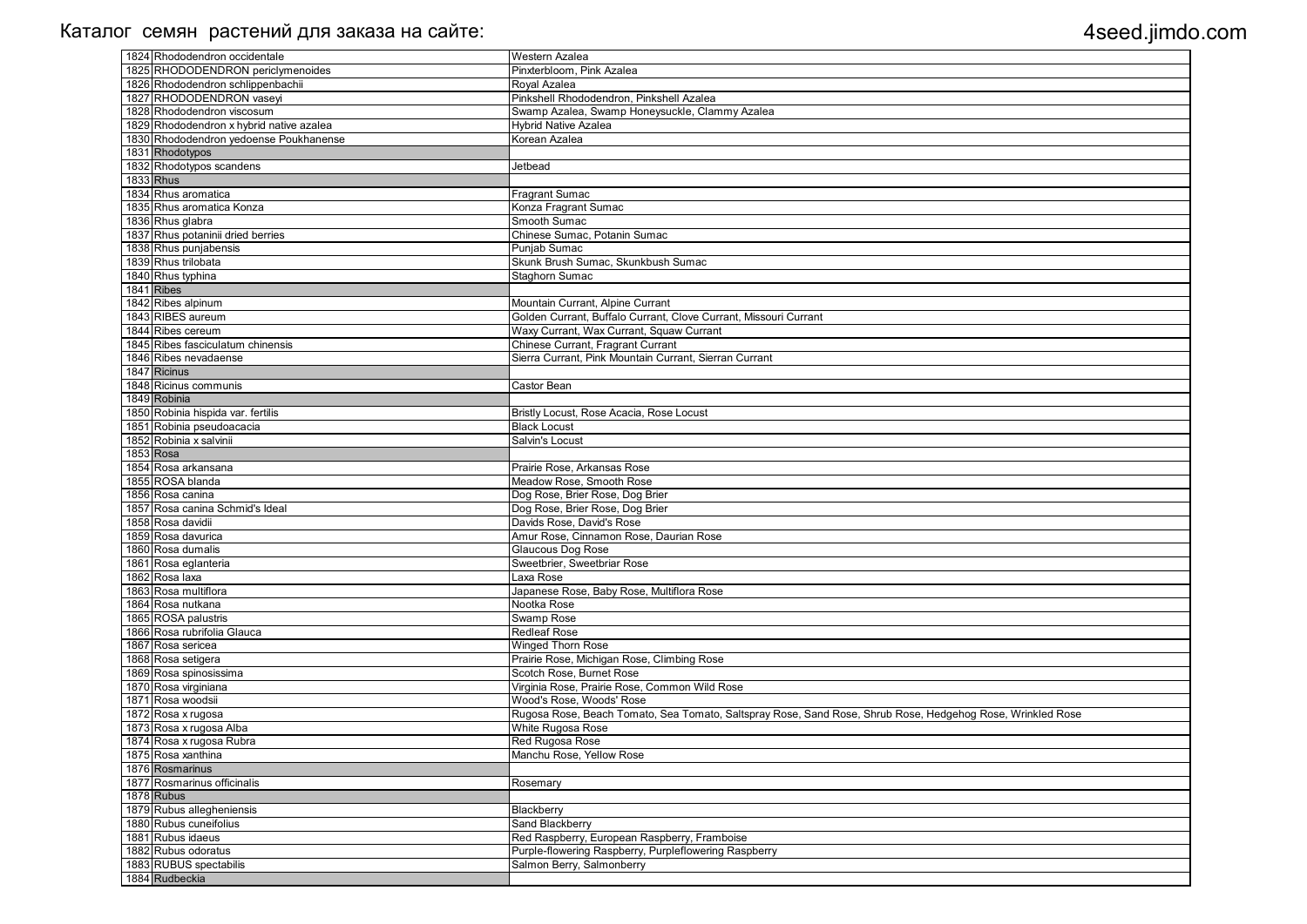Каталог семян растений для заказа на сайте: 4seed.jimdo.com

| | | |
|---|---|---|
| 1824 | Rhododendron occidentale | Western Azalea |
| 1825 | RHODODENDRON periclymenoides | Pinxterbloom, Pink Azalea |
| 1826 | Rhododendron schlippenbachii | Royal Azalea |
| 1827 | RHODODENDRON vaseyi | Pinkshell Rhododendron, Pinkshell Azalea |
| 1828 | Rhododendron viscosum | Swamp Azalea, Swamp Honeysuckle, Clammy Azalea |
| 1829 | Rhododendron x hybrid native azalea | Hybrid Native Azalea |
| 1830 | Rhododendron yedoense Poukhanense | Korean Azalea |
| 1831 | Rhodotypos | |
| 1832 | Rhodotypos scandens | Jetbead |
| 1833 | Rhus | |
| 1834 | Rhus aromatica | Fragrant Sumac |
| 1835 | Rhus aromatica Konza | Konza Fragrant Sumac |
| 1836 | Rhus glabra | Smooth Sumac |
| 1837 | Rhus potaninii dried berries | Chinese Sumac, Potanin Sumac |
| 1838 | Rhus punjabensis | Punjab Sumac |
| 1839 | Rhus trilobata | Skunk Brush Sumac, Skunkbush Sumac |
| 1840 | Rhus typhina | Staghorn Sumac |
| 1841 | Ribes | |
| 1842 | Ribes alpinum | Mountain Currant, Alpine Currant |
| 1843 | RIBES aureum | Golden Currant, Buffalo Currant, Clove Currant, Missouri Currant |
| 1844 | Ribes cereum | Waxy Currant, Wax Currant, Squaw Currant |
| 1845 | Ribes fasciculatum chinensis | Chinese Currant, Fragrant Currant |
| 1846 | Ribes nevadaense | Sierra Currant, Pink Mountain Currant, Sierran Currant |
| 1847 | Ricinus | |
| 1848 | Ricinus communis | Castor Bean |
| 1849 | Robinia | |
| 1850 | Robinia hispida var. fertilis | Bristly Locust, Rose Acacia, Rose Locust |
| 1851 | Robinia pseudoacacia | Black Locust |
| 1852 | Robinia x salvinii | Salvin's Locust |
| 1853 | Rosa | |
| 1854 | Rosa arkansana | Prairie Rose, Arkansas Rose |
| 1855 | ROSA blanda | Meadow Rose, Smooth Rose |
| 1856 | Rosa canina | Dog Rose, Brier Rose, Dog Brier |
| 1857 | Rosa canina Schmid's Ideal | Dog Rose, Brier Rose, Dog Brier |
| 1858 | Rosa davidii | Davids Rose, David's Rose |
| 1859 | Rosa davurica | Amur Rose, Cinnamon Rose, Daurian Rose |
| 1860 | Rosa dumalis | Glaucous Dog Rose |
| 1861 | Rosa eglanteria | Sweetbrier, Sweetbriar Rose |
| 1862 | Rosa laxa | Laxa Rose |
| 1863 | Rosa multiflora | Japanese Rose, Baby Rose, Multiflora Rose |
| 1864 | Rosa nutkana | Nootka Rose |
| 1865 | ROSA palustris | Swamp Rose |
| 1866 | Rosa rubrifolia Glauca | Redleaf Rose |
| 1867 | Rosa sericea | Winged Thorn Rose |
| 1868 | Rosa setigera | Prairie Rose, Michigan Rose, Climbing Rose |
| 1869 | Rosa spinosissima | Scotch Rose, Burnet Rose |
| 1870 | Rosa virginiana | Virginia Rose, Prairie Rose, Common Wild Rose |
| 1871 | Rosa woodsii | Wood's Rose, Woods' Rose |
| 1872 | Rosa x rugosa | Rugosa Rose, Beach Tomato, Sea Tomato, Saltspray Rose, Sand Rose, Shrub Rose, Hedgehog Rose, Wrinkled Rose |
| 1873 | Rosa x rugosa Alba | White Rugosa Rose |
| 1874 | Rosa x rugosa Rubra | Red Rugosa Rose |
| 1875 | Rosa xanthina | Manchu Rose, Yellow Rose |
| 1876 | Rosmarinus | |
| 1877 | Rosmarinus officinalis | Rosemary |
| 1878 | Rubus | |
| 1879 | Rubus allegheniensis | Blackberry |
| 1880 | Rubus cuneifolius | Sand Blackberry |
| 1881 | Rubus idaeus | Red Raspberry, European Raspberry, Framboise |
| 1882 | Rubus odoratus | Purple-flowering Raspberry, Purpleflowering Raspberry |
| 1883 | RUBUS spectabilis | Salmon Berry, Salmonberry |
| 1884 | Rudbeckia | |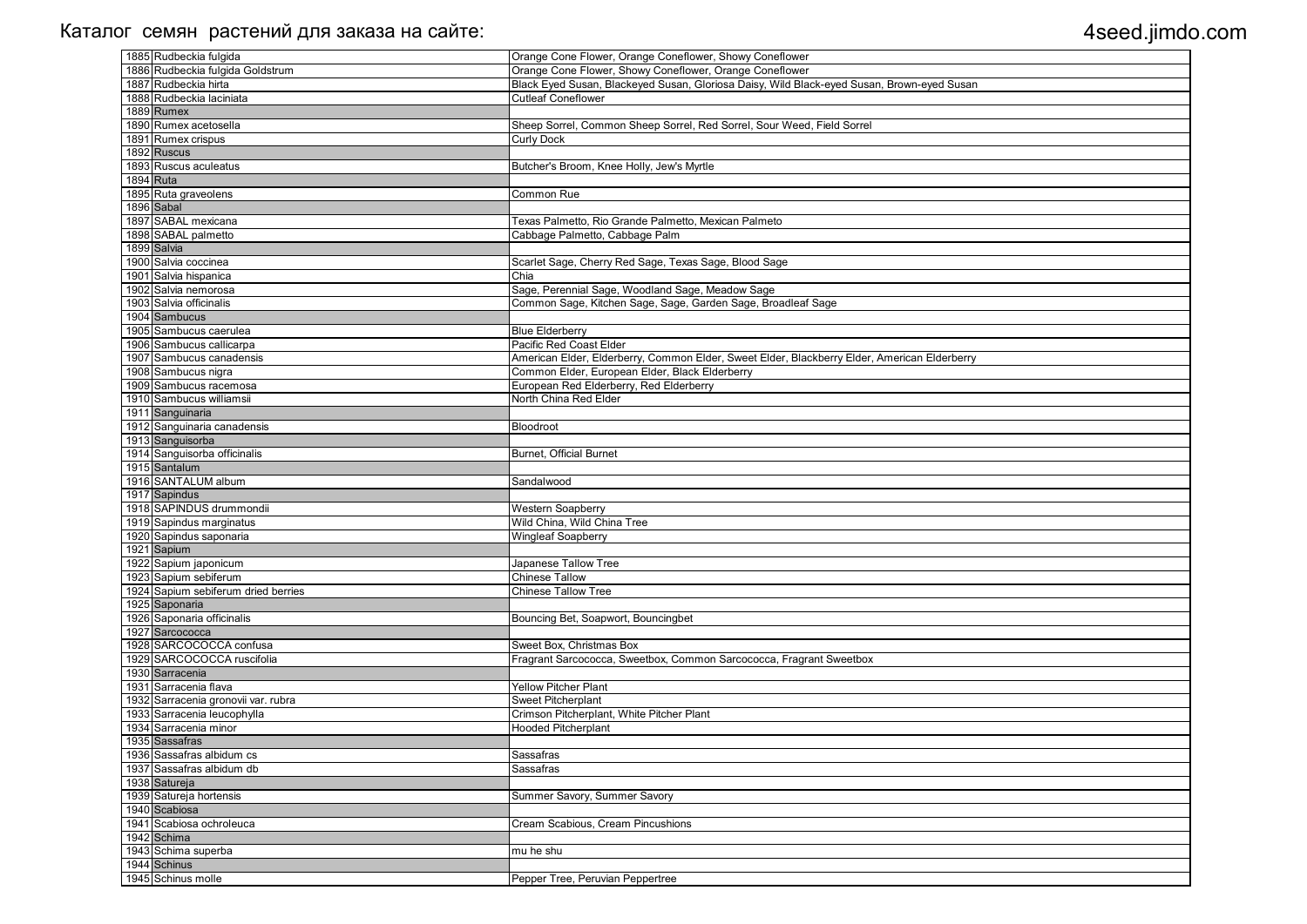Каталог семян растений для заказа на сайте: 4seed.jimdo.com

| № | Name | Common Name |
|---|---|---|
| 1885 | Rudbeckia fulgida | Orange Cone Flower, Orange Coneflower, Showy Coneflower |
| 1886 | Rudbeckia fulgida Goldstrum | Orange Cone Flower, Showy Coneflower, Orange Coneflower |
| 1887 | Rudbeckia hirta | Black Eyed Susan, Blackeyed Susan, Gloriosa Daisy, Wild Black-eyed Susan, Brown-eyed Susan |
| 1888 | Rudbeckia laciniata | Cutleaf Coneflower |
| 1889 | Rumex | |
| 1890 | Rumex acetosella | Sheep Sorrel, Common Sheep Sorrel, Red Sorrel, Sour Weed, Field Sorrel |
| 1891 | Rumex crispus | Curly Dock |
| 1892 | Ruscus | |
| 1893 | Ruscus aculeatus | Butcher's Broom, Knee Holly, Jew's Myrtle |
| 1894 | Ruta | |
| 1895 | Ruta graveolens | Common Rue |
| 1896 | Sabal | |
| 1897 | SABAL mexicana | Texas Palmetto, Rio Grande Palmetto, Mexican Palmeto |
| 1898 | SABAL palmetto | Cabbage Palmetto, Cabbage Palm |
| 1899 | Salvia | |
| 1900 | Salvia coccinea | Scarlet Sage, Cherry Red Sage, Texas Sage, Blood Sage |
| 1901 | Salvia hispanica | Chia |
| 1902 | Salvia nemorosa | Sage, Perennial Sage, Woodland Sage, Meadow Sage |
| 1903 | Salvia officinalis | Common Sage, Kitchen Sage, Sage, Garden Sage, Broadleaf Sage |
| 1904 | Sambucus | |
| 1905 | Sambucus caerulea | Blue Elderberry |
| 1906 | Sambucus callicarpa | Pacific Red Coast Elder |
| 1907 | Sambucus canadensis | American Elder, Elderberry, Common Elder, Sweet Elder, Blackberry Elder, American Elderberry |
| 1908 | Sambucus nigra | Common Elder, European Elder, Black Elderberry |
| 1909 | Sambucus racemosa | European Red Elderberry, Red Elderberry |
| 1910 | Sambucus williamsii | North China Red Elder |
| 1911 | Sanguinaria | |
| 1912 | Sanguinaria canadensis | Bloodroot |
| 1913 | Sanguisorba | |
| 1914 | Sanguisorba officinalis | Burnet, Official Burnet |
| 1915 | Santalum | |
| 1916 | SANTALUM album | Sandalwood |
| 1917 | Sapindus | |
| 1918 | SAPINDUS drummondii | Western Soapberry |
| 1919 | Sapindus marginatus | Wild China, Wild China Tree |
| 1920 | Sapindus saponaria | Wingleaf Soapberry |
| 1921 | Sapium | |
| 1922 | Sapium japonicum | Japanese Tallow Tree |
| 1923 | Sapium sebiferum | Chinese Tallow |
| 1924 | Sapium sebiferum dried berries | Chinese Tallow Tree |
| 1925 | Saponaria | |
| 1926 | Saponaria officinalis | Bouncing Bet, Soapwort, Bouncingbet |
| 1927 | Sarcococca | |
| 1928 | SARCOCOCCA confusa | Sweet Box, Christmas Box |
| 1929 | SARCOCOCCA ruscifolia | Fragrant Sarcococca, Sweetbox, Common Sarcococca, Fragrant Sweetbox |
| 1930 | Sarracenia | |
| 1931 | Sarracenia flava | Yellow Pitcher Plant |
| 1932 | Sarracenia gronovii var. rubra | Sweet Pitcherplant |
| 1933 | Sarracenia leucophylla | Crimson Pitcherplant, White Pitcher Plant |
| 1934 | Sarracenia minor | Hooded Pitcherplant |
| 1935 | Sassafras | |
| 1936 | Sassafras albidum cs | Sassafras |
| 1937 | Sassafras albidum db | Sassafras |
| 1938 | Satureja | |
| 1939 | Satureja hortensis | Summer Savory, Summer Savory |
| 1940 | Scabiosa | |
| 1941 | Scabiosa ochroleuca | Cream Scabious, Cream Pincushions |
| 1942 | Schima | |
| 1943 | Schima superba | mu he shu |
| 1944 | Schinus | |
| 1945 | Schinus molle | Pepper Tree, Peruvian Peppertree |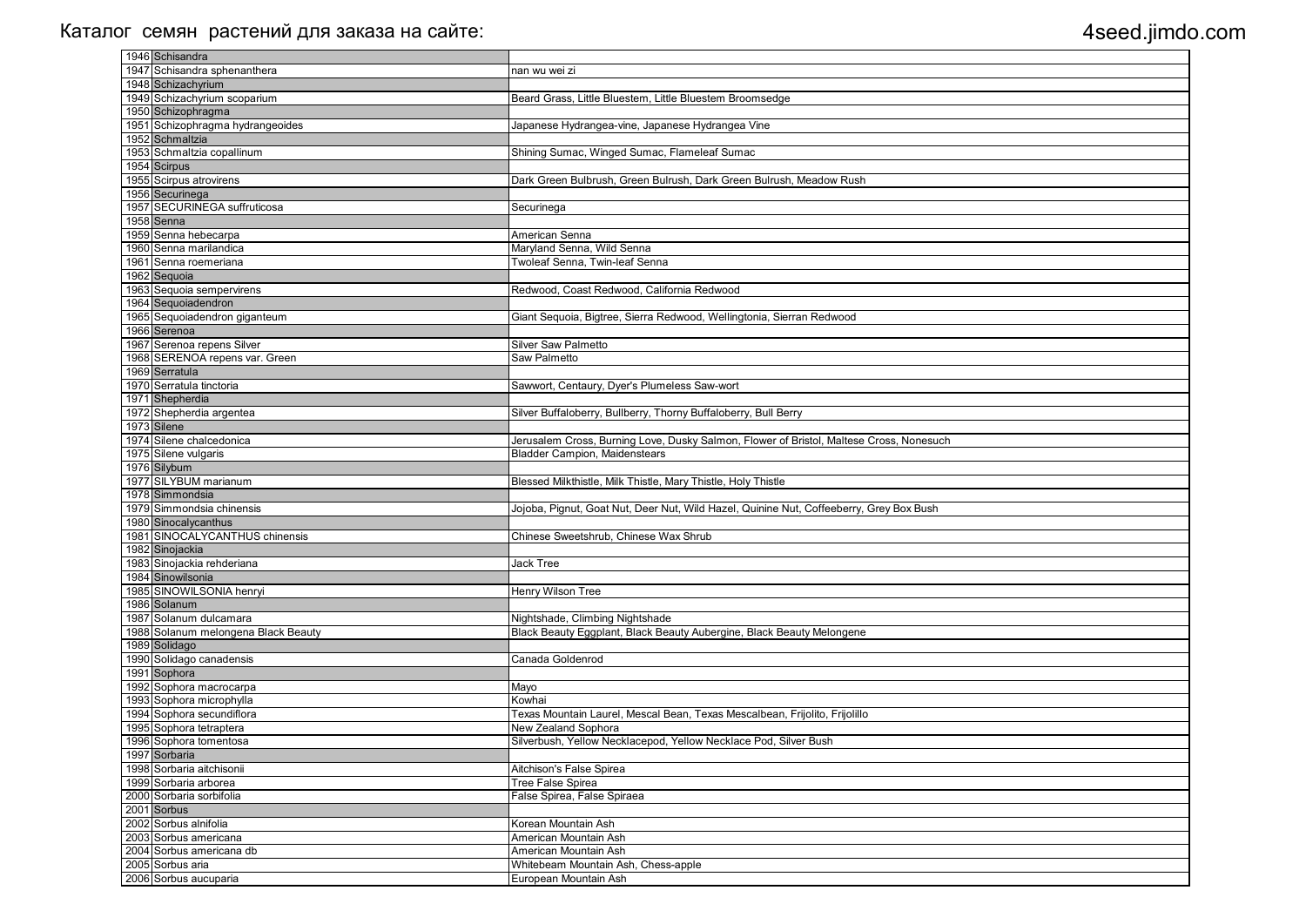| | | |
|---|---|---|
| 1946 | Schisandra | |
| 1947 | Schisandra sphenanthera | nan wu wei zi |
| 1948 | Schizachyrium | |
| 1949 | Schizachyrium scoparium | Beard Grass, Little Bluestem, Little Bluestem Broomsedge |
| 1950 | Schizophragma | |
| 1951 | Schizophragma hydrangeoides | Japanese Hydrangea-vine, Japanese Hydrangea Vine |
| 1952 | Schmaltzia | |
| 1953 | Schmaltzia copallinum | Shining Sumac, Winged Sumac, Flameleaf Sumac |
| 1954 | Scirpus | |
| 1955 | Scirpus atrovirens | Dark Green Bulbrush, Green Bulrush, Dark Green Bulrush, Meadow Rush |
| 1956 | Securinega | |
| 1957 | SECURINEGA suffruticosa | Securinega |
| 1958 | Senna | |
| 1959 | Senna hebecarpa | American Senna |
| 1960 | Senna marilandica | Maryland Senna, Wild Senna |
| 1961 | Senna roemeriana | Twoleaf Senna, Twin-leaf Senna |
| 1962 | Sequoia | |
| 1963 | Sequoia sempervirens | Redwood, Coast Redwood, California Redwood |
| 1964 | Sequoiadendron | |
| 1965 | Sequoiadendron giganteum | Giant Sequoia, Bigtree, Sierra Redwood, Wellingtonia, Sierran Redwood |
| 1966 | Serenoa | |
| 1967 | Serenoa repens Silver | Silver Saw Palmetto |
| 1968 | SERENOA repens var. Green | Saw Palmetto |
| 1969 | Serratula | |
| 1970 | Serratula tinctoria | Sawwort, Centaury, Dyer's Plumeless Saw-wort |
| 1971 | Shepherdia | |
| 1972 | Shepherdia argentea | Silver Buffaloberry, Bullberry, Thorny Buffaloberry, Bull Berry |
| 1973 | Silene | |
| 1974 | Silene chalcedonica | Jerusalem Cross, Burning Love, Dusky Salmon, Flower of Bristol, Maltese Cross, Nonesuch |
| 1975 | Silene vulgaris | Bladder Campion, Maidenstears |
| 1976 | Silybum | |
| 1977 | SILYBUM marianum | Blessed Milkthistle, Milk Thistle, Mary Thistle, Holy Thistle |
| 1978 | Simmondsia | |
| 1979 | Simmondsia chinensis | Jojoba, Pignut, Goat Nut, Deer Nut, Wild Hazel, Quinine Nut, Coffeeberry, Grey Box Bush |
| 1980 | Sinocalycanthus | |
| 1981 | SINOCALYCANTHUS chinensis | Chinese Sweetshrub, Chinese Wax Shrub |
| 1982 | Sinojackia | |
| 1983 | Sinojackia rehderiana | Jack Tree |
| 1984 | Sinowilsonia | |
| 1985 | SINOWILSONIA henryi | Henry Wilson Tree |
| 1986 | Solanum | |
| 1987 | Solanum dulcamara | Nightshade, Climbing Nightshade |
| 1988 | Solanum melongena Black Beauty | Black Beauty Eggplant, Black Beauty Aubergine, Black Beauty Melongene |
| 1989 | Solidago | |
| 1990 | Solidago canadensis | Canada Goldenrod |
| 1991 | Sophora | |
| 1992 | Sophora macrocarpa | Mayo |
| 1993 | Sophora microphylla | Kowhai |
| 1994 | Sophora secundiflora | Texas Mountain Laurel, Mescal Bean, Texas Mescalbean, Frijolito, Frijolillo |
| 1995 | Sophora tetraptera | New Zealand Sophora |
| 1996 | Sophora tomentosa | Silverbush, Yellow Necklacepod, Yellow Necklace Pod, Silver Bush |
| 1997 | Sorbaria | |
| 1998 | Sorbaria aitchisonii | Aitchison's False Spirea |
| 1999 | Sorbaria arborea | Tree False Spirea |
| 2000 | Sorbaria sorbifolia | False Spirea, False Spiraea |
| 2001 | Sorbus | |
| 2002 | Sorbus alnifolia | Korean Mountain Ash |
| 2003 | Sorbus americana | American Mountain Ash |
| 2004 | Sorbus americana db | American Mountain Ash |
| 2005 | Sorbus aria | Whitebeam Mountain Ash, Chess-apple |
| 2006 | Sorbus aucuparia | European Mountain Ash |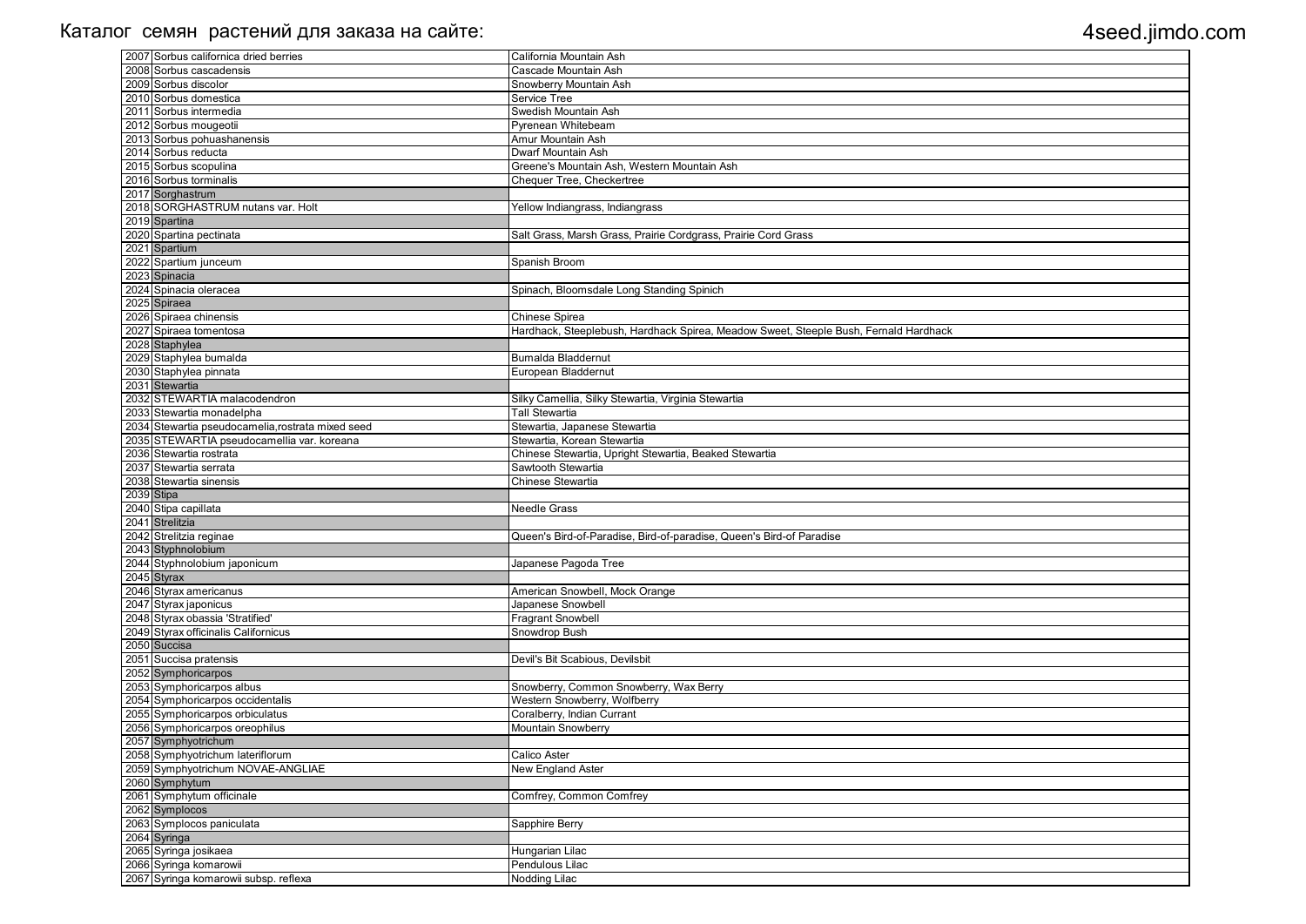Каталог семян растений для заказа на сайте: 4seed.jimdo.com

| № | Name | Common name |
|---|---|---|
| 2007 | Sorbus californica dried berries | California Mountain Ash |
| 2008 | Sorbus cascadensis | Cascade Mountain Ash |
| 2009 | Sorbus discolor | Snowberry Mountain Ash |
| 2010 | Sorbus domestica | Service Tree |
| 2011 | Sorbus intermedia | Swedish Mountain Ash |
| 2012 | Sorbus mougeotii | Pyrenean Whitebeam |
| 2013 | Sorbus pohuashanensis | Amur Mountain Ash |
| 2014 | Sorbus reducta | Dwarf Mountain Ash |
| 2015 | Sorbus scopulina | Greene's Mountain Ash, Western Mountain Ash |
| 2016 | Sorbus torminalis | Chequer Tree, Checkertree |
| 2017 | Sorghastrum | |
| 2018 | SORGHASTRUM nutans var. Holt | Yellow Indiangrass, Indiangrass |
| 2019 | Spartina | |
| 2020 | Spartina pectinata | Salt Grass, Marsh Grass, Prairie Cordgrass, Prairie Cord Grass |
| 2021 | Spartium | |
| 2022 | Spartium junceum | Spanish Broom |
| 2023 | Spinacia | |
| 2024 | Spinacia oleracea | Spinach, Bloomsdale Long Standing Spinich |
| 2025 | Spiraea | |
| 2026 | Spiraea chinensis | Chinese Spirea |
| 2027 | Spiraea tomentosa | Hardhack, Steeplebush, Hardhack Spirea, Meadow Sweet, Steeple Bush, Fernald Hardhack |
| 2028 | Staphylea | |
| 2029 | Staphylea bumalda | Bumalda Bladdernut |
| 2030 | Staphylea pinnata | European Bladdernut |
| 2031 | Stewartia | |
| 2032 | STEWARTIA malacodendron | Silky Camellia, Silky Stewartia, Virginia Stewartia |
| 2033 | Stewartia monadelpha | Tall Stewartia |
| 2034 | Stewartia pseudocamelia,rostrata mixed seed | Stewartia, Japanese Stewartia |
| 2035 | STEWARTIA pseudocamellia var. koreana | Stewartia, Korean Stewartia |
| 2036 | Stewartia rostrata | Chinese Stewartia, Upright Stewartia, Beaked Stewartia |
| 2037 | Stewartia serrata | Sawtooth Stewartia |
| 2038 | Stewartia sinensis | Chinese Stewartia |
| 2039 | Stipa | |
| 2040 | Stipa capillata | Needle Grass |
| 2041 | Strelitzia | |
| 2042 | Strelitzia reginae | Queen's Bird-of-Paradise, Bird-of-paradise, Queen's Bird-of Paradise |
| 2043 | Styphnolobium | |
| 2044 | Styphnolobium japonicum | Japanese Pagoda Tree |
| 2045 | Styrax | |
| 2046 | Styrax americanus | American Snowbell, Mock Orange |
| 2047 | Styrax japonicus | Japanese Snowbell |
| 2048 | Styrax obassia 'Stratified' | Fragrant Snowbell |
| 2049 | Styrax officinalis Californicus | Snowdrop Bush |
| 2050 | Succisa | |
| 2051 | Succisa pratensis | Devil's Bit Scabious, Devilsbit |
| 2052 | Symphoricarpos | |
| 2053 | Symphoricarpos albus | Snowberry, Common Snowberry, Wax Berry |
| 2054 | Symphoricarpos occidentalis | Western Snowberry, Wolfberry |
| 2055 | Symphoricarpos orbiculatus | Coralberry, Indian Currant |
| 2056 | Symphoricarpos oreophilus | Mountain Snowberry |
| 2057 | Symphyotrichum | |
| 2058 | Symphyotrichum lateriflorum | Calico Aster |
| 2059 | Symphyotrichum NOVAE-ANGLIAE | New England Aster |
| 2060 | Symphytum | |
| 2061 | Symphytum officinale | Comfrey, Common Comfrey |
| 2062 | Symplocos | |
| 2063 | Symplocos paniculata | Sapphire Berry |
| 2064 | Syringa | |
| 2065 | Syringa josikaea | Hungarian Lilac |
| 2066 | Syringa komarowii | Pendulous Lilac |
| 2067 | Syringa komarowii subsp. reflexa | Nodding Lilac |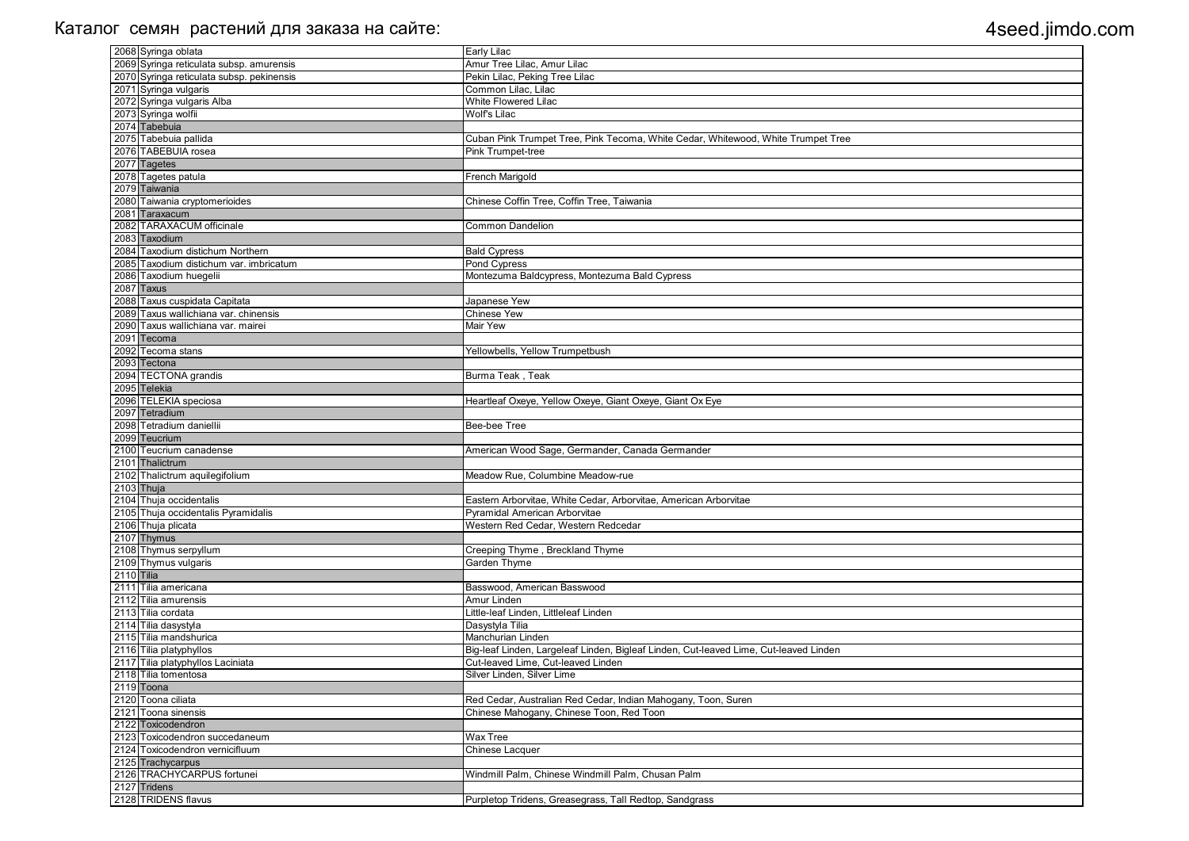Каталог семян растений для заказа на сайте: 4seed.jimdo.com

| | | |
|---|---|---|
| 2068 | Syringa oblata | Early Lilac |
| 2069 | Syringa reticulata subsp. amurensis | Amur Tree Lilac, Amur Lilac |
| 2070 | Syringa reticulata subsp. pekinensis | Pekin Lilac, Peking Tree Lilac |
| 2071 | Syringa vulgaris | Common Lilac, Lilac |
| 2072 | Syringa vulgaris Alba | White Flowered Lilac |
| 2073 | Syringa wolfii | Wolf's Lilac |
| 2074 | Tabebuia | |
| 2075 | Tabebuia pallida | Cuban Pink Trumpet Tree, Pink Tecoma, White Cedar, Whitewood, White Trumpet Tree |
| 2076 | TABEBUIA rosea | Pink Trumpet-tree |
| 2077 | Tagetes | |
| 2078 | Tagetes patula | French Marigold |
| 2079 | Taiwania | |
| 2080 | Taiwania cryptomerioides | Chinese Coffin Tree, Coffin Tree, Taiwania |
| 2081 | Taraxacum | |
| 2082 | TARAXACUM officinale | Common Dandelion |
| 2083 | Taxodium | |
| 2084 | Taxodium distichum Northern | Bald Cypress |
| 2085 | Taxodium distichum var. imbricatum | Pond Cypress |
| 2086 | Taxodium huegelii | Montezuma Baldcypress, Montezuma Bald Cypress |
| 2087 | Taxus | |
| 2088 | Taxus cuspidata Capitata | Japanese Yew |
| 2089 | Taxus wallichiana var. chinensis | Chinese Yew |
| 2090 | Taxus wallichiana var. mairei | Mair Yew |
| 2091 | Tecoma | |
| 2092 | Tecoma stans | Yellowbells, Yellow Trumpetbush |
| 2093 | Tectona | |
| 2094 | TECTONA grandis | Burma Teak , Teak |
| 2095 | Telekia | |
| 2096 | TELEKIA speciosa | Heartleaf Oxeye, Yellow Oxeye, Giant Oxeye, Giant Ox Eye |
| 2097 | Tetradium | |
| 2098 | Tetradium daniellii | Bee-bee Tree |
| 2099 | Teucrium | |
| 2100 | Teucrium canadense | American Wood Sage, Germander, Canada Germander |
| 2101 | Thalictrum | |
| 2102 | Thalictrum aquilegifolium | Meadow Rue, Columbine Meadow-rue |
| 2103 | Thuja | |
| 2104 | Thuja occidentalis | Eastern Arborvitae, White Cedar, Arborvitae, American Arborvitae |
| 2105 | Thuja occidentalis Pyramidalis | Pyramidal American Arborvitae |
| 2106 | Thuja plicata | Western Red Cedar, Western Redcedar |
| 2107 | Thymus | |
| 2108 | Thymus serpyllum | Creeping Thyme , Breckland Thyme |
| 2109 | Thymus vulgaris | Garden Thyme |
| 2110 | Tilia | |
| 2111 | Tilia americana | Basswood, American Basswood |
| 2112 | Tilia amurensis | Amur Linden |
| 2113 | Tilia cordata | Little-leaf Linden, Littleleaf Linden |
| 2114 | Tilia dasystyla | Dasystyla Tilia |
| 2115 | Tilia mandshurica | Manchurian Linden |
| 2116 | Tilia platyphyllos | Big-leaf Linden, Largeleaf Linden, Bigleaf Linden, Cut-leaved Lime, Cut-leaved Linden |
| 2117 | Tilia platyphyllos Laciniata | Cut-leaved Lime, Cut-leaved Linden |
| 2118 | Tilia tomentosa | Silver Linden, Silver Lime |
| 2119 | Toona | |
| 2120 | Toona ciliata | Red Cedar, Australian Red Cedar, Indian Mahogany, Toon, Suren |
| 2121 | Toona sinensis | Chinese Mahogany, Chinese Toon, Red Toon |
| 2122 | Toxicodendron | |
| 2123 | Toxicodendron succedaneum | Wax Tree |
| 2124 | Toxicodendron vernicifluum | Chinese Lacquer |
| 2125 | Trachycarpus | |
| 2126 | TRACHYCARPUS fortunei | Windmill Palm, Chinese Windmill Palm, Chusan Palm |
| 2127 | Tridens | |
| 2128 | TRIDENS flavus | Purpletop Tridens, Greasegrass, Tall Redtop, Sandgrass |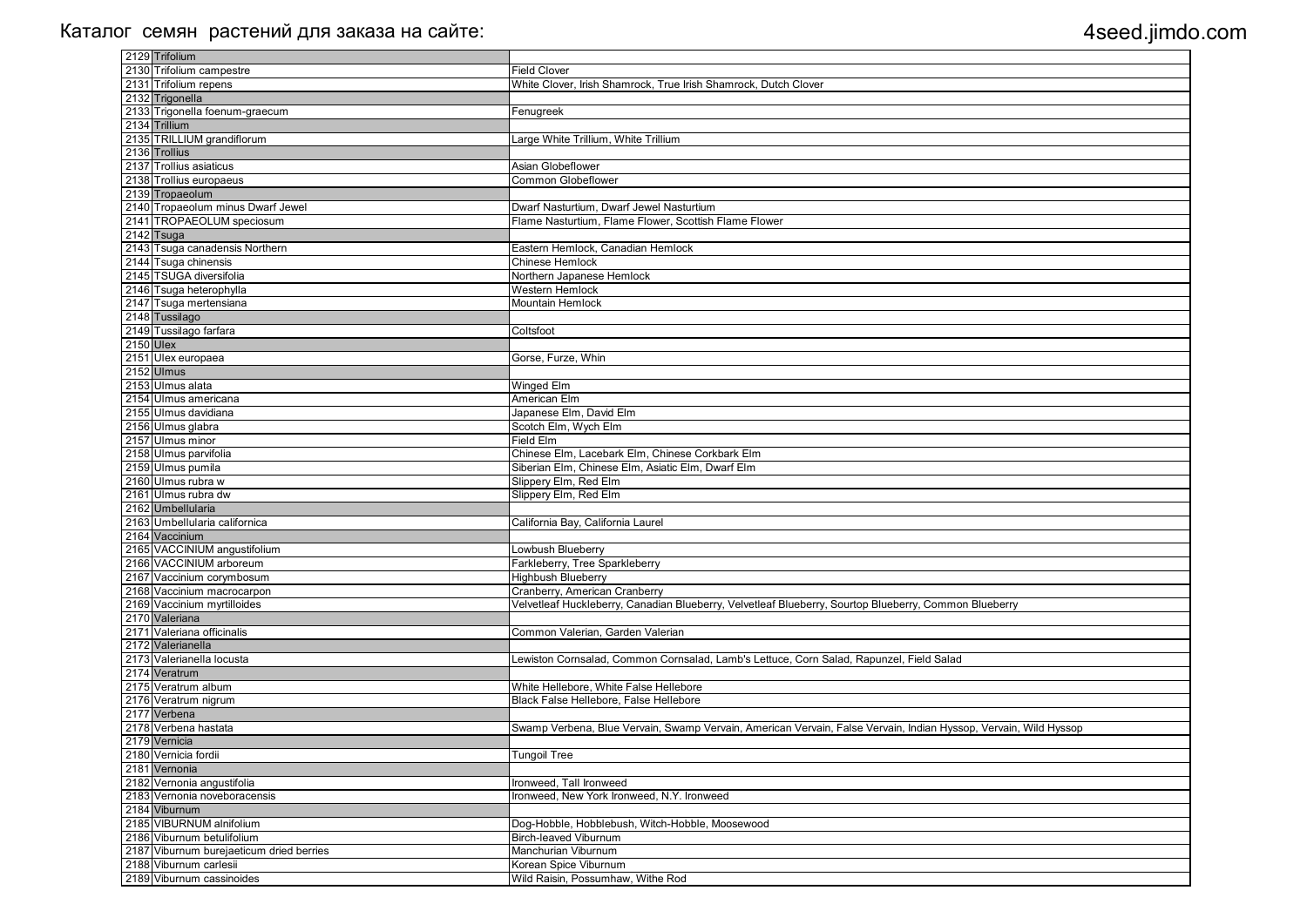| | | |
|---|---|---|
| 2129 | Trifolium | |
| 2130 | Trifolium campestre | Field Clover |
| 2131 | Trifolium repens | White Clover, Irish Shamrock, True Irish Shamrock, Dutch Clover |
| 2132 | Trigonella | |
| 2133 | Trigonella foenum-graecum | Fenugreek |
| 2134 | Trillium | |
| 2135 | TRILLIUM grandiflorum | Large White Trillium, White Trillium |
| 2136 | Trollius | |
| 2137 | Trollius asiaticus | Asian Globeflower |
| 2138 | Trollius europaeus | Common Globeflower |
| 2139 | Tropaeolum | |
| 2140 | Tropaeolum minus Dwarf Jewel | Dwarf Nasturtium, Dwarf Jewel Nasturtium |
| 2141 | TROPAEOLUM speciosum | Flame Nasturtium, Flame Flower, Scottish Flame Flower |
| 2142 | Tsuga | |
| 2143 | Tsuga canadensis Northern | Eastern Hemlock, Canadian Hemlock |
| 2144 | Tsuga chinensis | Chinese Hemlock |
| 2145 | TSUGA diversifolia | Northern Japanese Hemlock |
| 2146 | Tsuga heterophylla | Western Hemlock |
| 2147 | Tsuga mertensiana | Mountain Hemlock |
| 2148 | Tussilago | |
| 2149 | Tussilago farfara | Coltsfoot |
| 2150 | Ulex | |
| 2151 | Ulex europaea | Gorse, Furze, Whin |
| 2152 | Ulmus | |
| 2153 | Ulmus alata | Winged Elm |
| 2154 | Ulmus americana | American Elm |
| 2155 | Ulmus davidiana | Japanese Elm, David Elm |
| 2156 | Ulmus glabra | Scotch Elm, Wych Elm |
| 2157 | Ulmus minor | Field Elm |
| 2158 | Ulmus parvifolia | Chinese Elm, Lacebark Elm, Chinese Corkbark Elm |
| 2159 | Ulmus pumila | Siberian Elm, Chinese Elm, Asiatic Elm, Dwarf Elm |
| 2160 | Ulmus rubra w | Slippery Elm, Red Elm |
| 2161 | Ulmus rubra dw | Slippery Elm, Red Elm |
| 2162 | Umbellularia | |
| 2163 | Umbellularia californica | California Bay, California Laurel |
| 2164 | Vaccinium | |
| 2165 | VACCINIUM angustifolium | Lowbush Blueberry |
| 2166 | VACCINIUM arboreum | Farkleberry, Tree Sparkleberry |
| 2167 | Vaccinium corymbosum | Highbush Blueberry |
| 2168 | Vaccinium macrocarpon | Cranberry, American Cranberry |
| 2169 | Vaccinium myrtilloides | Velvetleaf Huckleberry, Canadian Blueberry, Velvetleaf Blueberry, Sourtop Blueberry, Common Blueberry |
| 2170 | Valeriana | |
| 2171 | Valeriana officinalis | Common Valerian, Garden Valerian |
| 2172 | Valerianella | |
| 2173 | Valerianella locusta | Lewiston Cornsalad, Common Cornsalad, Lamb's Lettuce, Corn Salad, Rapunzel, Field Salad |
| 2174 | Veratrum | |
| 2175 | Veratrum album | White Hellebore, White False Hellebore |
| 2176 | Veratrum nigrum | Black False Hellebore, False Hellebore |
| 2177 | Verbena | |
| 2178 | Verbena hastata | Swamp Verbena, Blue Vervain, Swamp Vervain, American Vervain, False Vervain, Indian Hyssop, Vervain, Wild Hyssop |
| 2179 | Vernicia | |
| 2180 | Vernicia fordii | Tungoil Tree |
| 2181 | Vernonia | |
| 2182 | Vernonia angustifolia | Ironweed, Tall Ironweed |
| 2183 | Vernonia noveboracensis | Ironweed, New York Ironweed, N.Y. Ironweed |
| 2184 | Viburnum | |
| 2185 | VIBURNUM alnifolium | Dog-Hobble, Hobblebush, Witch-Hobble, Moosewood |
| 2186 | Viburnum betulifolium | Birch-leaved Viburnum |
| 2187 | Viburnum burejaeticum dried berries | Manchurian Viburnum |
| 2188 | Viburnum carlesii | Korean Spice Viburnum |
| 2189 | Viburnum cassinoides | Wild Raisin, Possumhaw, Withe Rod |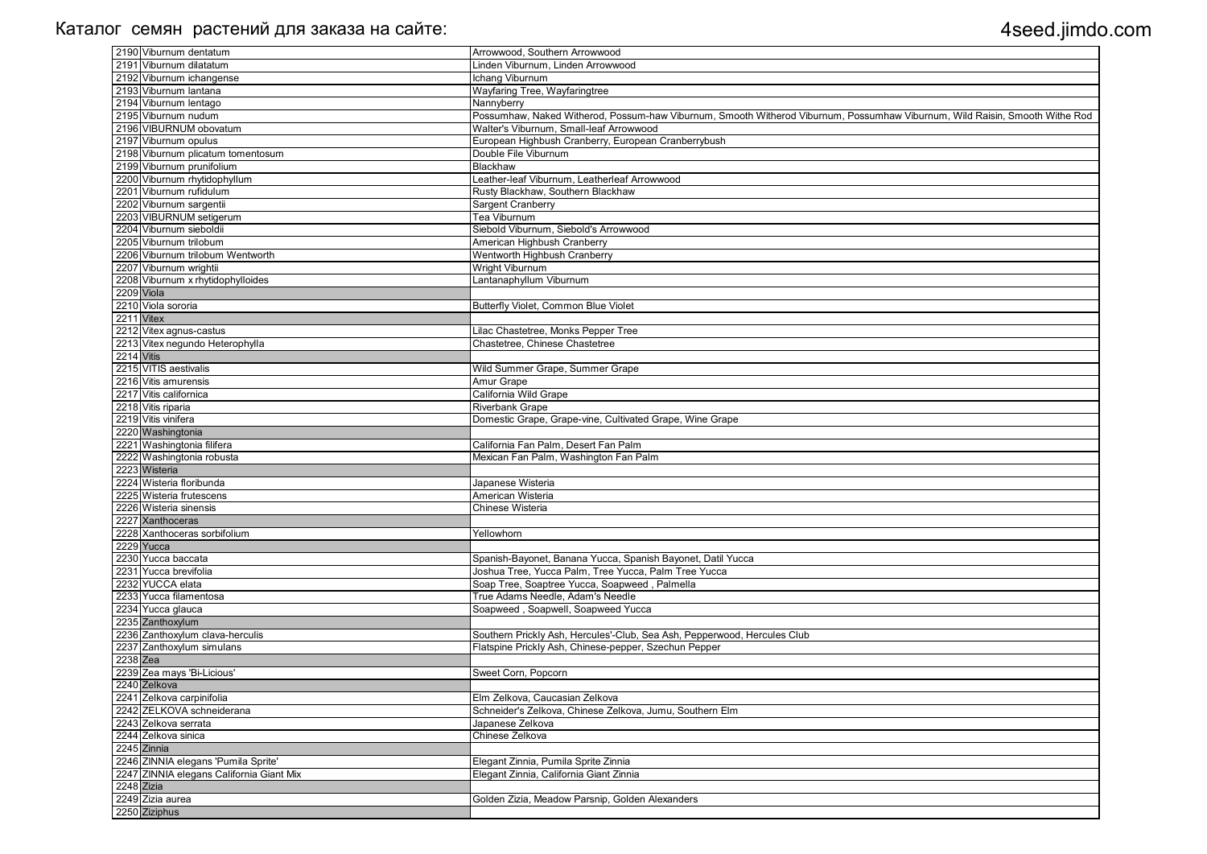| | | |
|---|---|---|
| 2190 | Viburnum dentatum | Arrowwood, Southern Arrowwood |
| 2191 | Viburnum dilatatum | Linden Viburnum, Linden Arrowwood |
| 2192 | Viburnum ichangense | Ichang Viburnum |
| 2193 | Viburnum lantana | Wayfaring Tree, Wayfaringtree |
| 2194 | Viburnum lentago | Nannyberry |
| 2195 | Viburnum nudum | Possumhaw, Naked Witherod, Possum-haw Viburnum, Smooth Witherod Viburnum, Possumhaw Viburnum, Wild Raisin, Smooth Withe Rod |
| 2196 | VIBURNUM obovatum | Walter's Viburnum, Small-leaf Arrowwood |
| 2197 | Viburnum opulus | European Highbush Cranberry, European Cranberrybush |
| 2198 | Viburnum plicatum tomentosum | Double File Viburnum |
| 2199 | Viburnum prunifolium | Blackhaw |
| 2200 | Viburnum rhytidophyllum | Leather-leaf Viburnum, Leatherleaf Arrowwood |
| 2201 | Viburnum rufidulum | Rusty Blackhaw, Southern Blackhaw |
| 2202 | Viburnum sargentii | Sargent Cranberry |
| 2203 | VIBURNUM setigerum | Tea Viburnum |
| 2204 | Viburnum sieboldii | Siebold Viburnum, Siebold's Arrowwood |
| 2205 | Viburnum trilobum | American Highbush Cranberry |
| 2206 | Viburnum trilobum Wentworth | Wentworth Highbush Cranberry |
| 2207 | Viburnum wrightii | Wright Viburnum |
| 2208 | Viburnum x rhytidophylloides | Lantanaphyllum Viburnum |
| 2209 | Viola | |
| 2210 | Viola sororia | Butterfly Violet, Common Blue Violet |
| 2211 | Vitex | |
| 2212 | Vitex agnus-castus | Lilac Chastetree, Monks Pepper Tree |
| 2213 | Vitex negundo Heterophylla | Chastetree, Chinese Chastetree |
| 2214 | Vitis | |
| 2215 | VITIS aestivalis | Wild Summer Grape, Summer Grape |
| 2216 | Vitis amurensis | Amur Grape |
| 2217 | Vitis californica | California Wild Grape |
| 2218 | Vitis riparia | Riverbank Grape |
| 2219 | Vitis vinifera | Domestic Grape, Grape-vine, Cultivated Grape, Wine Grape |
| 2220 | Washingtonia | |
| 2221 | Washingtonia filifera | California Fan Palm, Desert Fan Palm |
| 2222 | Washingtonia robusta | Mexican Fan Palm, Washington Fan Palm |
| 2223 | Wisteria | |
| 2224 | Wisteria floribunda | Japanese Wisteria |
| 2225 | Wisteria frutescens | American Wisteria |
| 2226 | Wisteria sinensis | Chinese Wisteria |
| 2227 | Xanthoceras | |
| 2228 | Xanthoceras sorbifolium | Yellowhorn |
| 2229 | Yucca | |
| 2230 | Yucca baccata | Spanish-Bayonet, Banana Yucca, Spanish Bayonet, Datil Yucca |
| 2231 | Yucca brevifolia | Joshua Tree, Yucca Palm, Tree Yucca, Palm Tree Yucca |
| 2232 | YUCCA elata | Soap Tree, Soaptree Yucca, Soapweed , Palmella |
| 2233 | Yucca filamentosa | True Adams Needle, Adam's Needle |
| 2234 | Yucca glauca | Soapweed , Soapwell, Soapweed Yucca |
| 2235 | Zanthoxylum | |
| 2236 | Zanthoxylum clava-herculis | Southern Prickly Ash, Hercules'-Club, Sea Ash, Pepperwood, Hercules Club |
| 2237 | Zanthoxylum simulans | Flatspine Prickly Ash, Chinese-pepper, Szechun Pepper |
| 2238 | Zea | |
| 2239 | Zea mays 'Bi-Licious' | Sweet Corn, Popcorn |
| 2240 | Zelkova | |
| 2241 | Zelkova carpinifolia | Elm Zelkova, Caucasian Zelkova |
| 2242 | ZELKOVA schneiderana | Schneider's Zelkova, Chinese Zelkova, Jumu, Southern Elm |
| 2243 | Zelkova serrata | Japanese Zelkova |
| 2244 | Zelkova sinica | Chinese Zelkova |
| 2245 | Zinnia | |
| 2246 | ZINNIA elegans 'Pumila Sprite' | Elegant Zinnia, Pumila Sprite Zinnia |
| 2247 | ZINNIA elegans California Giant Mix | Elegant Zinnia, California Giant Zinnia |
| 2248 | Zizia | |
| 2249 | Zizia aurea | Golden Zizia, Meadow Parsnip, Golden Alexanders |
| 2250 | Ziziphus | |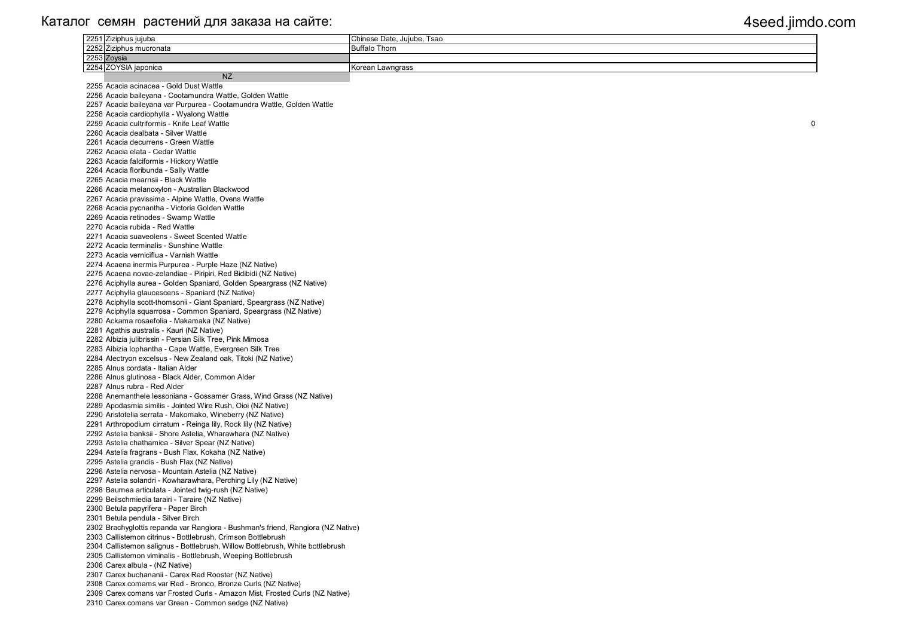# Каталог семян растений для заказа на сайте: 4seed.jimdo.com

| № | Name | Common name |
|---|---|---|
| 2251 | Ziziphus jujuba | Chinese Date, Jujube, Tsao |
| 2252 | Ziziphus mucronata | Buffalo Thorn |
| 2253 | Zoysia | |
| 2254 | ZOYSIA japonica | Korean Lawngrass |

NZ

2255 Acacia acinacea - Gold Dust Wattle
2256 Acacia baileyana - Cootamundra Wattle, Golden Wattle
2257 Acacia baileyana var Purpurea - Cootamundra Wattle, Golden Wattle
2258 Acacia cardiophylla - Wyalong Wattle
2259 Acacia cultriformis - Knife Leaf Wattle 0
2260 Acacia dealbata - Silver Wattle
2261 Acacia decurrens - Green Wattle
2262 Acacia elata - Cedar Wattle
2263 Acacia falciformis - Hickory Wattle
2264 Acacia floribunda - Sally Wattle
2265 Acacia mearnsii - Black Wattle
2266 Acacia melanoxylon - Australian Blackwood
2267 Acacia pravissima - Alpine Wattle, Ovens Wattle
2268 Acacia pycnantha - Victoria Golden Wattle
2269 Acacia retinodes - Swamp Wattle
2270 Acacia rubida - Red Wattle
2271 Acacia suaveolens - Sweet Scented Wattle
2272 Acacia terminalis - Sunshine Wattle
2273 Acacia verniciflua - Varnish Wattle
2274 Acaena inermis Purpurea - Purple Haze (NZ Native)
2275 Acaena novae-zelandiae - Piripiri, Red Bidibidi (NZ Native)
2276 Aciphylla aurea - Golden Spaniard, Golden Speargrass (NZ Native)
2277 Aciphylla glaucescens - Spaniard (NZ Native)
2278 Aciphylla scott-thomsonii - Giant Spaniard, Speargrass (NZ Native)
2279 Aciphylla squarrosa - Common Spaniard, Speargrass (NZ Native)
2280 Ackama rosaefolia - Makamaka (NZ Native)
2281 Agathis australis - Kauri (NZ Native)
2282 Albizia julibrissin - Persian Silk Tree, Pink Mimosa
2283 Albizia lophantha - Cape Wattle, Evergreen Silk Tree
2284 Alectryon excelsus - New Zealand oak, Titoki (NZ Native)
2285 Alnus cordata - Italian Alder
2286 Alnus glutinosa - Black Alder, Common Alder
2287 Alnus rubra - Red Alder
2288 Anemanthele lessoniana - Gossamer Grass, Wind Grass (NZ Native)
2289 Apodasmia similis - Jointed Wire Rush, Oioi (NZ Native)
2290 Aristotelia serrata - Makomako, Wineberry (NZ Native)
2291 Arthropodium cirratum - Reinga lily, Rock lily (NZ Native)
2292 Astelia banksii - Shore Astelia, Wharawhara (NZ Native)
2293 Astelia chathamica - Silver Spear (NZ Native)
2294 Astelia fragrans - Bush Flax, Kokaha (NZ Native)
2295 Astelia grandis - Bush Flax (NZ Native)
2296 Astelia nervosa - Mountain Astelia (NZ Native)
2297 Astelia solandri - Kowharawhara, Perching Lily (NZ Native)
2298 Baumea articulata - Jointed twig-rush (NZ Native)
2299 Beilschmiedia tarairi - Taraire (NZ Native)
2300 Betula papyrifera - Paper Birch
2301 Betula pendula - Silver Birch
2302 Brachyglottis repanda var Rangiora - Bushman's friend, Rangiora (NZ Native)
2303 Callistemon citrinus - Bottlebrush, Crimson Bottlebrush
2304 Callistemon salignus - Bottlebrush, Willow Bottlebrush, White bottlebrush
2305 Callistemon viminalis - Bottlebrush, Weeping Bottlebrush
2306 Carex albula - (NZ Native)
2307 Carex buchananii - Carex Red Rooster (NZ Native)
2308 Carex comams var Red - Bronco, Bronze Curls (NZ Native)
2309 Carex comans var Frosted Curls - Amazon Mist, Frosted Curls (NZ Native)
2310 Carex comans var Green - Common sedge (NZ Native)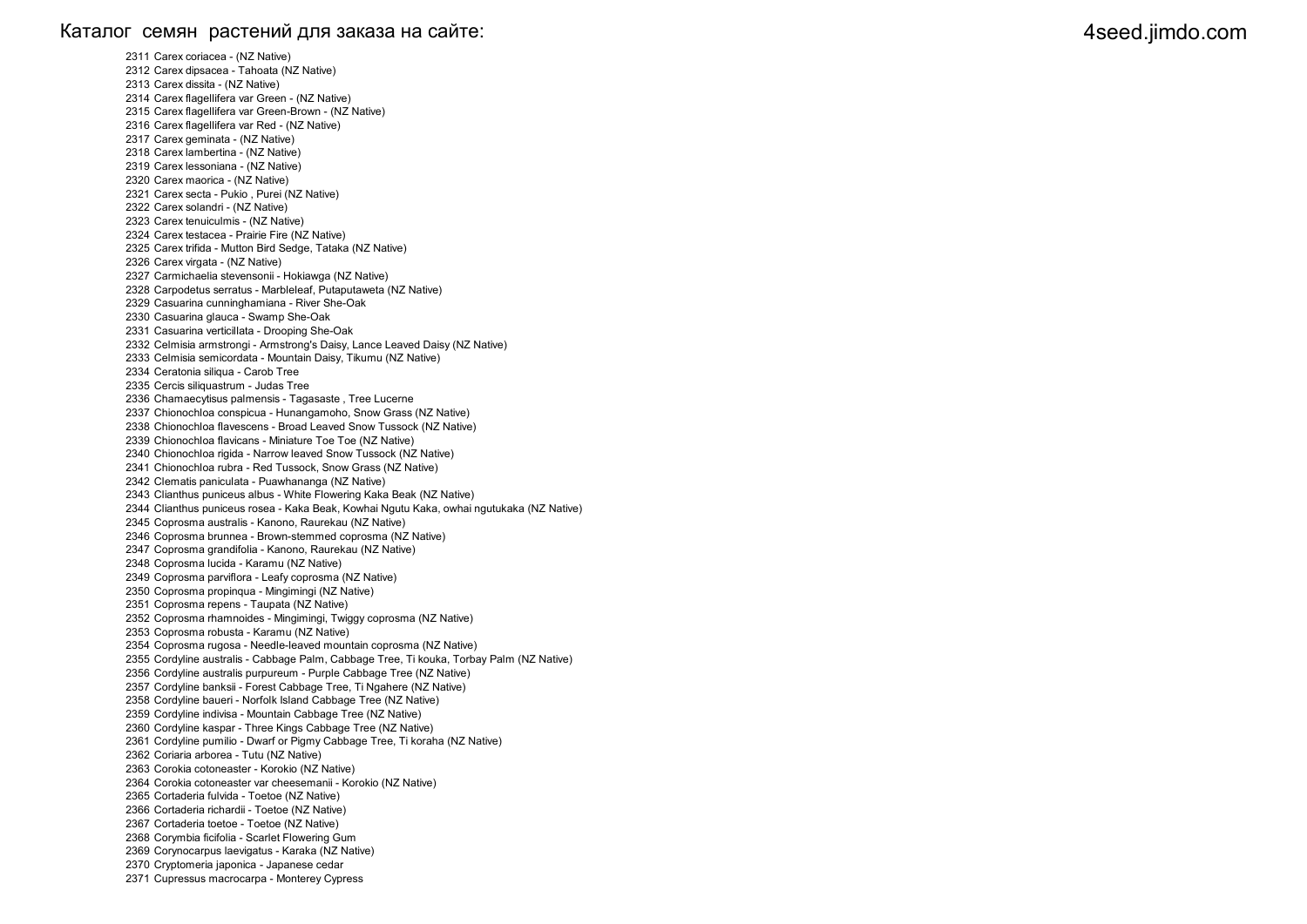Каталог семян растений для заказа на сайте: 4seed.jimdo.com

2311 Carex coriacea - (NZ Native)
2312 Carex dipsacea - Tahoata (NZ Native)
2313 Carex dissita - (NZ Native)
2314 Carex flagellifera var Green - (NZ Native)
2315 Carex flagellifera var Green-Brown - (NZ Native)
2316 Carex flagellifera var Red - (NZ Native)
2317 Carex geminata - (NZ Native)
2318 Carex lambertina - (NZ Native)
2319 Carex lessoniana - (NZ Native)
2320 Carex maorica - (NZ Native)
2321 Carex secta - Pukio , Purei (NZ Native)
2322 Carex solandri - (NZ Native)
2323 Carex tenuiculmis - (NZ Native)
2324 Carex testacea - Prairie Fire (NZ Native)
2325 Carex trifida - Mutton Bird Sedge, Tataka (NZ Native)
2326 Carex virgata - (NZ Native)
2327 Carmichaelia stevensonii - Hokiawga (NZ Native)
2328 Carpodetus serratus - Marbleleaf, Putaputaweta (NZ Native)
2329 Casuarina cunninghamiana - River She-Oak
2330 Casuarina glauca - Swamp She-Oak
2331 Casuarina verticillata - Drooping She-Oak
2332 Celmisia armstrongi - Armstrong's Daisy, Lance Leaved Daisy (NZ Native)
2333 Celmisia semicordata - Mountain Daisy, Tikumu (NZ Native)
2334 Ceratonia siliqua - Carob Tree
2335 Cercis siliquastrum - Judas Tree
2336 Chamaecytisus palmensis - Tagasaste , Tree Lucerne
2337 Chionochloa conspicua - Hunangamoho, Snow Grass (NZ Native)
2338 Chionochloa flavescens - Broad Leaved Snow Tussock (NZ Native)
2339 Chionochloa flavicans - Miniature Toe Toe (NZ Native)
2340 Chionochloa rigida - Narrow leaved Snow Tussock (NZ Native)
2341 Chionochloa rubra - Red Tussock, Snow Grass (NZ Native)
2342 Clematis paniculata - Puawhananga (NZ Native)
2343 Clianthus puniceus albus - White Flowering Kaka Beak (NZ Native)
2344 Clianthus puniceus rosea - Kaka Beak, Kowhai Ngutu Kaka, owhai ngutukaka (NZ Native)
2345 Coprosma australis - Kanono, Raurekau (NZ Native)
2346 Coprosma brunnea - Brown-stemmed coprosma (NZ Native)
2347 Coprosma grandifolia - Kanono, Raurekau (NZ Native)
2348 Coprosma lucida - Karamu (NZ Native)
2349 Coprosma parviflora - Leafy coprosma (NZ Native)
2350 Coprosma propinqua - Mingimingi (NZ Native)
2351 Coprosma repens - Taupata (NZ Native)
2352 Coprosma rhamnoides - Mingimingi, Twiggy coprosma (NZ Native)
2353 Coprosma robusta - Karamu (NZ Native)
2354 Coprosma rugosa - Needle-leaved mountain coprosma (NZ Native)
2355 Cordyline australis - Cabbage Palm, Cabbage Tree, Ti kouka, Torbay Palm (NZ Native)
2356 Cordyline australis purpureum - Purple Cabbage Tree (NZ Native)
2357 Cordyline banksii - Forest Cabbage Tree, Ti Ngahere (NZ Native)
2358 Cordyline baueri - Norfolk Island Cabbage Tree (NZ Native)
2359 Cordyline indivisa - Mountain Cabbage Tree (NZ Native)
2360 Cordyline kaspar - Three Kings Cabbage Tree (NZ Native)
2361 Cordyline pumilio - Dwarf or Pigmy Cabbage Tree, Ti koraha (NZ Native)
2362 Coriaria arborea - Tutu (NZ Native)
2363 Corokia cotoneaster - Korokio (NZ Native)
2364 Corokia cotoneaster var cheesemanii - Korokio (NZ Native)
2365 Cortaderia fulvida - Toetoe (NZ Native)
2366 Cortaderia richardii - Toetoe (NZ Native)
2367 Cortaderia toetoe - Toetoe (NZ Native)
2368 Corymbia ficifolia - Scarlet Flowering Gum
2369 Corynocarpus laevigatus - Karaka (NZ Native)
2370 Cryptomeria japonica - Japanese cedar
2371 Cupressus macrocarpa - Monterey Cypress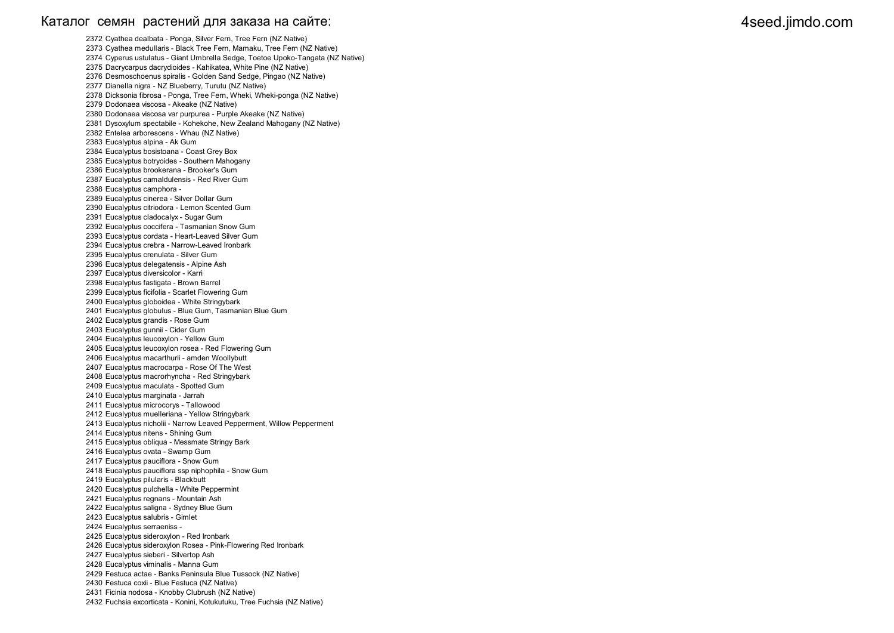Каталог семян растений для заказа на сайте: 4seed.jimdo.com

2372 Cyathea dealbata - Ponga, Silver Fern, Tree Fern (NZ Native)
2373 Cyathea medullaris - Black Tree Fern, Mamaku, Tree Fern (NZ Native)
2374 Cyperus ustulatus - Giant Umbrella Sedge, Toetoe Upoko-Tangata (NZ Native)
2375 Dacrycarpus dacrydioides - Kahikatea, White Pine (NZ Native)
2376 Desmoschoenus spiralis - Golden Sand Sedge, Pingao (NZ Native)
2377 Dianella nigra - NZ Blueberry, Turutu (NZ Native)
2378 Dicksonia fibrosa - Ponga, Tree Fern, Wheki, Wheki-ponga (NZ Native)
2379 Dodonaea viscosa - Akeake (NZ Native)
2380 Dodonaea viscosa var purpurea - Purple Akeake (NZ Native)
2381 Dysoxylum spectabile - Kohekohe, New Zealand Mahogany (NZ Native)
2382 Entelea arborescens - Whau (NZ Native)
2383 Eucalyptus alpina - Ak Gum
2384 Eucalyptus bosistoana - Coast Grey Box
2385 Eucalyptus botryoides - Southern Mahogany
2386 Eucalyptus brookerana - Brooker's Gum
2387 Eucalyptus camaldulensis - Red River Gum
2388 Eucalyptus camphora -
2389 Eucalyptus cinerea - Silver Dollar Gum
2390 Eucalyptus citriodora - Lemon Scented Gum
2391 Eucalyptus cladocalyx - Sugar Gum
2392 Eucalyptus coccifera - Tasmanian Snow Gum
2393 Eucalyptus cordata - Heart-Leaved Silver Gum
2394 Eucalyptus crebra - Narrow-Leaved Ironbark
2395 Eucalyptus crenulata - Silver Gum
2396 Eucalyptus delegatensis - Alpine Ash
2397 Eucalyptus diversicolor - Karri
2398 Eucalyptus fastigata - Brown Barrel
2399 Eucalyptus ficifolia - Scarlet Flowering Gum
2400 Eucalyptus globoidea - White Stringybark
2401 Eucalyptus globulus - Blue Gum, Tasmanian Blue Gum
2402 Eucalyptus grandis - Rose Gum
2403 Eucalyptus gunnii - Cider Gum
2404 Eucalyptus leucoxylon - Yellow Gum
2405 Eucalyptus leucoxylon rosea - Red Flowering Gum
2406 Eucalyptus macarthurii - amden Woollybutt
2407 Eucalyptus macrocarpa - Rose Of The West
2408 Eucalyptus macrorhyncha - Red Stringybark
2409 Eucalyptus maculata - Spotted Gum
2410 Eucalyptus marginata - Jarrah
2411 Eucalyptus microcorys - Tallowood
2412 Eucalyptus muelleriana - Yellow Stringybark
2413 Eucalyptus nicholii - Narrow Leaved Pepperment, Willow Pepperment
2414 Eucalyptus nitens - Shining Gum
2415 Eucalyptus obliqua - Messmate Stringy Bark
2416 Eucalyptus ovata - Swamp Gum
2417 Eucalyptus pauciflora - Snow Gum
2418 Eucalyptus pauciflora ssp niphophila - Snow Gum
2419 Eucalyptus pilularis - Blackbutt
2420 Eucalyptus pulchella - White Peppermint
2421 Eucalyptus regnans - Mountain Ash
2422 Eucalyptus saligna - Sydney Blue Gum
2423 Eucalyptus salubris - Gimlet
2424 Eucalyptus serraeniss -
2425 Eucalyptus sideroxylon - Red Ironbark
2426 Eucalyptus sideroxylon Rosea - Pink-Flowering Red Ironbark
2427 Eucalyptus sieberi - Silvertop Ash
2428 Eucalyptus viminalis - Manna Gum
2429 Festuca actae - Banks Peninsula Blue Tussock (NZ Native)
2430 Festuca coxii - Blue Festuca (NZ Native)
2431 Ficinia nodosa - Knobby Clubrush (NZ Native)
2432 Fuchsia excorticata - Konini, Kotukutuku, Tree Fuchsia (NZ Native)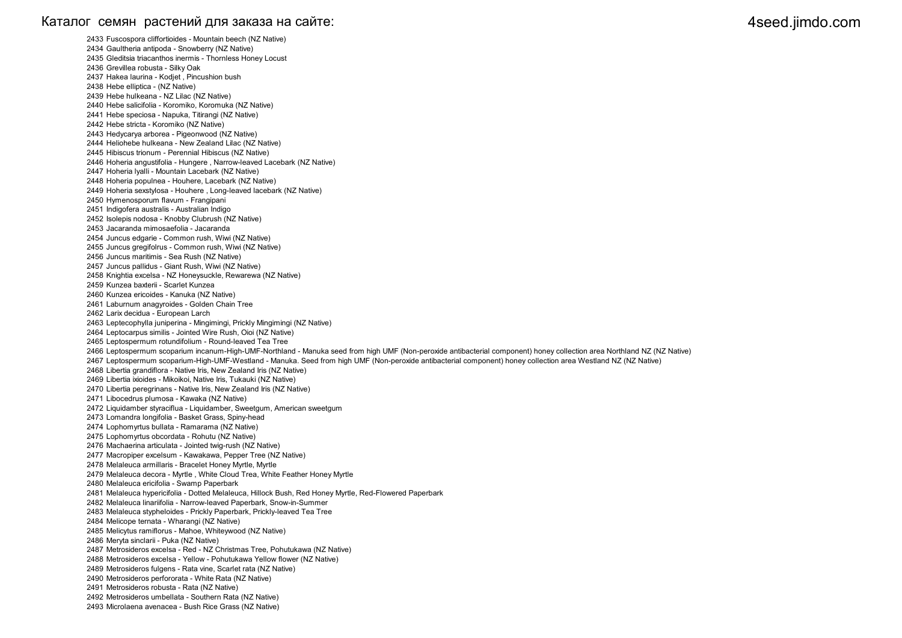Каталог семян растений для заказа на сайте: 4seed.jimdo.com

2433 Fuscospora cliffortioides - Mountain beech (NZ Native)
2434 Gaultheria antipoda - Snowberry (NZ Native)
2435 Gleditsia triacanthos inermis - Thornless Honey Locust
2436 Grevillea robusta - Silky Oak
2437 Hakea laurina - Kodjet , Pincushion bush
2438 Hebe elliptica - (NZ Native)
2439 Hebe hulkeana - NZ Lilac (NZ Native)
2440 Hebe salicifolia - Koromiko, Koromuka (NZ Native)
2441 Hebe speciosa - Napuka, Titirangi (NZ Native)
2442 Hebe stricta - Koromiko (NZ Native)
2443 Hedycarya arborea - Pigeonwood (NZ Native)
2444 Heliohebe hulkeana - New Zealand Lilac (NZ Native)
2445 Hibiscus trionum - Perennial Hibiscus (NZ Native)
2446 Hoheria angustifolia - Hungere , Narrow-leaved Lacebark (NZ Native)
2447 Hoheria lyalli - Mountain Lacebark (NZ Native)
2448 Hoheria populnea - Houhere, Lacebark (NZ Native)
2449 Hoheria sexstylosa - Houhere , Long-leaved lacebark (NZ Native)
2450 Hymenosporum flavum - Frangipani
2451 Indigofera australis - Australian Indigo
2452 Isolepis nodosa - Knobby Clubrush (NZ Native)
2453 Jacaranda mimosaefolia - Jacaranda
2454 Juncus edgarie - Common rush, Wiwi (NZ Native)
2455 Juncus gregifolrus - Common rush, Wiwi (NZ Native)
2456 Juncus maritimis - Sea Rush (NZ Native)
2457 Juncus pallidus - Giant Rush, Wiwi (NZ Native)
2458 Knightia excelsa - NZ Honeysuckle, Rewarewa (NZ Native)
2459 Kunzea baxterii - Scarlet Kunzea
2460 Kunzea ericoides - Kanuka (NZ Native)
2461 Laburnum anagyroides - Golden Chain Tree
2462 Larix decidua - European Larch
2463 Leptecophylla juniperina - Mingimingi, Prickly Mingimingi (NZ Native)
2464 Leptocarpus similis - Jointed Wire Rush, Oioi (NZ Native)
2465 Leptospermum rotundifolium - Round-leaved Tea Tree
2466 Leptospermum scoparium incanum-High-UMF-Northland - Manuka seed from high UMF (Non-peroxide antibacterial component) honey collection area Northland NZ (NZ Native)
2467 Leptospermum scoparium-High-UMF-Westland - Manuka. Seed from high UMF (Non-peroxide antibacterial component) honey collection area Westland NZ (NZ Native)
2468 Libertia grandiflora - Native Iris, New Zealand Iris (NZ Native)
2469 Libertia ixioides - Mikoikoi, Native Iris, Tukauki (NZ Native)
2470 Libertia peregrinans - Native Iris, New Zealand Iris (NZ Native)
2471 Libocedrus plumosa - Kawaka (NZ Native)
2472 Liquidamber styraciflua - Liquidamber, Sweetgum, American sweetgum
2473 Lomandra longifolia - Basket Grass, Spiny-head
2474 Lophomyrtus bullata - Ramarama (NZ Native)
2475 Lophomyrtus obcordata - Rohutu (NZ Native)
2476 Machaerina articulata - Jointed twig-rush (NZ Native)
2477 Macropiper excelsum - Kawakawa, Pepper Tree (NZ Native)
2478 Melaleuca armillaris - Bracelet Honey Myrtle, Myrtle
2479 Melaleuca decora - Myrtle , White Cloud Trea, White Feather Honey Myrtle
2480 Melaleuca ericifolia - Swamp Paperbark
2481 Melaleuca hypericifolia - Dotted Melaleuca, Hillock Bush, Red Honey Myrtle, Red-Flowered Paperbark
2482 Melaleuca linariifolia - Narrow-leaved Paperbark, Snow-in-Summer
2483 Melaleuca stypheloides - Prickly Paperbark, Prickly-leaved Tea Tree
2484 Melicope ternata - Wharangi (NZ Native)
2485 Melicytus ramiflorus - Mahoe, Whiteywood (NZ Native)
2486 Meryta sinclarii - Puka (NZ Native)
2487 Metrosideros excelsa - Red - NZ Christmas Tree, Pohutukawa (NZ Native)
2488 Metrosideros excelsa - Yellow - Pohutukawa Yellow flower (NZ Native)
2489 Metrosideros fulgens - Rata vine, Scarlet rata (NZ Native)
2490 Metrosideros perfororata - White Rata (NZ Native)
2491 Metrosideros robusta - Rata (NZ Native)
2492 Metrosideros umbellata - Southern Rata (NZ Native)
2493 Microlaena avenacea - Bush Rice Grass (NZ Native)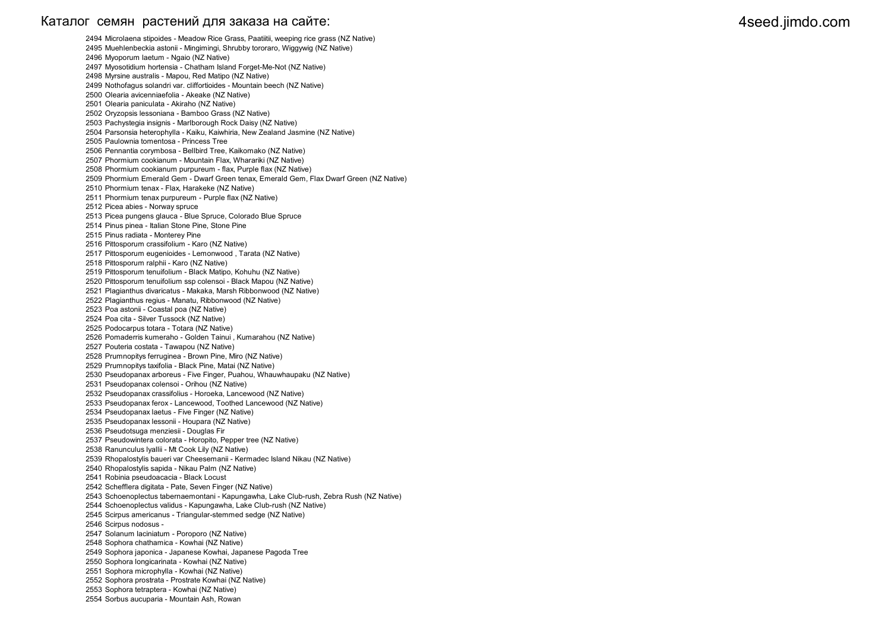Каталог семян растений для заказа на сайте: 4seed.jimdo.com

2494 Microlaena stipoides - Meadow Rice Grass, Paatiitii, weeping rice grass (NZ Native)
2495 Muehlenbeckia astonii - Mingimingi, Shrubby tororaro, Wiggywig (NZ Native)
2496 Myoporum laetum - Ngaio (NZ Native)
2497 Myosotidium hortensia - Chatham Island Forget-Me-Not (NZ Native)
2498 Myrsine australis - Mapou, Red Matipo (NZ Native)
2499 Nothofagus solandri var. cliffortioides - Mountain beech (NZ Native)
2500 Olearia avicenniaefolia - Akeake (NZ Native)
2501 Olearia paniculata - Akiraho (NZ Native)
2502 Oryzopsis lessoniana - Bamboo Grass (NZ Native)
2503 Pachystegia insignis - Marlborough Rock Daisy (NZ Native)
2504 Parsonsia heterophylla - Kaiku, Kaiwhiria, New Zealand Jasmine (NZ Native)
2505 Paulownia tomentosa - Princess Tree
2506 Pennantia corymbosa - Bellbird Tree, Kaikomako (NZ Native)
2507 Phormium cookianum - Mountain Flax, Wharariki (NZ Native)
2508 Phormium cookianum purpureum - flax, Purple flax (NZ Native)
2509 Phormium Emerald Gem - Dwarf Green tenax, Emerald Gem, Flax Dwarf Green (NZ Native)
2510 Phormium tenax - Flax, Harakeke (NZ Native)
2511 Phormium tenax purpureum - Purple flax (NZ Native)
2512 Picea abies - Norway spruce
2513 Picea pungens glauca - Blue Spruce, Colorado Blue Spruce
2514 Pinus pinea - Italian Stone Pine, Stone Pine
2515 Pinus radiata - Monterey Pine
2516 Pittosporum crassifolium - Karo (NZ Native)
2517 Pittosporum eugenioides - Lemonwood , Tarata (NZ Native)
2518 Pittosporum ralphii - Karo (NZ Native)
2519 Pittosporum tenuifolium - Black Matipo, Kohuhu (NZ Native)
2520 Pittosporum tenuifolium ssp colensoi - Black Mapou (NZ Native)
2521 Plagianthus divaricatus - Makaka, Marsh Ribbonwood (NZ Native)
2522 Plagianthus regius - Manatu, Ribbonwood (NZ Native)
2523 Poa astonii - Coastal poa (NZ Native)
2524 Poa cita - Silver Tussock (NZ Native)
2525 Podocarpus totara - Totara (NZ Native)
2526 Pomaderris kumeraho - Golden Tainui , Kumarahou (NZ Native)
2527 Pouteria costata - Tawapou (NZ Native)
2528 Prumnopitys ferruginea - Brown Pine, Miro (NZ Native)
2529 Prumnopitys taxifolia - Black Pine, Matai (NZ Native)
2530 Pseudopanax arboreus - Five Finger, Puahou, Whauwhaupaku (NZ Native)
2531 Pseudopanax colensoi - Orihou (NZ Native)
2532 Pseudopanax crassifolius - Horoeka, Lancewood (NZ Native)
2533 Pseudopanax ferox - Lancewood, Toothed Lancewood (NZ Native)
2534 Pseudopanax laetus - Five Finger (NZ Native)
2535 Pseudopanax lessonii - Houpara (NZ Native)
2536 Pseudotsuga menziesii - Douglas Fir
2537 Pseudowintera colorata - Horopito, Pepper tree (NZ Native)
2538 Ranunculus lyallii - Mt Cook Lily (NZ Native)
2539 Rhopalostylis baueri var Cheesemanii - Kermadec Island Nikau (NZ Native)
2540 Rhopalostylis sapida - Nikau Palm (NZ Native)
2541 Robinia pseudoacacia - Black Locust
2542 Schefflera digitata - Pate, Seven Finger (NZ Native)
2543 Schoenoplectus tabernaemontani - Kapungawha, Lake Club-rush, Zebra Rush (NZ Native)
2544 Schoenoplectus validus - Kapungawha, Lake Club-rush (NZ Native)
2545 Scirpus americanus - Triangular-stemmed sedge (NZ Native)
2546 Scirpus nodosus -
2547 Solanum laciniatum - Poroporo (NZ Native)
2548 Sophora chathamica - Kowhai (NZ Native)
2549 Sophora japonica - Japanese Kowhai, Japanese Pagoda Tree
2550 Sophora longicarinata - Kowhai (NZ Native)
2551 Sophora microphylla - Kowhai (NZ Native)
2552 Sophora prostrata - Prostrate Kowhai (NZ Native)
2553 Sophora tetraptera - Kowhai (NZ Native)
2554 Sorbus aucuparia - Mountain Ash, Rowan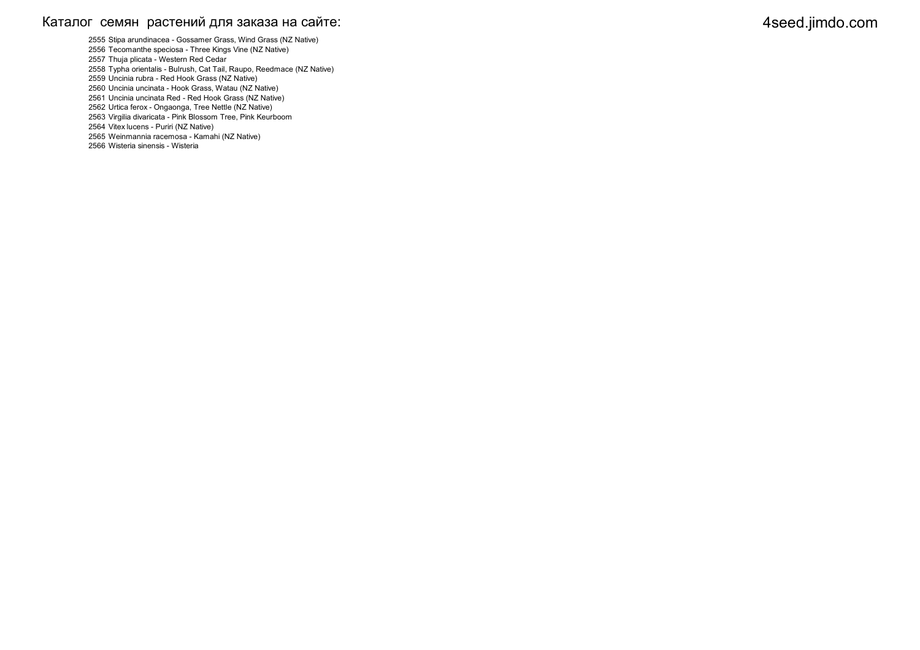2555 Stipa arundinacea - Gossamer Grass, Wind Grass (NZ Native)
2556 Tecomanthe speciosa - Three Kings Vine (NZ Native)
2557 Thuja plicata - Western Red Cedar
2558 Typha orientalis - Bulrush, Cat Tail, Raupo, Reedmace (NZ Native)
2559 Uncinia rubra - Red Hook Grass (NZ Native)
2560 Uncinia uncinata - Hook Grass, Watau (NZ Native)
2561 Uncinia uncinata Red - Red Hook Grass (NZ Native)
2562 Urtica ferox - Ongaonga, Tree Nettle (NZ Native)
2563 Virgilia divaricata - Pink Blossom Tree, Pink Keurboom
2564 Vitex lucens - Puriri (NZ Native)
2565 Weinmannia racemosa - Kamahi (NZ Native)
2566 Wisteria sinensis - Wisteria